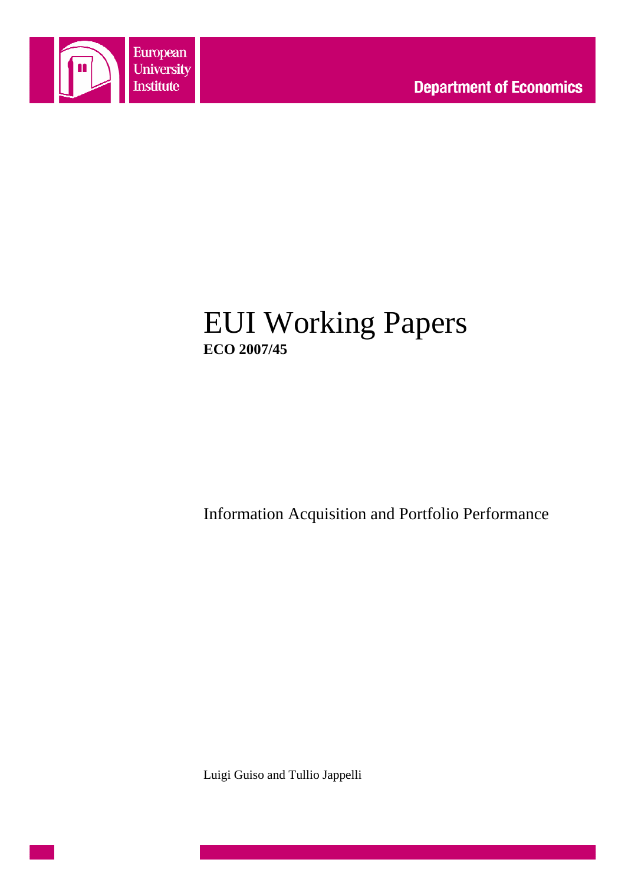European University Institute

Department of Economics

# EUI Working Papers

**ECO 2007/45**

Information Acquisition and Portfolio Performance

Luigi Guiso and Tullio Jappelli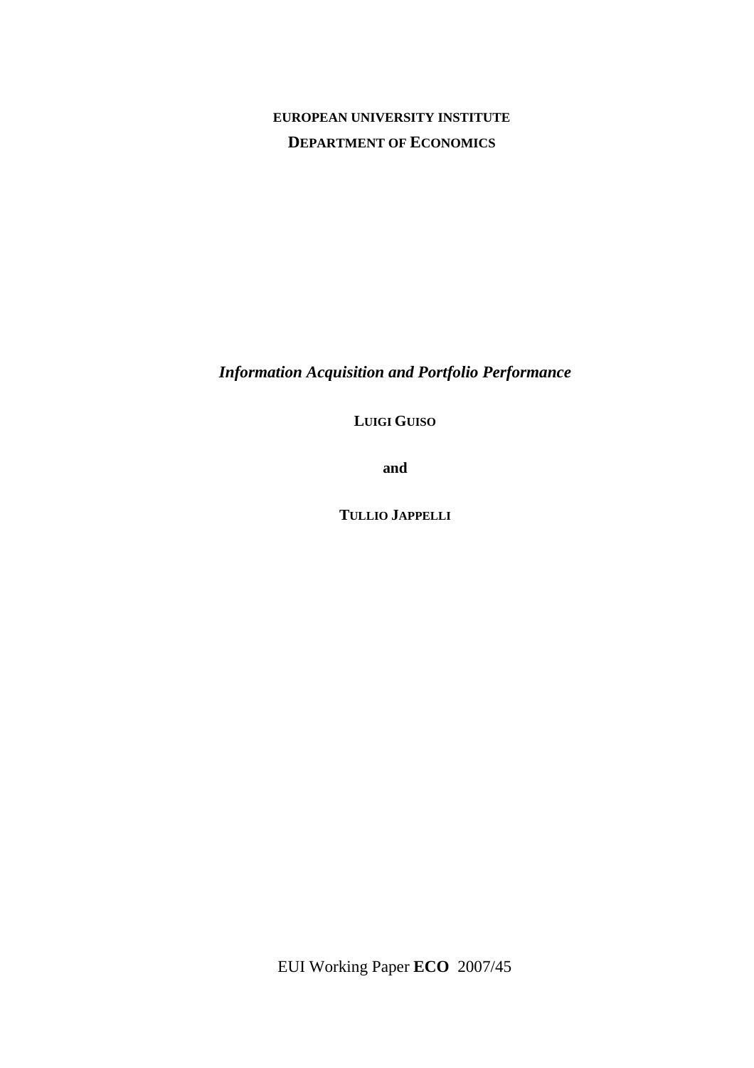**EUROPEAN UNIVERSITY INSTITUTE**

**DEPARTMENT OF ECONOMICS**

# *Information Acquisition and Portfolio Performance*

**LUIGI GUISO**

**and**

**TULLIO JAPPELLI**

EUI Working Paper **ECO** 2007/45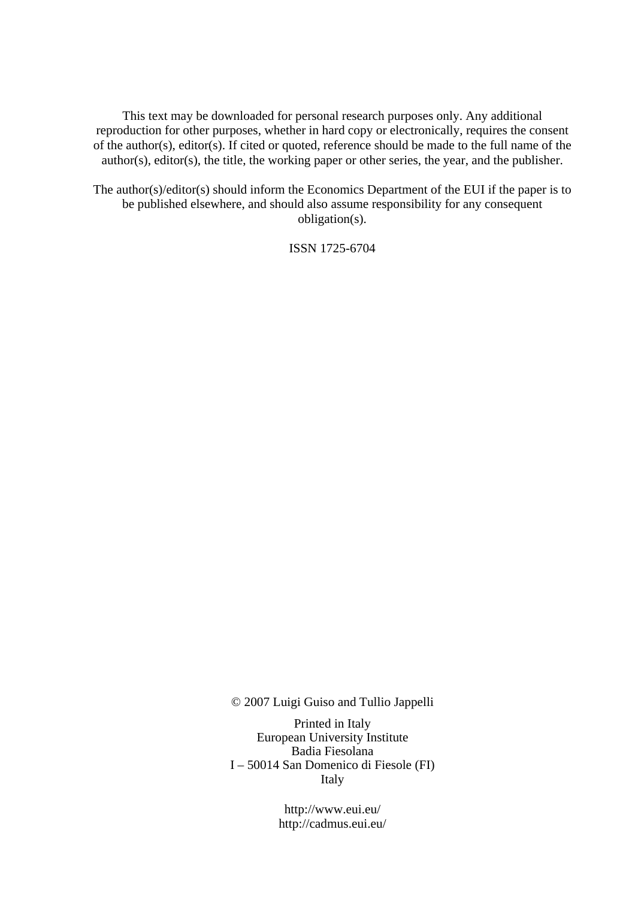This text may be downloaded for personal research purposes only. Any additional reproduction for other purposes, whether in hard copy or electronically, requires the consent of the author(s), editor(s). If cited or quoted, reference should be made to the full name of the author(s), editor(s), the title, the working paper or other series, the year, and the publisher.

The author(s)/editor(s) should inform the Economics Department of the EUI if the paper is to be published elsewhere, and should also assume responsibility for any consequent obligation(s).

ISSN 1725-6704

© 2007 Luigi Guiso and Tullio Jappelli

Printed in Italy
European University Institute
Badia Fiesolana
I – 50014 San Domenico di Fiesole (FI)
Italy

http://www.eui.eu/
http://cadmus.eui.eu/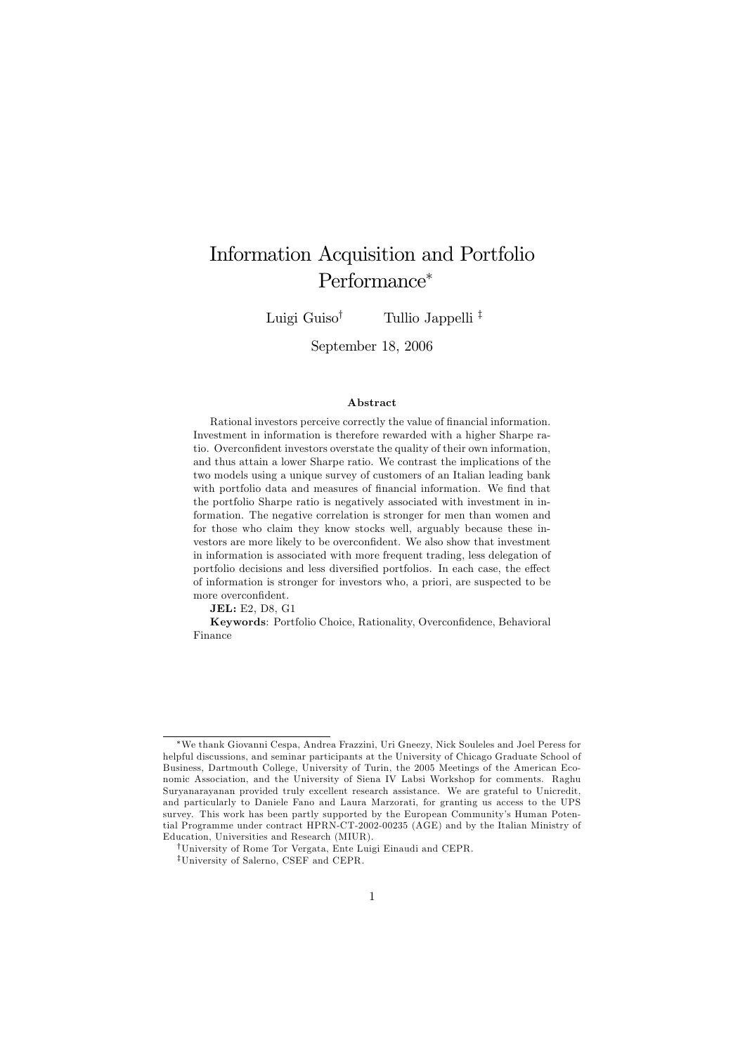# Information Acquisition and Portfolio Performance*

Luigi Guiso[†] Tullio Jappelli [‡]

September 18, 2006

**Abstract**

Rational investors perceive correctly the value of financial information. Investment in information is therefore rewarded with a higher Sharpe ratio. Overconfident investors overstate the quality of their own information, and thus attain a lower Sharpe ratio. We contrast the implications of the two models using a unique survey of customers of an Italian leading bank with portfolio data and measures of financial information. We find that the portfolio Sharpe ratio is negatively associated with investment in information. The negative correlation is stronger for men than women and for those who claim they know stocks well, arguably because these investors are more likely to be overconfident. We also show that investment in information is associated with more frequent trading, less delegation of portfolio decisions and less diversified portfolios. In each case, the effect of information is stronger for investors who, a priori, are suspected to be more overconfident.

**JEL:** E2, D8, G1

**Keywords**: Portfolio Choice, Rationality, Overconfidence, Behavioral Finance

---

*We thank Giovanni Cespa, Andrea Frazzini, Uri Gneezy, Nick Souleles and Joel Peress for helpful discussions, and seminar participants at the University of Chicago Graduate School of Business, Dartmouth College, University of Turin, the 2005 Meetings of the American Economic Association, and the University of Siena IV Labsi Workshop for comments. Raghu Suryanarayanan provided truly excellent research assistance. We are grateful to Unicredit, and particularly to Daniele Fano and Laura Marzorati, for granting us access to the UPS survey. This work has been partly supported by the European Community's Human Potential Programme under contract HPRN-CT-2002-00235 (AGE) and by the Italian Ministry of Education, Universities and Research (MIUR).

[†]University of Rome Tor Vergata, Ente Luigi Einaudi and CEPR.

[‡]University of Salerno, CSEF and CEPR.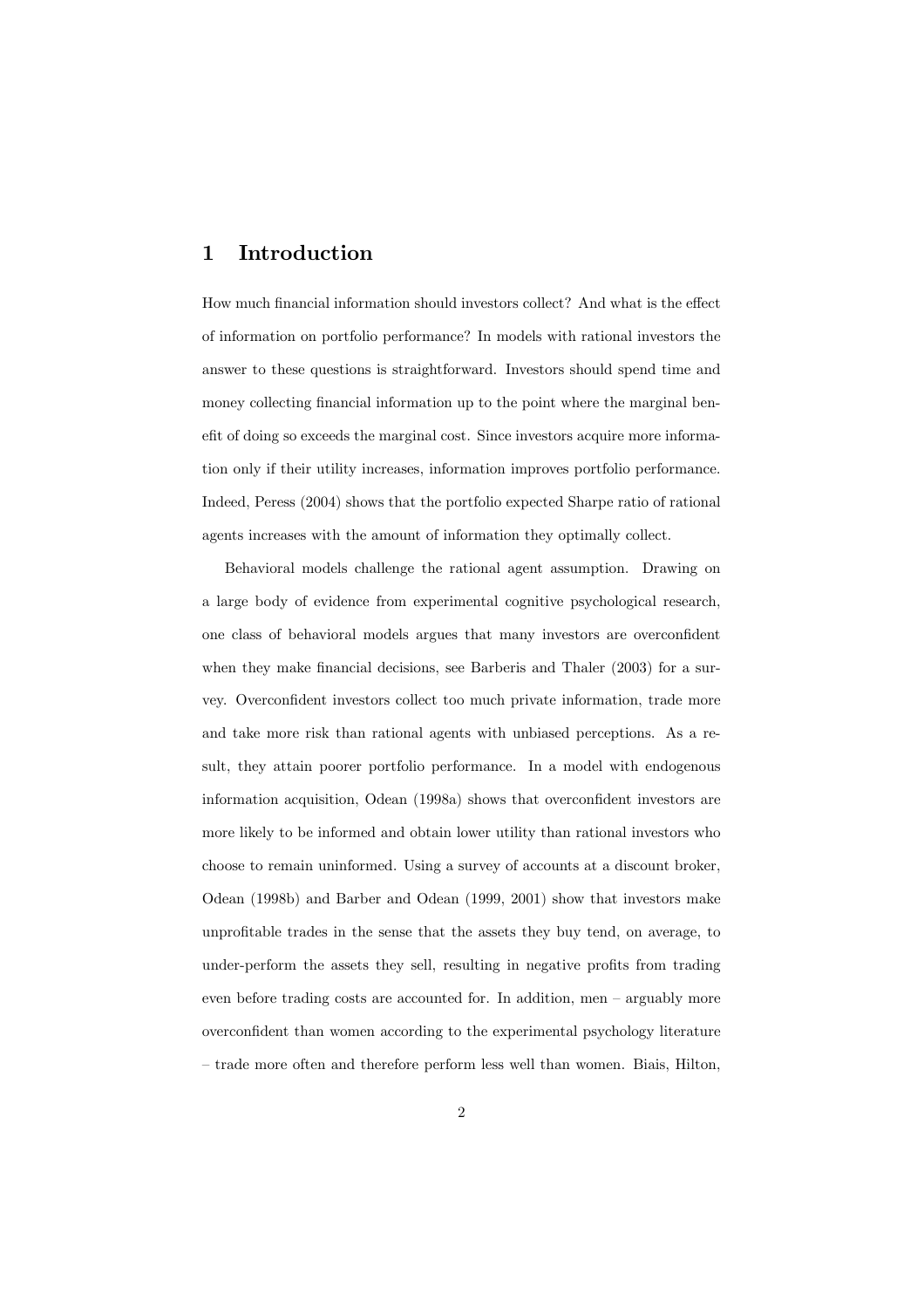# 1 Introduction

How much financial information should investors collect? And what is the effect of information on portfolio performance? In models with rational investors the answer to these questions is straightforward. Investors should spend time and money collecting financial information up to the point where the marginal benefit of doing so exceeds the marginal cost. Since investors acquire more information only if their utility increases, information improves portfolio performance. Indeed, Peress (2004) shows that the portfolio expected Sharpe ratio of rational agents increases with the amount of information they optimally collect.

Behavioral models challenge the rational agent assumption. Drawing on a large body of evidence from experimental cognitive psychological research, one class of behavioral models argues that many investors are overconfident when they make financial decisions, see Barberis and Thaler (2003) for a survey. Overconfident investors collect too much private information, trade more and take more risk than rational agents with unbiased perceptions. As a result, they attain poorer portfolio performance. In a model with endogenous information acquisition, Odean (1998a) shows that overconfident investors are more likely to be informed and obtain lower utility than rational investors who choose to remain uninformed. Using a survey of accounts at a discount broker, Odean (1998b) and Barber and Odean (1999, 2001) show that investors make unprofitable trades in the sense that the assets they buy tend, on average, to under-perform the assets they sell, resulting in negative profits from trading even before trading costs are accounted for. In addition, men – arguably more overconfident than women according to the experimental psychology literature – trade more often and therefore perform less well than women. Biais, Hilton,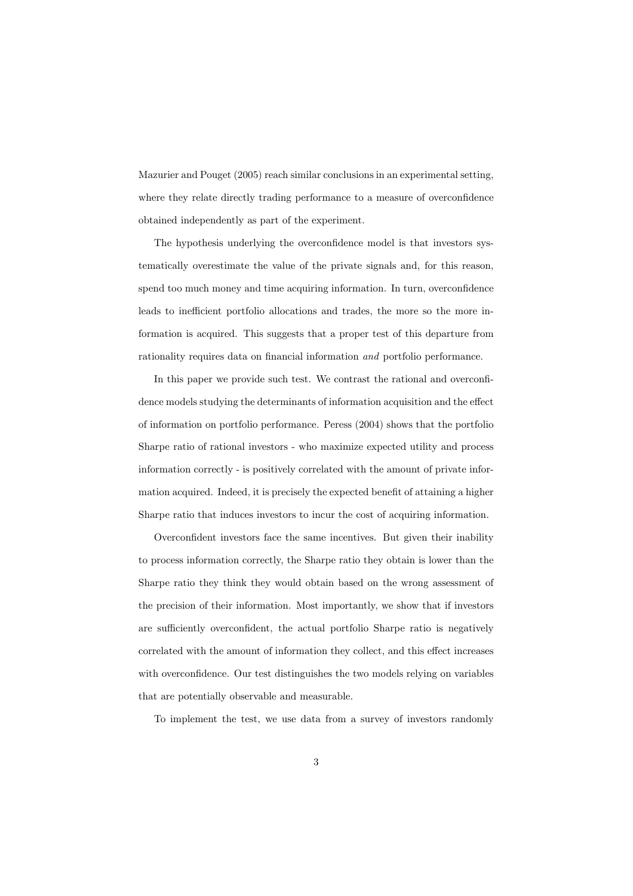Mazurier and Pouget (2005) reach similar conclusions in an experimental setting, where they relate directly trading performance to a measure of overconfidence obtained independently as part of the experiment.

The hypothesis underlying the overconfidence model is that investors systematically overestimate the value of the private signals and, for this reason, spend too much money and time acquiring information. In turn, overconfidence leads to inefficient portfolio allocations and trades, the more so the more information is acquired. This suggests that a proper test of this departure from rationality requires data on financial information *and* portfolio performance.

In this paper we provide such test. We contrast the rational and overconfidence models studying the determinants of information acquisition and the effect of information on portfolio performance. Peress (2004) shows that the portfolio Sharpe ratio of rational investors - who maximize expected utility and process information correctly - is positively correlated with the amount of private information acquired. Indeed, it is precisely the expected benefit of attaining a higher Sharpe ratio that induces investors to incur the cost of acquiring information.

Overconfident investors face the same incentives. But given their inability to process information correctly, the Sharpe ratio they obtain is lower than the Sharpe ratio they think they would obtain based on the wrong assessment of the precision of their information. Most importantly, we show that if investors are sufficiently overconfident, the actual portfolio Sharpe ratio is negatively correlated with the amount of information they collect, and this effect increases with overconfidence. Our test distinguishes the two models relying on variables that are potentially observable and measurable.

To implement the test, we use data from a survey of investors randomly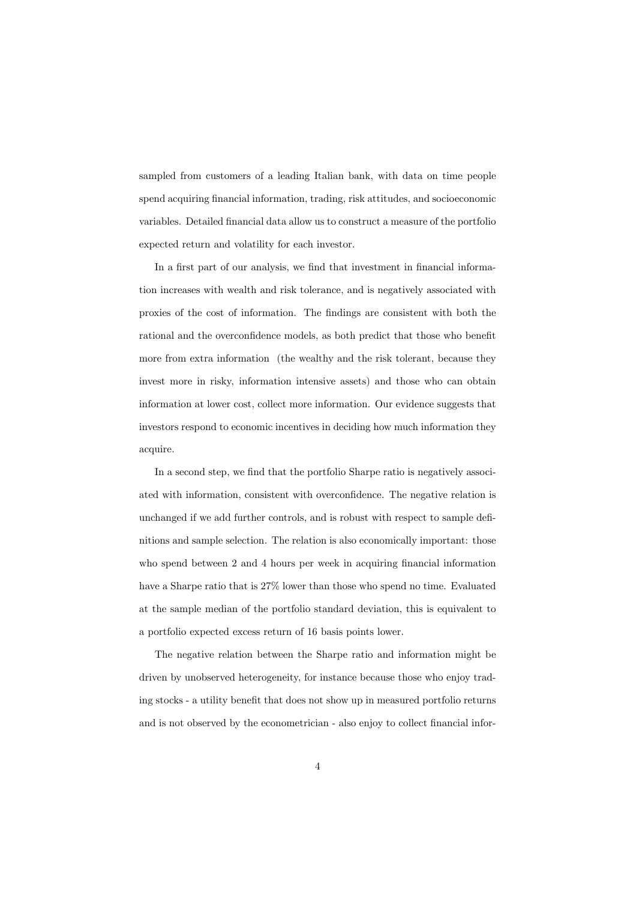sampled from customers of a leading Italian bank, with data on time people spend acquiring financial information, trading, risk attitudes, and socioeconomic variables. Detailed financial data allow us to construct a measure of the portfolio expected return and volatility for each investor.

In a first part of our analysis, we find that investment in financial information increases with wealth and risk tolerance, and is negatively associated with proxies of the cost of information. The findings are consistent with both the rational and the overconfidence models, as both predict that those who benefit more from extra information (the wealthy and the risk tolerant, because they invest more in risky, information intensive assets) and those who can obtain information at lower cost, collect more information. Our evidence suggests that investors respond to economic incentives in deciding how much information they acquire.

In a second step, we find that the portfolio Sharpe ratio is negatively associated with information, consistent with overconfidence. The negative relation is unchanged if we add further controls, and is robust with respect to sample definitions and sample selection. The relation is also economically important: those who spend between 2 and 4 hours per week in acquiring financial information have a Sharpe ratio that is 27% lower than those who spend no time. Evaluated at the sample median of the portfolio standard deviation, this is equivalent to a portfolio expected excess return of 16 basis points lower.

The negative relation between the Sharpe ratio and information might be driven by unobserved heterogeneity, for instance because those who enjoy trading stocks - a utility benefit that does not show up in measured portfolio returns and is not observed by the econometrician - also enjoy to collect financial infor-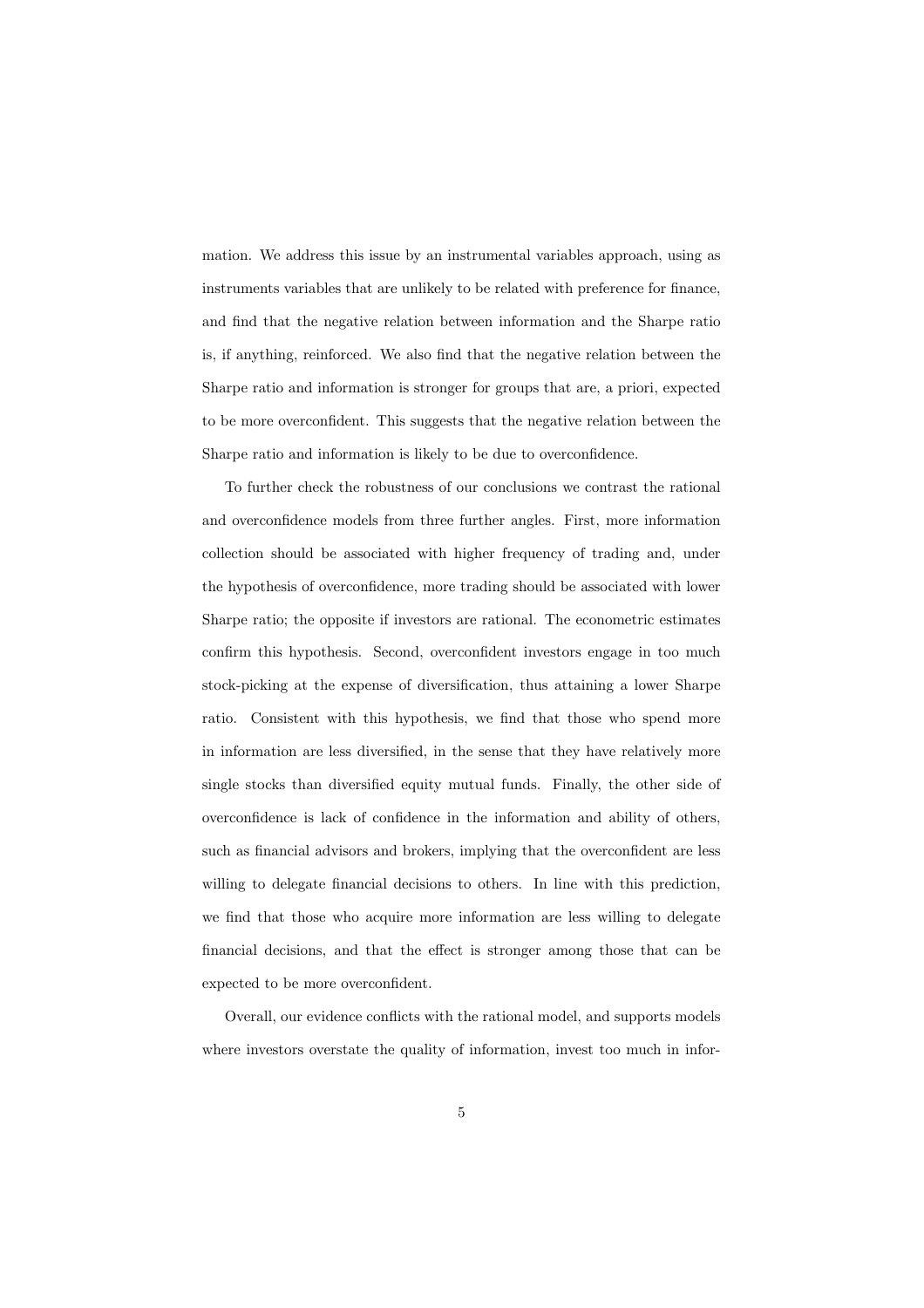mation. We address this issue by an instrumental variables approach, using as instruments variables that are unlikely to be related with preference for finance, and find that the negative relation between information and the Sharpe ratio is, if anything, reinforced. We also find that the negative relation between the Sharpe ratio and information is stronger for groups that are, a priori, expected to be more overconfident. This suggests that the negative relation between the Sharpe ratio and information is likely to be due to overconfidence.

To further check the robustness of our conclusions we contrast the rational and overconfidence models from three further angles. First, more information collection should be associated with higher frequency of trading and, under the hypothesis of overconfidence, more trading should be associated with lower Sharpe ratio; the opposite if investors are rational. The econometric estimates confirm this hypothesis. Second, overconfident investors engage in too much stock-picking at the expense of diversification, thus attaining a lower Sharpe ratio. Consistent with this hypothesis, we find that those who spend more in information are less diversified, in the sense that they have relatively more single stocks than diversified equity mutual funds. Finally, the other side of overconfidence is lack of confidence in the information and ability of others, such as financial advisors and brokers, implying that the overconfident are less willing to delegate financial decisions to others. In line with this prediction, we find that those who acquire more information are less willing to delegate financial decisions, and that the effect is stronger among those that can be expected to be more overconfident.

Overall, our evidence conflicts with the rational model, and supports models where investors overstate the quality of information, invest too much in infor-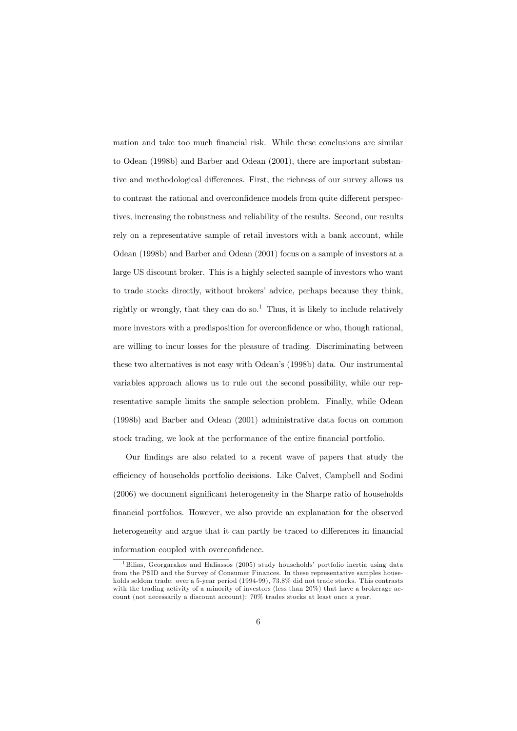mation and take too much financial risk. While these conclusions are similar to Odean (1998b) and Barber and Odean (2001), there are important substantive and methodological differences. First, the richness of our survey allows us to contrast the rational and overconfidence models from quite different perspectives, increasing the robustness and reliability of the results. Second, our results rely on a representative sample of retail investors with a bank account, while Odean (1998b) and Barber and Odean (2001) focus on a sample of investors at a large US discount broker. This is a highly selected sample of investors who want to trade stocks directly, without brokers' advice, perhaps because they think, rightly or wrongly, that they can do so.[1] Thus, it is likely to include relatively more investors with a predisposition for overconfidence or who, though rational, are willing to incur losses for the pleasure of trading. Discriminating between these two alternatives is not easy with Odean's (1998b) data. Our instrumental variables approach allows us to rule out the second possibility, while our representative sample limits the sample selection problem. Finally, while Odean (1998b) and Barber and Odean (2001) administrative data focus on common stock trading, we look at the performance of the entire financial portfolio.

Our findings are also related to a recent wave of papers that study the efficiency of households portfolio decisions. Like Calvet, Campbell and Sodini (2006) we document significant heterogeneity in the Sharpe ratio of households financial portfolios. However, we also provide an explanation for the observed heterogeneity and argue that it can partly be traced to differences in financial information coupled with overconfidence.

[1] Bilias, Georgarakos and Haliassos (2005) study households' portfolio inertia using data from the PSID and the Survey of Consumer Finances. In these representative samples households seldom trade: over a 5-year period (1994-99), 73.8% did not trade stocks. This contrasts with the trading activity of a minority of investors (less than 20%) that have a brokerage account (not necessarily a discount account): 70% trades stocks at least once a year.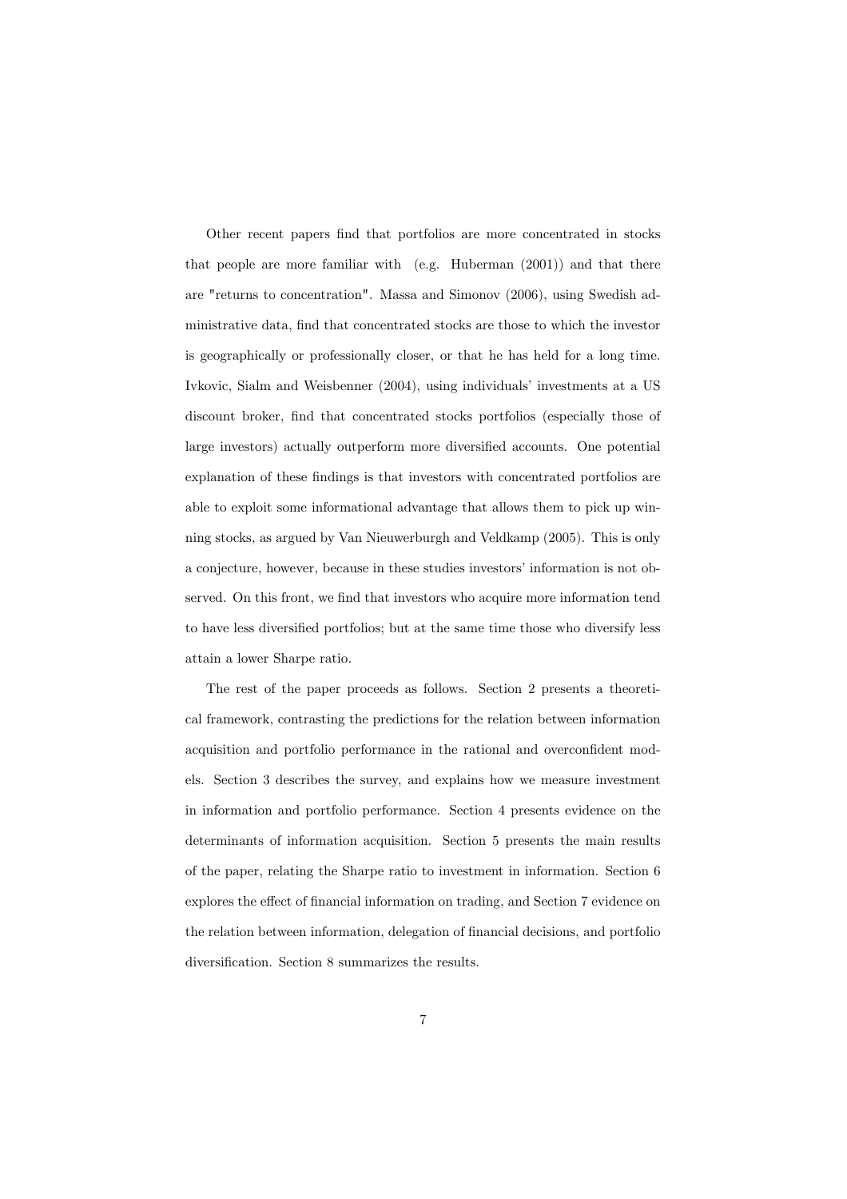Other recent papers find that portfolios are more concentrated in stocks that people are more familiar with (e.g. Huberman (2001)) and that there are "returns to concentration". Massa and Simonov (2006), using Swedish administrative data, find that concentrated stocks are those to which the investor is geographically or professionally closer, or that he has held for a long time. Ivkovic, Sialm and Weisbenner (2004), using individuals' investments at a US discount broker, find that concentrated stocks portfolios (especially those of large investors) actually outperform more diversified accounts. One potential explanation of these findings is that investors with concentrated portfolios are able to exploit some informational advantage that allows them to pick up winning stocks, as argued by Van Nieuwerburgh and Veldkamp (2005). This is only a conjecture, however, because in these studies investors' information is not observed. On this front, we find that investors who acquire more information tend to have less diversified portfolios; but at the same time those who diversify less attain a lower Sharpe ratio.

The rest of the paper proceeds as follows. Section 2 presents a theoretical framework, contrasting the predictions for the relation between information acquisition and portfolio performance in the rational and overconfident models. Section 3 describes the survey, and explains how we measure investment in information and portfolio performance. Section 4 presents evidence on the determinants of information acquisition. Section 5 presents the main results of the paper, relating the Sharpe ratio to investment in information. Section 6 explores the effect of financial information on trading, and Section 7 evidence on the relation between information, delegation of financial decisions, and portfolio diversification. Section 8 summarizes the results.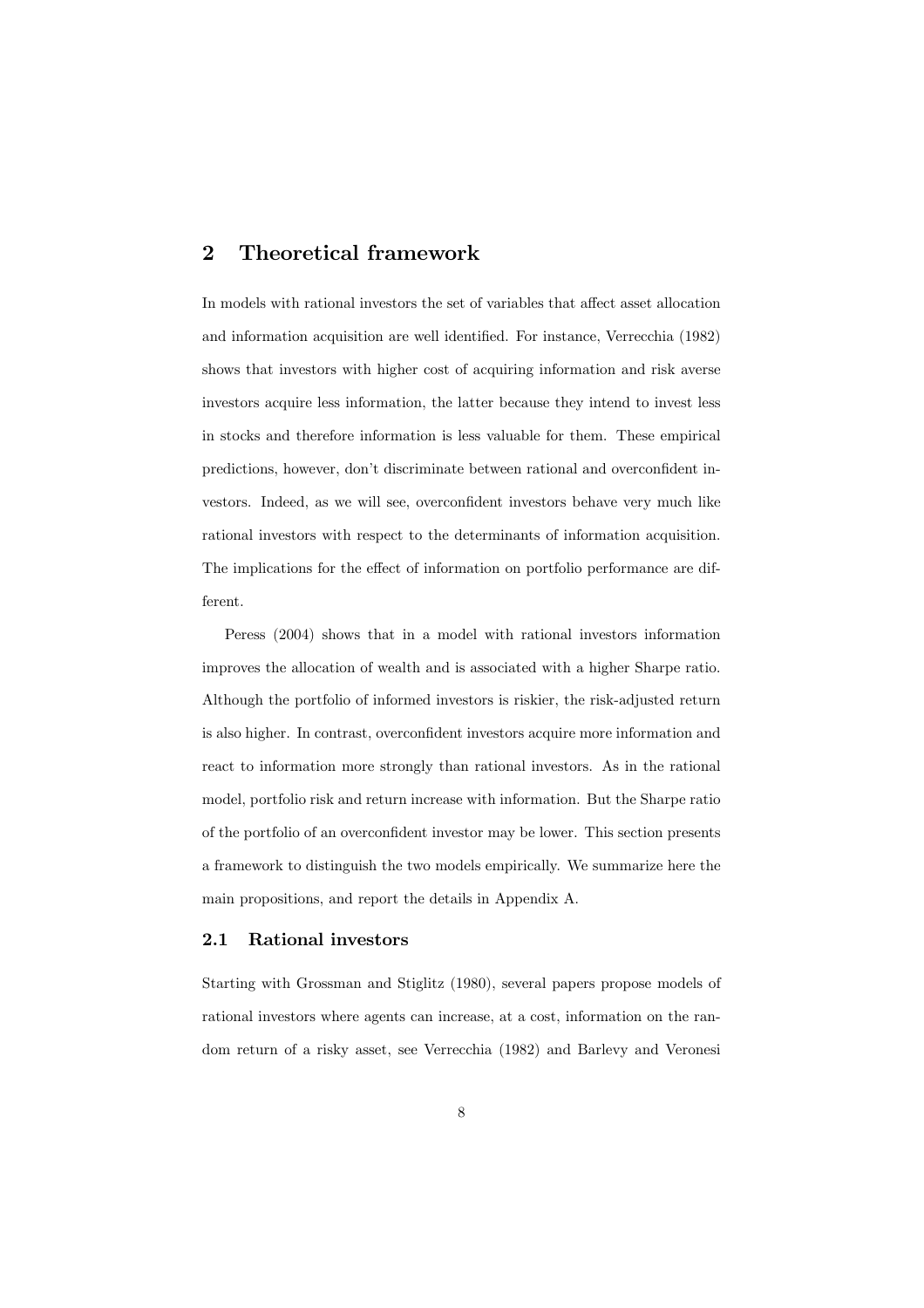## 2 Theoretical framework

In models with rational investors the set of variables that affect asset allocation and information acquisition are well identified. For instance, Verrecchia (1982) shows that investors with higher cost of acquiring information and risk averse investors acquire less information, the latter because they intend to invest less in stocks and therefore information is less valuable for them. These empirical predictions, however, don't discriminate between rational and overconfident investors. Indeed, as we will see, overconfident investors behave very much like rational investors with respect to the determinants of information acquisition. The implications for the effect of information on portfolio performance are different.

Peress (2004) shows that in a model with rational investors information improves the allocation of wealth and is associated with a higher Sharpe ratio. Although the portfolio of informed investors is riskier, the risk-adjusted return is also higher. In contrast, overconfident investors acquire more information and react to information more strongly than rational investors. As in the rational model, portfolio risk and return increase with information. But the Sharpe ratio of the portfolio of an overconfident investor may be lower. This section presents a framework to distinguish the two models empirically. We summarize here the main propositions, and report the details in Appendix A.

### 2.1 Rational investors

Starting with Grossman and Stiglitz (1980), several papers propose models of rational investors where agents can increase, at a cost, information on the random return of a risky asset, see Verrecchia (1982) and Barlevy and Veronesi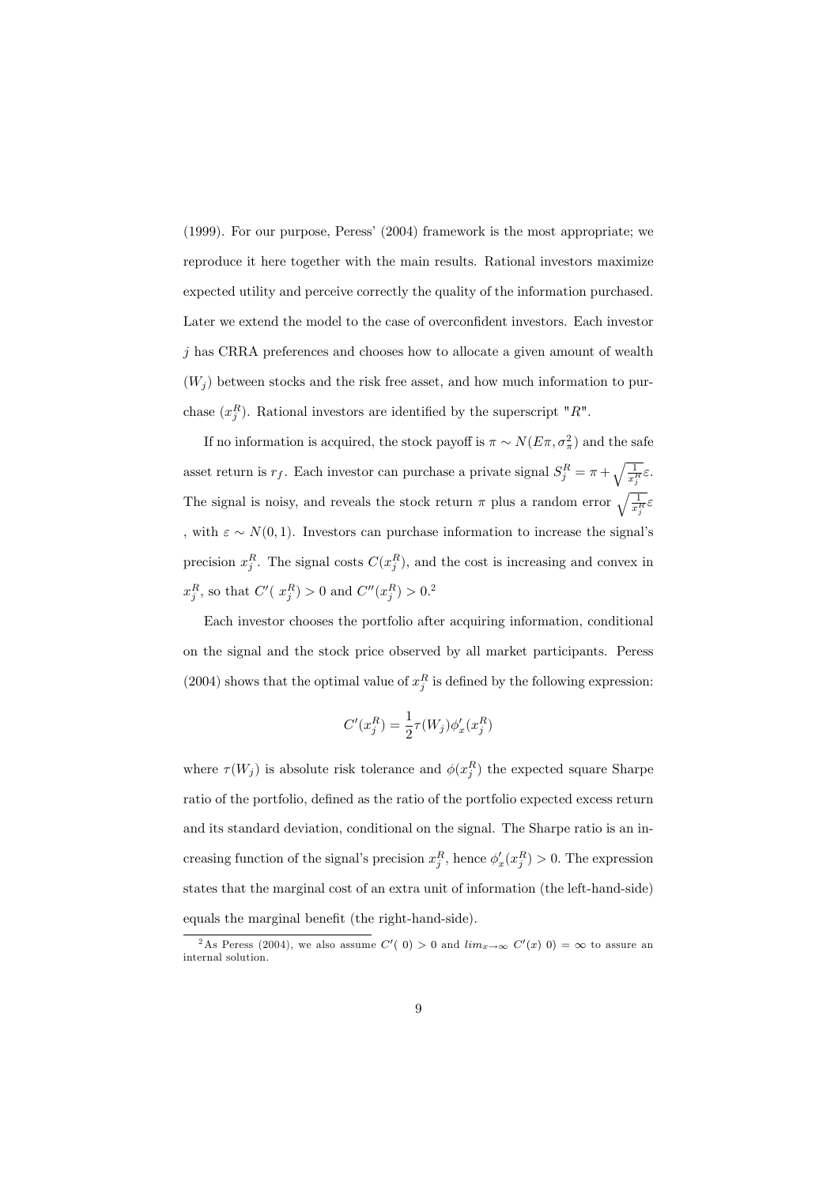(1999). For our purpose, Peress' (2004) framework is the most appropriate; we reproduce it here together with the main results. Rational investors maximize expected utility and perceive correctly the quality of the information purchased. Later we extend the model to the case of overconfident investors. Each investor $j$ has CRRA preferences and chooses how to allocate a given amount of wealth $(W_j)$ between stocks and the risk free asset, and how much information to purchase $(x_j^R)$. Rational investors are identified by the superscript "$R$".

If no information is acquired, the stock payoff is $\pi \sim N(E\pi, \sigma_\pi^2)$ and the safe asset return is $r_f$. Each investor can purchase a private signal $S_j^R = \pi + \sqrt{\frac{1}{x_j^R}}\varepsilon$. The signal is noisy, and reveals the stock return $\pi$ plus a random error $\sqrt{\frac{1}{x_j^R}}\varepsilon$ , with $\varepsilon \sim N(0,1)$. Investors can purchase information to increase the signal's precision $x_j^R$. The signal costs $C(x_j^R)$, and the cost is increasing and convex in $x_j^R$, so that $C'(\ x_j^R) > 0$ and $C''(x_j^R) > 0$.[2]

Each investor chooses the portfolio after acquiring information, conditional on the signal and the stock price observed by all market participants. Peress (2004) shows that the optimal value of $x_j^R$ is defined by the following expression:

$$C'(x_j^R) = \frac{1}{2}\tau(W_j)\phi_x'(x_j^R)$$

where $\tau(W_j)$ is absolute risk tolerance and $\phi(x_j^R)$ the expected square Sharpe ratio of the portfolio, defined as the ratio of the portfolio expected excess return and its standard deviation, conditional on the signal. The Sharpe ratio is an increasing function of the signal's precision $x_j^R$, hence $\phi_x'(x_j^R) > 0$. The expression states that the marginal cost of an extra unit of information (the left-hand-side) equals the marginal benefit (the right-hand-side).

[2] As Peress (2004), we also assume $C'(\ 0) > 0$ and $lim_{x\to\infty}\ C'(x)\ 0) = \infty$ to assure an internal solution.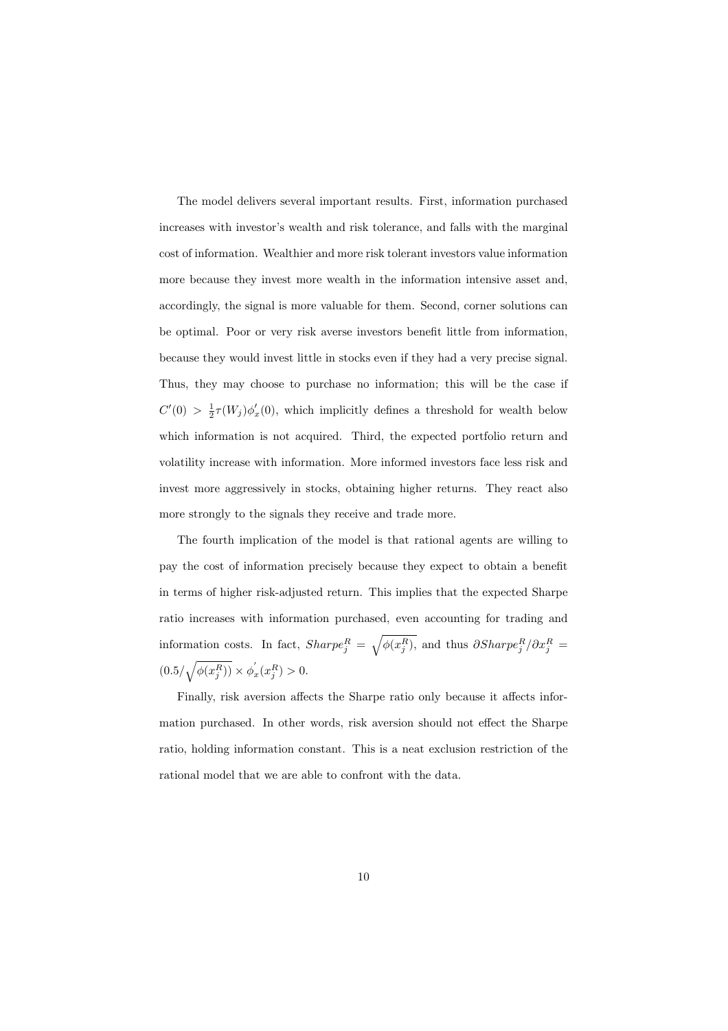The model delivers several important results. First, information purchased increases with investor's wealth and risk tolerance, and falls with the marginal cost of information. Wealthier and more risk tolerant investors value information more because they invest more wealth in the information intensive asset and, accordingly, the signal is more valuable for them. Second, corner solutions can be optimal. Poor or very risk averse investors benefit little from information, because they would invest little in stocks even if they had a very precise signal. Thus, they may choose to purchase no information; this will be the case if $C'(0) > \frac{1}{2}\tau(W_j)\phi_x'(0)$, which implicitly defines a threshold for wealth below which information is not acquired. Third, the expected portfolio return and volatility increase with information. More informed investors face less risk and invest more aggressively in stocks, obtaining higher returns. They react also more strongly to the signals they receive and trade more.

The fourth implication of the model is that rational agents are willing to pay the cost of information precisely because they expect to obtain a benefit in terms of higher risk-adjusted return. This implies that the expected Sharpe ratio increases with information purchased, even accounting for trading and information costs. In fact, $Sharpe_j^R = \sqrt{\phi(x_j^R)}$, and thus $\partial Sharpe_j^R / \partial x_j^R = (0.5/\sqrt{\phi(x_j^R)}) \times \phi_x^{'}(x_j^R) > 0$.

Finally, risk aversion affects the Sharpe ratio only because it affects information purchased. In other words, risk aversion should not effect the Sharpe ratio, holding information constant. This is a neat exclusion restriction of the rational model that we are able to confront with the data.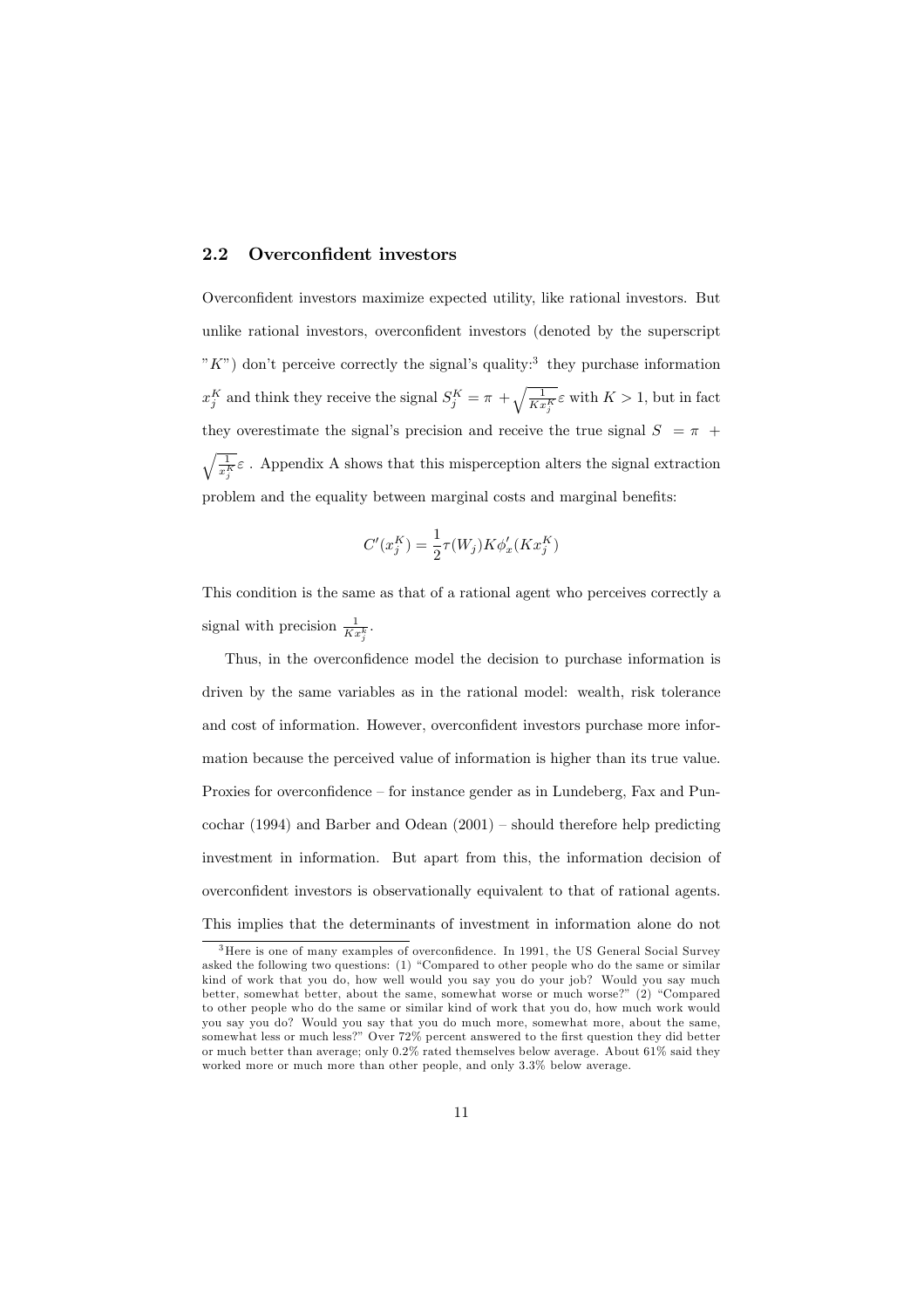### 2.2 Overconfident investors

Overconfident investors maximize expected utility, like rational investors. But unlike rational investors, overconfident investors (denoted by the superscript "$K$") don't perceive correctly the signal's quality:[3] they purchase information $x_j^K$ and think they receive the signal $S_j^K = \pi + \sqrt{\frac{1}{Kx_j^K}}\varepsilon$ with $K > 1$, but in fact they overestimate the signal's precision and receive the true signal $S = \pi + \sqrt{\frac{1}{x_j^K}}\varepsilon$ . Appendix A shows that this misperception alters the signal extraction problem and the equality between marginal costs and marginal benefits:

$$C'(x_j^K) = \frac{1}{2}\tau(W_j)K\phi_x'(Kx_j^K)$$

This condition is the same as that of a rational agent who perceives correctly a signal with precision $\frac{1}{Kx_j^k}$.

Thus, in the overconfidence model the decision to purchase information is driven by the same variables as in the rational model: wealth, risk tolerance and cost of information. However, overconfident investors purchase more information because the perceived value of information is higher than its true value. Proxies for overconfidence – for instance gender as in Lundeberg, Fax and Puncochar (1994) and Barber and Odean (2001) – should therefore help predicting investment in information. But apart from this, the information decision of overconfident investors is observationally equivalent to that of rational agents. This implies that the determinants of investment in information alone do not

[3] Here is one of many examples of overconfidence. In 1991, the US General Social Survey asked the following two questions: (1) "Compared to other people who do the same or similar kind of work that you do, how well would you say you do your job? Would you say much better, somewhat better, about the same, somewhat worse or much worse?" (2) "Compared to other people who do the same or similar kind of work that you do, how much work would you say you do? Would you say that you do much more, somewhat more, about the same, somewhat less or much less?" Over 72% percent answered to the first question they did better or much better than average; only 0.2% rated themselves below average. About 61% said they worked more or much more than other people, and only 3.3% below average.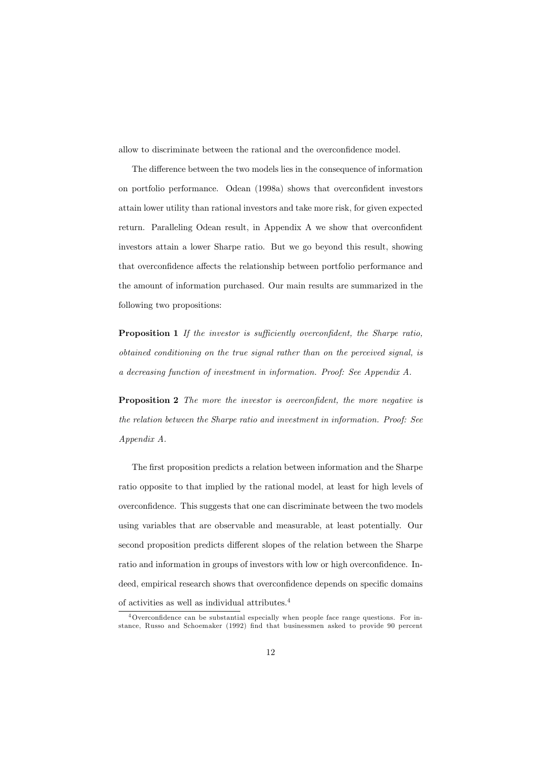allow to discriminate between the rational and the overconfidence model.

The difference between the two models lies in the consequence of information on portfolio performance. Odean (1998a) shows that overconfident investors attain lower utility than rational investors and take more risk, for given expected return. Paralleling Odean result, in Appendix A we show that overconfident investors attain a lower Sharpe ratio. But we go beyond this result, showing that overconfidence affects the relationship between portfolio performance and the amount of information purchased. Our main results are summarized in the following two propositions:

**Proposition 1** *If the investor is sufficiently overconfident, the Sharpe ratio, obtained conditioning on the true signal rather than on the perceived signal, is a decreasing function of investment in information. Proof: See Appendix A.*

**Proposition 2** *The more the investor is overconfident, the more negative is the relation between the Sharpe ratio and investment in information. Proof: See Appendix A.*

The first proposition predicts a relation between information and the Sharpe ratio opposite to that implied by the rational model, at least for high levels of overconfidence. This suggests that one can discriminate between the two models using variables that are observable and measurable, at least potentially. Our second proposition predicts different slopes of the relation between the Sharpe ratio and information in groups of investors with low or high overconfidence. Indeed, empirical research shows that overconfidence depends on specific domains of activities as well as individual attributes.[4]

[4]Overconfidence can be substantial especially when people face range questions. For instance, Russo and Schoemaker (1992) find that businessmen asked to provide 90 percent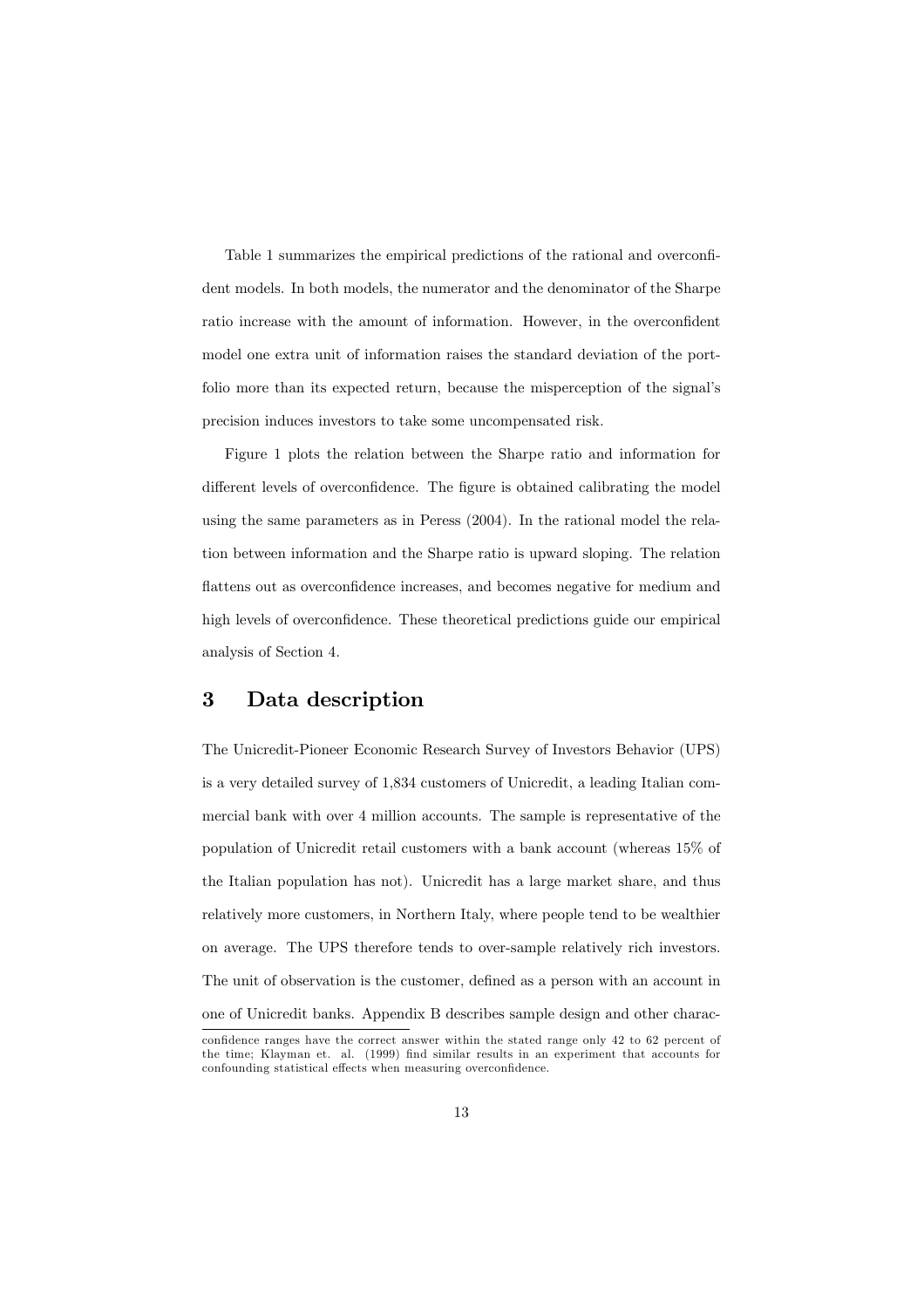Table 1 summarizes the empirical predictions of the rational and overconfident models. In both models, the numerator and the denominator of the Sharpe ratio increase with the amount of information. However, in the overconfident model one extra unit of information raises the standard deviation of the portfolio more than its expected return, because the misperception of the signal's precision induces investors to take some uncompensated risk.

Figure 1 plots the relation between the Sharpe ratio and information for different levels of overconfidence. The figure is obtained calibrating the model using the same parameters as in Peress (2004). In the rational model the relation between information and the Sharpe ratio is upward sloping. The relation flattens out as overconfidence increases, and becomes negative for medium and high levels of overconfidence. These theoretical predictions guide our empirical analysis of Section 4.

## 3 Data description

The Unicredit-Pioneer Economic Research Survey of Investors Behavior (UPS) is a very detailed survey of 1,834 customers of Unicredit, a leading Italian commercial bank with over 4 million accounts. The sample is representative of the population of Unicredit retail customers with a bank account (whereas 15% of the Italian population has not). Unicredit has a large market share, and thus relatively more customers, in Northern Italy, where people tend to be wealthier on average. The UPS therefore tends to over-sample relatively rich investors. The unit of observation is the customer, defined as a person with an account in one of Unicredit banks. Appendix B describes sample design and other charac-

confidence ranges have the correct answer within the stated range only 42 to 62 percent of the time; Klayman et. al. (1999) find similar results in an experiment that accounts for confounding statistical effects when measuring overconfidence.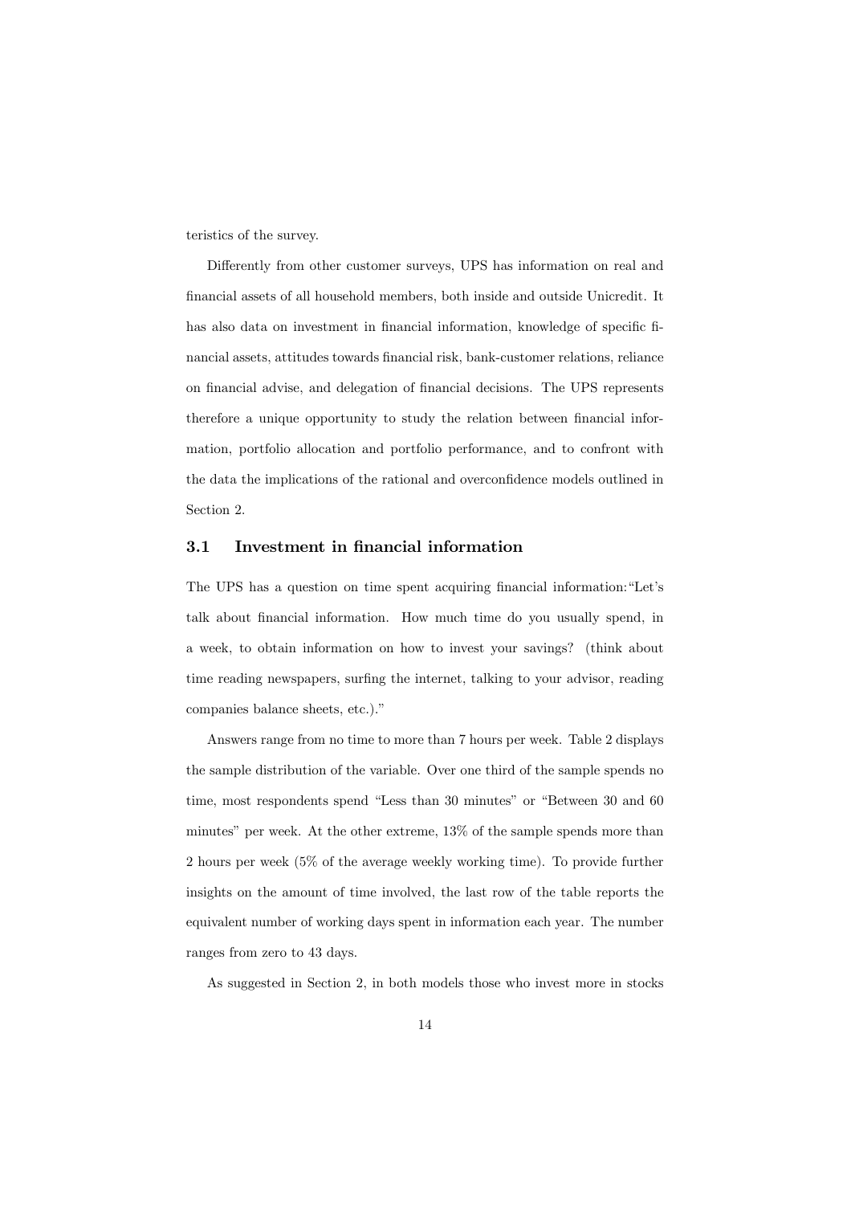teristics of the survey.

Differently from other customer surveys, UPS has information on real and financial assets of all household members, both inside and outside Unicredit. It has also data on investment in financial information, knowledge of specific financial assets, attitudes towards financial risk, bank-customer relations, reliance on financial advise, and delegation of financial decisions. The UPS represents therefore a unique opportunity to study the relation between financial information, portfolio allocation and portfolio performance, and to confront with the data the implications of the rational and overconfidence models outlined in Section 2.

### 3.1 Investment in financial information

The UPS has a question on time spent acquiring financial information: "Let's talk about financial information. How much time do you usually spend, in a week, to obtain information on how to invest your savings? (think about time reading newspapers, surfing the internet, talking to your advisor, reading companies balance sheets, etc.)."

Answers range from no time to more than 7 hours per week. Table 2 displays the sample distribution of the variable. Over one third of the sample spends no time, most respondents spend "Less than 30 minutes" or "Between 30 and 60 minutes" per week. At the other extreme, 13% of the sample spends more than 2 hours per week (5% of the average weekly working time). To provide further insights on the amount of time involved, the last row of the table reports the equivalent number of working days spent in information each year. The number ranges from zero to 43 days.

As suggested in Section 2, in both models those who invest more in stocks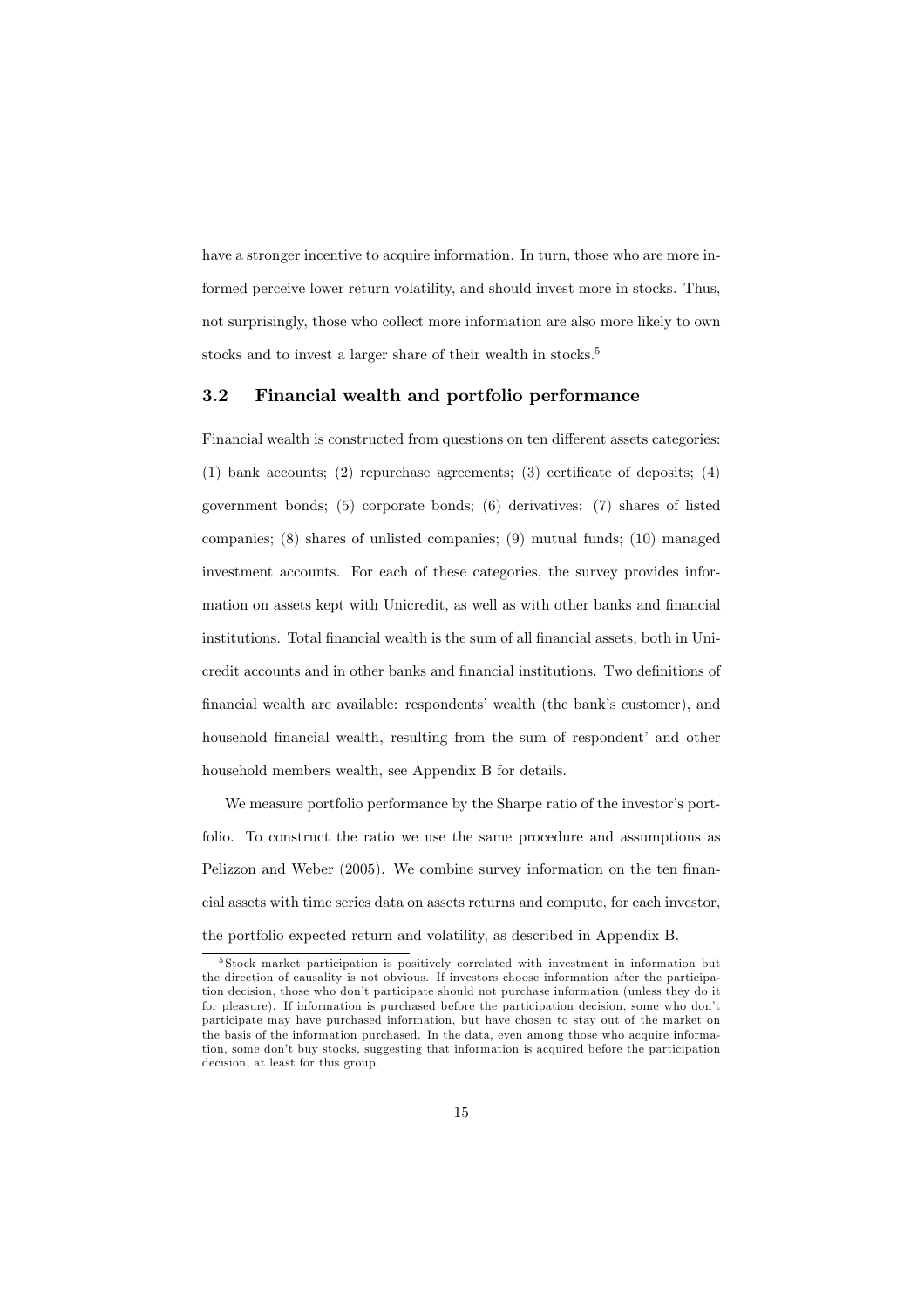have a stronger incentive to acquire information. In turn, those who are more informed perceive lower return volatility, and should invest more in stocks. Thus, not surprisingly, those who collect more information are also more likely to own stocks and to invest a larger share of their wealth in stocks.[5]

### 3.2 Financial wealth and portfolio performance

Financial wealth is constructed from questions on ten different assets categories: (1) bank accounts; (2) repurchase agreements; (3) certificate of deposits; (4) government bonds; (5) corporate bonds; (6) derivatives: (7) shares of listed companies; (8) shares of unlisted companies; (9) mutual funds; (10) managed investment accounts. For each of these categories, the survey provides information on assets kept with Unicredit, as well as with other banks and financial institutions. Total financial wealth is the sum of all financial assets, both in Unicredit accounts and in other banks and financial institutions. Two definitions of financial wealth are available: respondents' wealth (the bank's customer), and household financial wealth, resulting from the sum of respondent' and other household members wealth, see Appendix B for details.

We measure portfolio performance by the Sharpe ratio of the investor's portfolio. To construct the ratio we use the same procedure and assumptions as Pelizzon and Weber (2005). We combine survey information on the ten financial assets with time series data on assets returns and compute, for each investor, the portfolio expected return and volatility, as described in Appendix B.

[5] Stock market participation is positively correlated with investment in information but the direction of causality is not obvious. If investors choose information after the participation decision, those who don't participate should not purchase information (unless they do it for pleasure). If information is purchased before the participation decision, some who don't participate may have purchased information, but have chosen to stay out of the market on the basis of the information purchased. In the data, even among those who acquire information, some don't buy stocks, suggesting that information is acquired before the participation decision, at least for this group.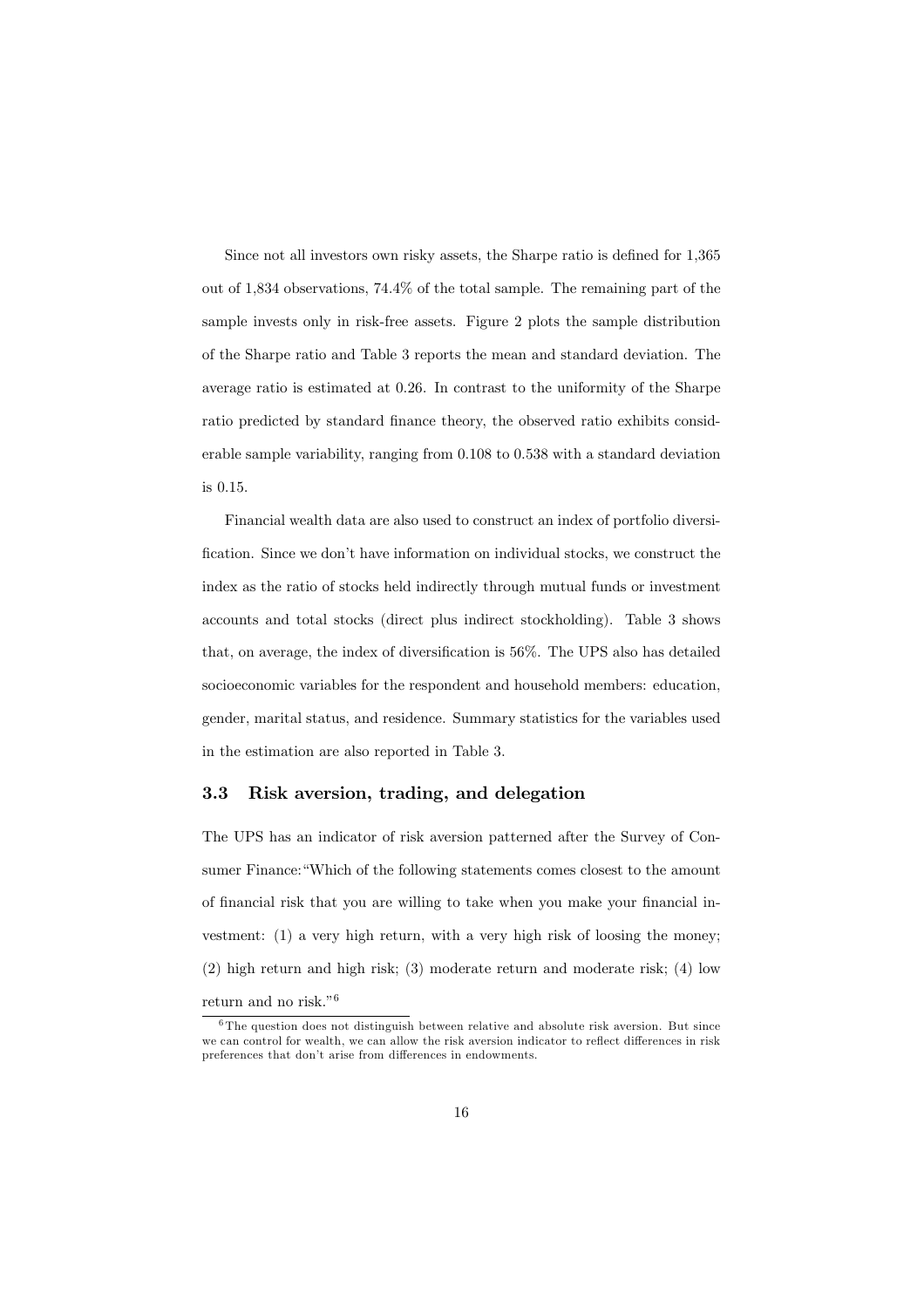Since not all investors own risky assets, the Sharpe ratio is defined for 1,365 out of 1,834 observations, 74.4% of the total sample. The remaining part of the sample invests only in risk-free assets. Figure 2 plots the sample distribution of the Sharpe ratio and Table 3 reports the mean and standard deviation. The average ratio is estimated at 0.26. In contrast to the uniformity of the Sharpe ratio predicted by standard finance theory, the observed ratio exhibits considerable sample variability, ranging from 0.108 to 0.538 with a standard deviation is 0.15.

Financial wealth data are also used to construct an index of portfolio diversification. Since we don't have information on individual stocks, we construct the index as the ratio of stocks held indirectly through mutual funds or investment accounts and total stocks (direct plus indirect stockholding). Table 3 shows that, on average, the index of diversification is 56%. The UPS also has detailed socioeconomic variables for the respondent and household members: education, gender, marital status, and residence. Summary statistics for the variables used in the estimation are also reported in Table 3.

### 3.3 Risk aversion, trading, and delegation

The UPS has an indicator of risk aversion patterned after the Survey of Consumer Finance:"Which of the following statements comes closest to the amount of financial risk that you are willing to take when you make your financial investment: (1) a very high return, with a very high risk of loosing the money; (2) high return and high risk; (3) moderate return and moderate risk; (4) low return and no risk."[6]

[6] The question does not distinguish between relative and absolute risk aversion. But since we can control for wealth, we can allow the risk aversion indicator to reflect differences in risk preferences that don't arise from differences in endowments.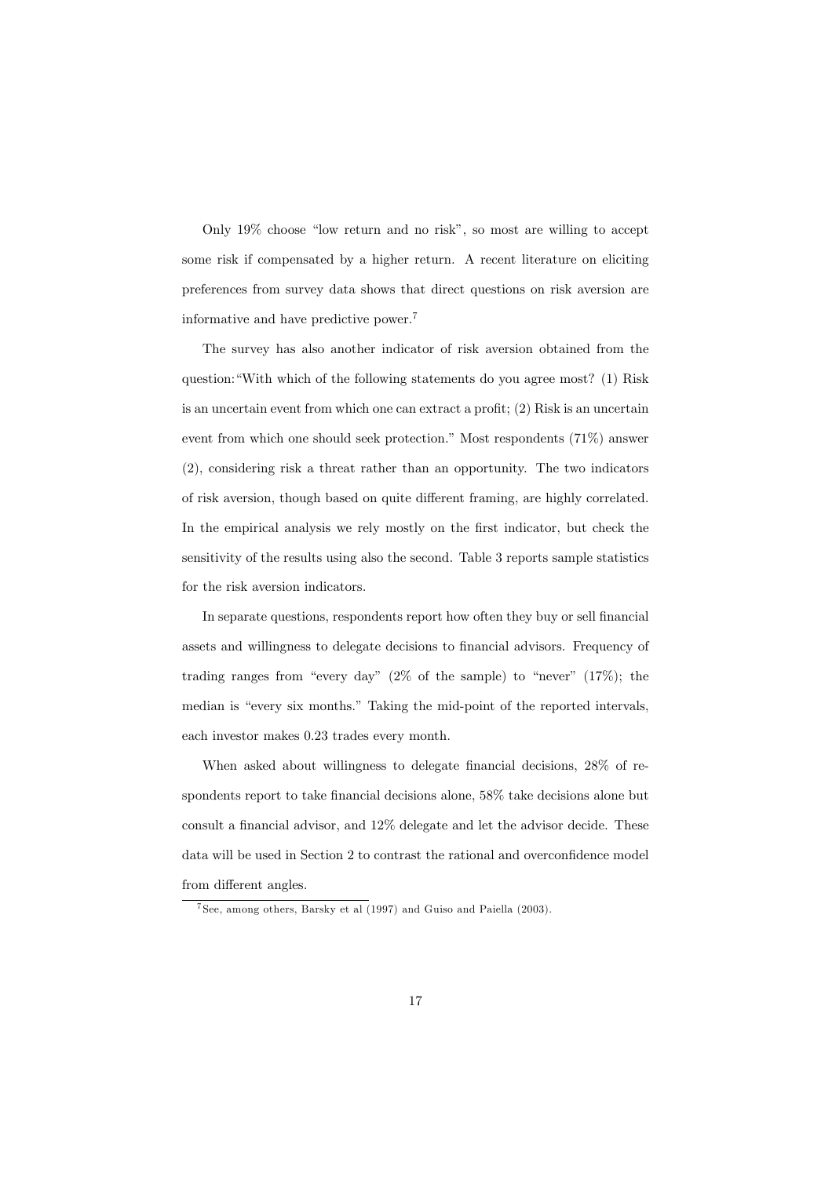Only 19% choose "low return and no risk", so most are willing to accept some risk if compensated by a higher return. A recent literature on eliciting preferences from survey data shows that direct questions on risk aversion are informative and have predictive power.[7]

The survey has also another indicator of risk aversion obtained from the question:"With which of the following statements do you agree most? (1) Risk is an uncertain event from which one can extract a profit; (2) Risk is an uncertain event from which one should seek protection." Most respondents (71%) answer (2), considering risk a threat rather than an opportunity. The two indicators of risk aversion, though based on quite different framing, are highly correlated. In the empirical analysis we rely mostly on the first indicator, but check the sensitivity of the results using also the second. Table 3 reports sample statistics for the risk aversion indicators.

In separate questions, respondents report how often they buy or sell financial assets and willingness to delegate decisions to financial advisors. Frequency of trading ranges from "every day" (2% of the sample) to "never" (17%); the median is "every six months." Taking the mid-point of the reported intervals, each investor makes 0.23 trades every month.

When asked about willingness to delegate financial decisions, 28% of respondents report to take financial decisions alone, 58% take decisions alone but consult a financial advisor, and 12% delegate and let the advisor decide. These data will be used in Section 2 to contrast the rational and overconfidence model from different angles.

[7] See, among others, Barsky et al (1997) and Guiso and Paiella (2003).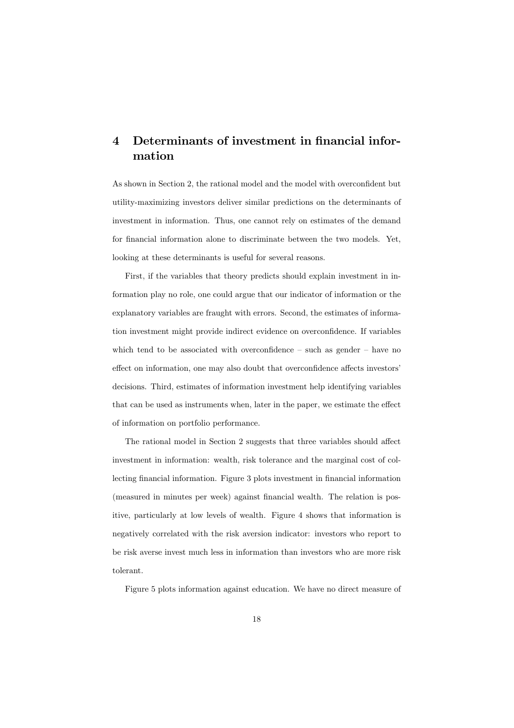# 4 Determinants of investment in financial information

As shown in Section 2, the rational model and the model with overconfident but utility-maximizing investors deliver similar predictions on the determinants of investment in information. Thus, one cannot rely on estimates of the demand for financial information alone to discriminate between the two models. Yet, looking at these determinants is useful for several reasons.

First, if the variables that theory predicts should explain investment in information play no role, one could argue that our indicator of information or the explanatory variables are fraught with errors. Second, the estimates of information investment might provide indirect evidence on overconfidence. If variables which tend to be associated with overconfidence – such as gender – have no effect on information, one may also doubt that overconfidence affects investors' decisions. Third, estimates of information investment help identifying variables that can be used as instruments when, later in the paper, we estimate the effect of information on portfolio performance.

The rational model in Section 2 suggests that three variables should affect investment in information: wealth, risk tolerance and the marginal cost of collecting financial information. Figure 3 plots investment in financial information (measured in minutes per week) against financial wealth. The relation is positive, particularly at low levels of wealth. Figure 4 shows that information is negatively correlated with the risk aversion indicator: investors who report to be risk averse invest much less in information than investors who are more risk tolerant.

Figure 5 plots information against education. We have no direct measure of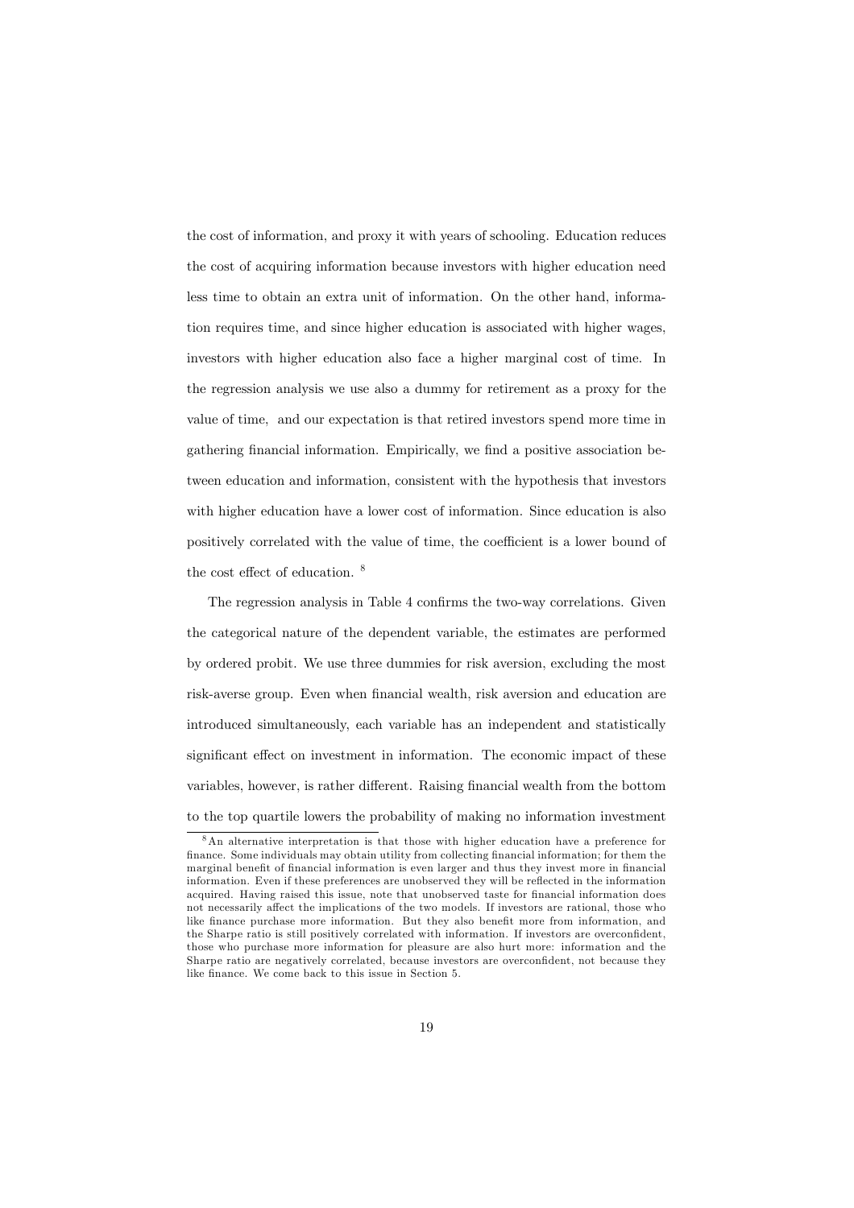the cost of information, and proxy it with years of schooling. Education reduces the cost of acquiring information because investors with higher education need less time to obtain an extra unit of information. On the other hand, information requires time, and since higher education is associated with higher wages, investors with higher education also face a higher marginal cost of time. In the regression analysis we use also a dummy for retirement as a proxy for the value of time, and our expectation is that retired investors spend more time in gathering financial information. Empirically, we find a positive association between education and information, consistent with the hypothesis that investors with higher education have a lower cost of information. Since education is also positively correlated with the value of time, the coefficient is a lower bound of the cost effect of education. [8]

The regression analysis in Table 4 confirms the two-way correlations. Given the categorical nature of the dependent variable, the estimates are performed by ordered probit. We use three dummies for risk aversion, excluding the most risk-averse group. Even when financial wealth, risk aversion and education are introduced simultaneously, each variable has an independent and statistically significant effect on investment in information. The economic impact of these variables, however, is rather different. Raising financial wealth from the bottom to the top quartile lowers the probability of making no information investment

[8] An alternative interpretation is that those with higher education have a preference for finance. Some individuals may obtain utility from collecting financial information; for them the marginal benefit of financial information is even larger and thus they invest more in financial information. Even if these preferences are unobserved they will be reflected in the information acquired. Having raised this issue, note that unobserved taste for financial information does not necessarily affect the implications of the two models. If investors are rational, those who like finance purchase more information. But they also benefit more from information, and the Sharpe ratio is still positively correlated with information. If investors are overconfident, those who purchase more information for pleasure are also hurt more: information and the Sharpe ratio are negatively correlated, because investors are overconfident, not because they like finance. We come back to this issue in Section 5.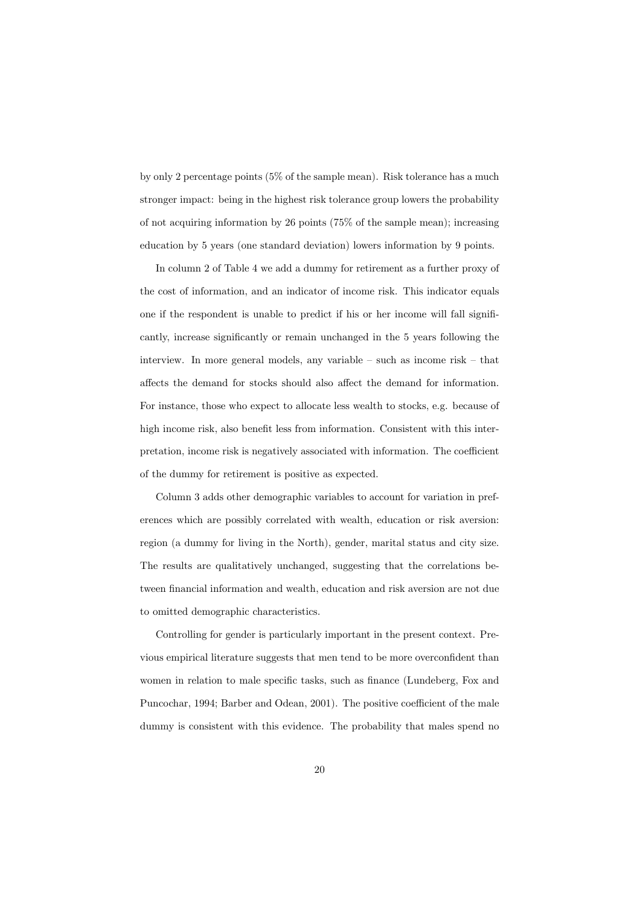by only 2 percentage points (5% of the sample mean). Risk tolerance has a much stronger impact: being in the highest risk tolerance group lowers the probability of not acquiring information by 26 points (75% of the sample mean); increasing education by 5 years (one standard deviation) lowers information by 9 points.

In column 2 of Table 4 we add a dummy for retirement as a further proxy of the cost of information, and an indicator of income risk. This indicator equals one if the respondent is unable to predict if his or her income will fall significantly, increase significantly or remain unchanged in the 5 years following the interview. In more general models, any variable – such as income risk – that affects the demand for stocks should also affect the demand for information. For instance, those who expect to allocate less wealth to stocks, e.g. because of high income risk, also benefit less from information. Consistent with this interpretation, income risk is negatively associated with information. The coefficient of the dummy for retirement is positive as expected.

Column 3 adds other demographic variables to account for variation in preferences which are possibly correlated with wealth, education or risk aversion: region (a dummy for living in the North), gender, marital status and city size. The results are qualitatively unchanged, suggesting that the correlations between financial information and wealth, education and risk aversion are not due to omitted demographic characteristics.

Controlling for gender is particularly important in the present context. Previous empirical literature suggests that men tend to be more overconfident than women in relation to male specific tasks, such as finance (Lundeberg, Fox and Puncochar, 1994; Barber and Odean, 2001). The positive coefficient of the male dummy is consistent with this evidence. The probability that males spend no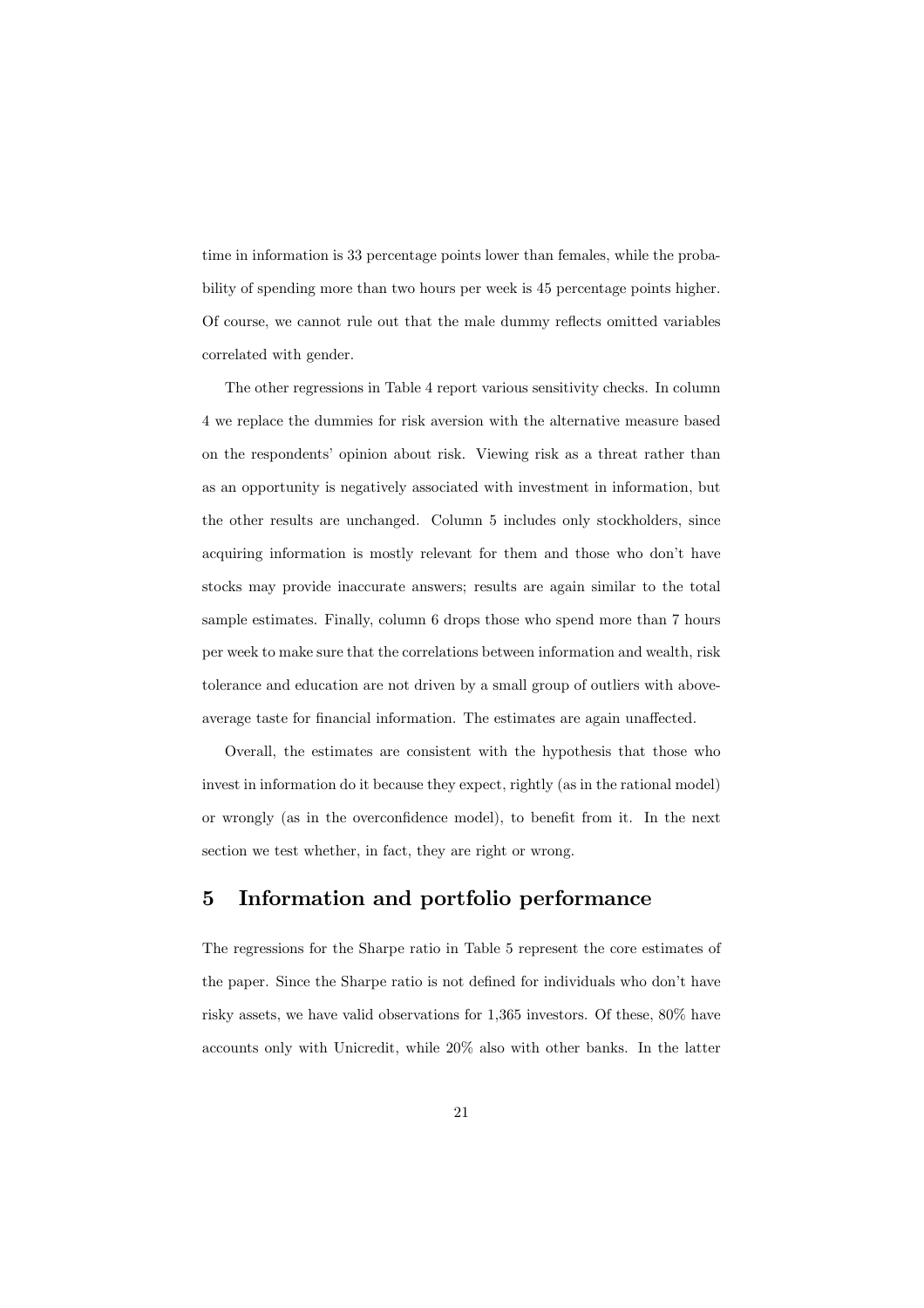time in information is 33 percentage points lower than females, while the probability of spending more than two hours per week is 45 percentage points higher. Of course, we cannot rule out that the male dummy reflects omitted variables correlated with gender.

The other regressions in Table 4 report various sensitivity checks. In column 4 we replace the dummies for risk aversion with the alternative measure based on the respondents' opinion about risk. Viewing risk as a threat rather than as an opportunity is negatively associated with investment in information, but the other results are unchanged. Column 5 includes only stockholders, since acquiring information is mostly relevant for them and those who don't have stocks may provide inaccurate answers; results are again similar to the total sample estimates. Finally, column 6 drops those who spend more than 7 hours per week to make sure that the correlations between information and wealth, risk tolerance and education are not driven by a small group of outliers with above-average taste for financial information. The estimates are again unaffected.

Overall, the estimates are consistent with the hypothesis that those who invest in information do it because they expect, rightly (as in the rational model) or wrongly (as in the overconfidence model), to benefit from it. In the next section we test whether, in fact, they are right or wrong.

## 5 Information and portfolio performance

The regressions for the Sharpe ratio in Table 5 represent the core estimates of the paper. Since the Sharpe ratio is not defined for individuals who don't have risky assets, we have valid observations for 1,365 investors. Of these, 80% have accounts only with Unicredit, while 20% also with other banks. In the latter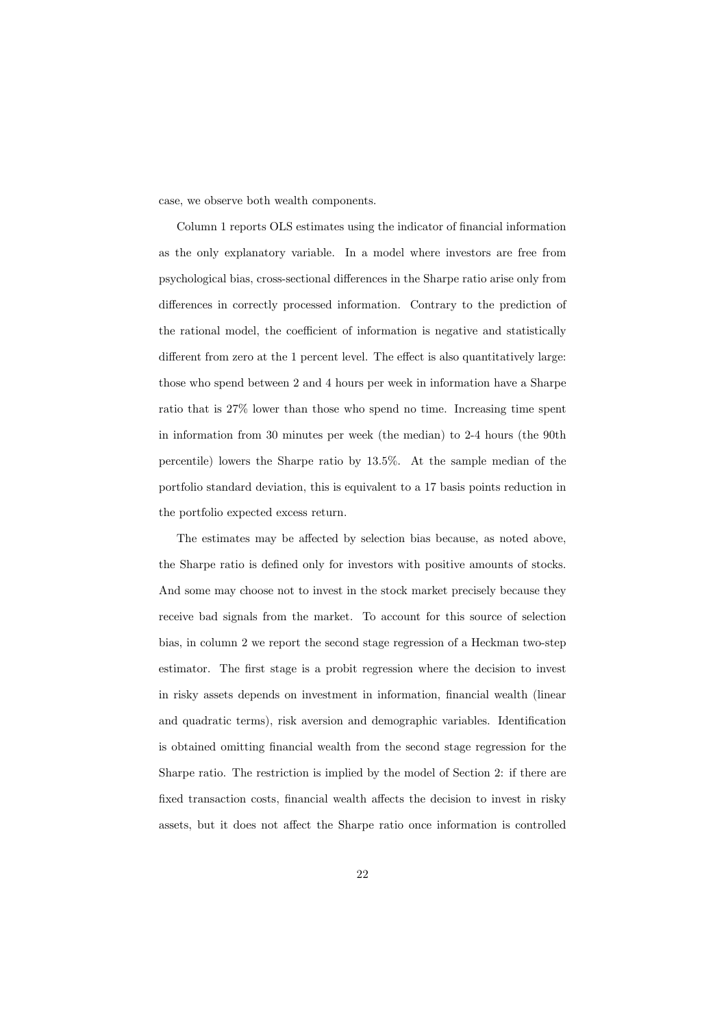case, we observe both wealth components.

Column 1 reports OLS estimates using the indicator of financial information as the only explanatory variable. In a model where investors are free from psychological bias, cross-sectional differences in the Sharpe ratio arise only from differences in correctly processed information. Contrary to the prediction of the rational model, the coefficient of information is negative and statistically different from zero at the 1 percent level. The effect is also quantitatively large: those who spend between 2 and 4 hours per week in information have a Sharpe ratio that is 27% lower than those who spend no time. Increasing time spent in information from 30 minutes per week (the median) to 2-4 hours (the 90th percentile) lowers the Sharpe ratio by 13.5%. At the sample median of the portfolio standard deviation, this is equivalent to a 17 basis points reduction in the portfolio expected excess return.

The estimates may be affected by selection bias because, as noted above, the Sharpe ratio is defined only for investors with positive amounts of stocks. And some may choose not to invest in the stock market precisely because they receive bad signals from the market. To account for this source of selection bias, in column 2 we report the second stage regression of a Heckman two-step estimator. The first stage is a probit regression where the decision to invest in risky assets depends on investment in information, financial wealth (linear and quadratic terms), risk aversion and demographic variables. Identification is obtained omitting financial wealth from the second stage regression for the Sharpe ratio. The restriction is implied by the model of Section 2: if there are fixed transaction costs, financial wealth affects the decision to invest in risky assets, but it does not affect the Sharpe ratio once information is controlled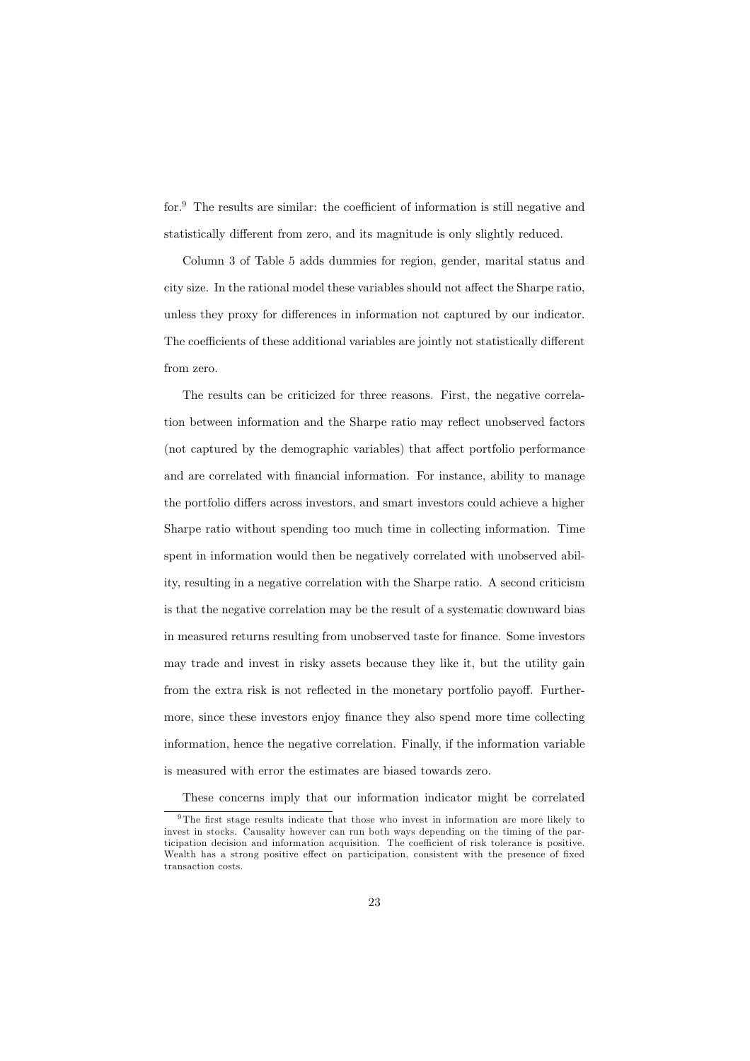for.[9] The results are similar: the coefficient of information is still negative and statistically different from zero, and its magnitude is only slightly reduced.

Column 3 of Table 5 adds dummies for region, gender, marital status and city size. In the rational model these variables should not affect the Sharpe ratio, unless they proxy for differences in information not captured by our indicator. The coefficients of these additional variables are jointly not statistically different from zero.

The results can be criticized for three reasons. First, the negative correlation between information and the Sharpe ratio may reflect unobserved factors (not captured by the demographic variables) that affect portfolio performance and are correlated with financial information. For instance, ability to manage the portfolio differs across investors, and smart investors could achieve a higher Sharpe ratio without spending too much time in collecting information. Time spent in information would then be negatively correlated with unobserved ability, resulting in a negative correlation with the Sharpe ratio. A second criticism is that the negative correlation may be the result of a systematic downward bias in measured returns resulting from unobserved taste for finance. Some investors may trade and invest in risky assets because they like it, but the utility gain from the extra risk is not reflected in the monetary portfolio payoff. Furthermore, since these investors enjoy finance they also spend more time collecting information, hence the negative correlation. Finally, if the information variable is measured with error the estimates are biased towards zero.

These concerns imply that our information indicator might be correlated

[9] The first stage results indicate that those who invest in information are more likely to invest in stocks. Causality however can run both ways depending on the timing of the participation decision and information acquisition. The coefficient of risk tolerance is positive. Wealth has a strong positive effect on participation, consistent with the presence of fixed transaction costs.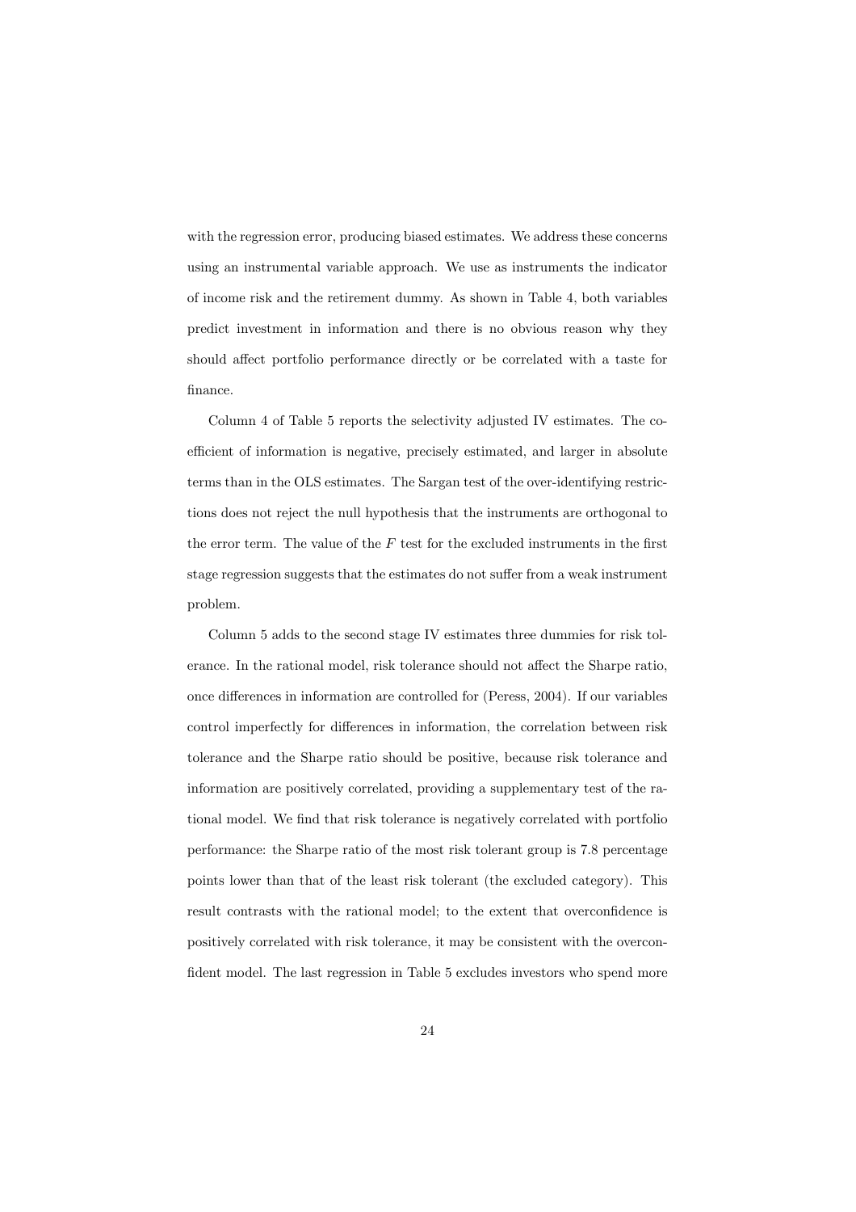with the regression error, producing biased estimates. We address these concerns using an instrumental variable approach. We use as instruments the indicator of income risk and the retirement dummy. As shown in Table 4, both variables predict investment in information and there is no obvious reason why they should affect portfolio performance directly or be correlated with a taste for finance.

Column 4 of Table 5 reports the selectivity adjusted IV estimates. The coefficient of information is negative, precisely estimated, and larger in absolute terms than in the OLS estimates. The Sargan test of the over-identifying restrictions does not reject the null hypothesis that the instruments are orthogonal to the error term. The value of the $F$ test for the excluded instruments in the first stage regression suggests that the estimates do not suffer from a weak instrument problem.

Column 5 adds to the second stage IV estimates three dummies for risk tolerance. In the rational model, risk tolerance should not affect the Sharpe ratio, once differences in information are controlled for (Peress, 2004). If our variables control imperfectly for differences in information, the correlation between risk tolerance and the Sharpe ratio should be positive, because risk tolerance and information are positively correlated, providing a supplementary test of the rational model. We find that risk tolerance is negatively correlated with portfolio performance: the Sharpe ratio of the most risk tolerant group is 7.8 percentage points lower than that of the least risk tolerant (the excluded category). This result contrasts with the rational model; to the extent that overconfidence is positively correlated with risk tolerance, it may be consistent with the overconfident model. The last regression in Table 5 excludes investors who spend more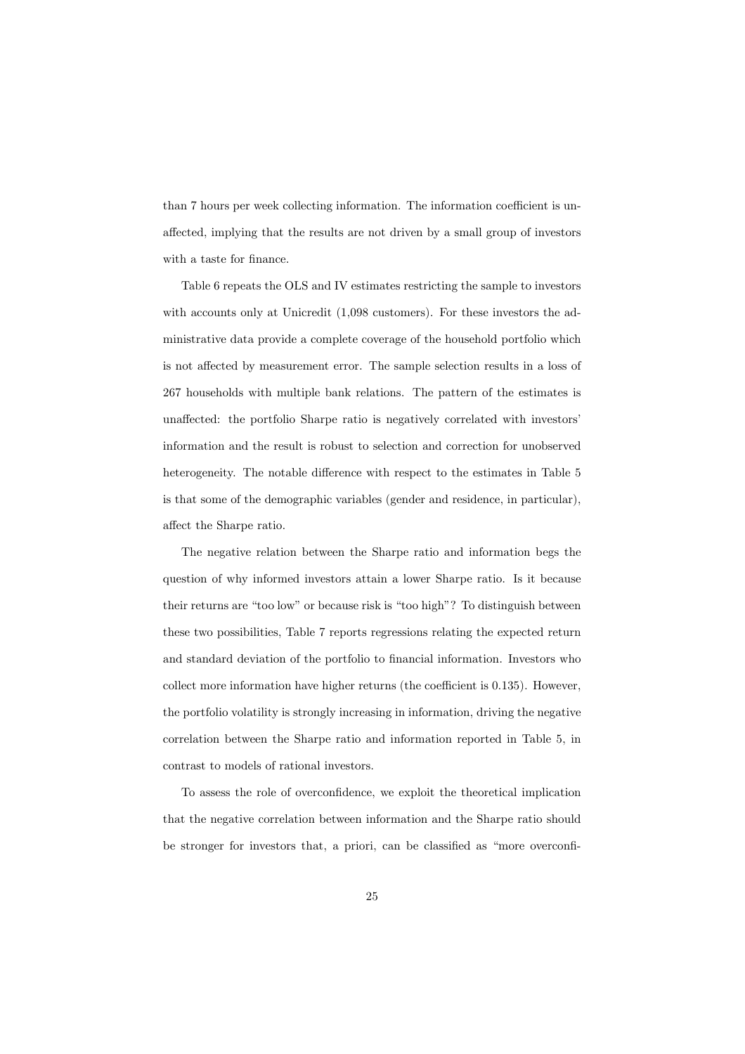than 7 hours per week collecting information. The information coefficient is unaffected, implying that the results are not driven by a small group of investors with a taste for finance.

Table 6 repeats the OLS and IV estimates restricting the sample to investors with accounts only at Unicredit (1,098 customers). For these investors the administrative data provide a complete coverage of the household portfolio which is not affected by measurement error. The sample selection results in a loss of 267 households with multiple bank relations. The pattern of the estimates is unaffected: the portfolio Sharpe ratio is negatively correlated with investors' information and the result is robust to selection and correction for unobserved heterogeneity. The notable difference with respect to the estimates in Table 5 is that some of the demographic variables (gender and residence, in particular), affect the Sharpe ratio.

The negative relation between the Sharpe ratio and information begs the question of why informed investors attain a lower Sharpe ratio. Is it because their returns are "too low" or because risk is "too high"? To distinguish between these two possibilities, Table 7 reports regressions relating the expected return and standard deviation of the portfolio to financial information. Investors who collect more information have higher returns (the coefficient is 0.135). However, the portfolio volatility is strongly increasing in information, driving the negative correlation between the Sharpe ratio and information reported in Table 5, in contrast to models of rational investors.

To assess the role of overconfidence, we exploit the theoretical implication that the negative correlation between information and the Sharpe ratio should be stronger for investors that, a priori, can be classified as "more overconfi-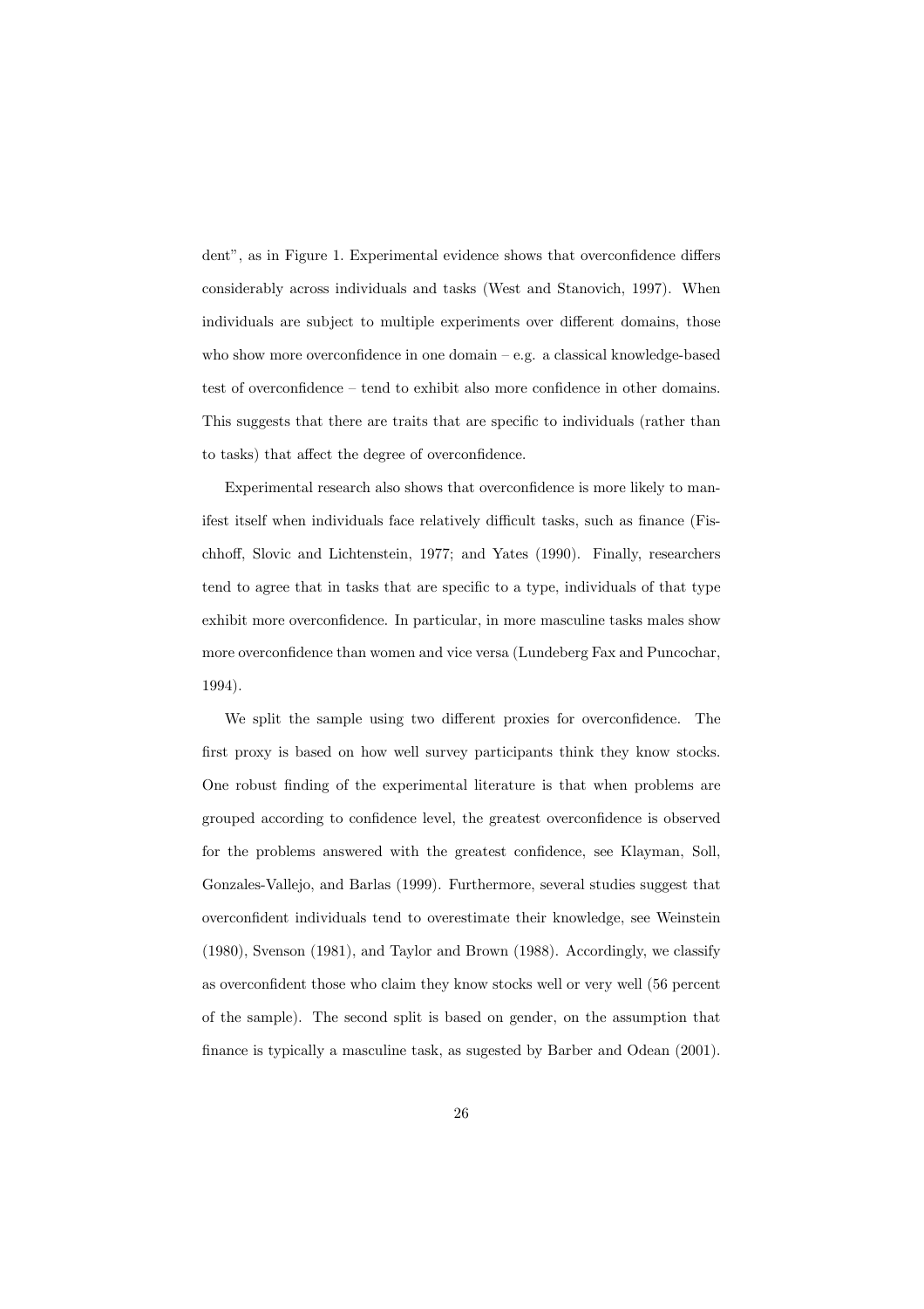dent", as in Figure 1. Experimental evidence shows that overconfidence differs considerably across individuals and tasks (West and Stanovich, 1997). When individuals are subject to multiple experiments over different domains, those who show more overconfidence in one domain – e.g. a classical knowledge-based test of overconfidence – tend to exhibit also more confidence in other domains. This suggests that there are traits that are specific to individuals (rather than to tasks) that affect the degree of overconfidence.

Experimental research also shows that overconfidence is more likely to manifest itself when individuals face relatively difficult tasks, such as finance (Fischhoff, Slovic and Lichtenstein, 1977; and Yates (1990). Finally, researchers tend to agree that in tasks that are specific to a type, individuals of that type exhibit more overconfidence. In particular, in more masculine tasks males show more overconfidence than women and vice versa (Lundeberg Fax and Puncochar, 1994).

We split the sample using two different proxies for overconfidence. The first proxy is based on how well survey participants think they know stocks. One robust finding of the experimental literature is that when problems are grouped according to confidence level, the greatest overconfidence is observed for the problems answered with the greatest confidence, see Klayman, Soll, Gonzales-Vallejo, and Barlas (1999). Furthermore, several studies suggest that overconfident individuals tend to overestimate their knowledge, see Weinstein (1980), Svenson (1981), and Taylor and Brown (1988). Accordingly, we classify as overconfident those who claim they know stocks well or very well (56 percent of the sample). The second split is based on gender, on the assumption that finance is typically a masculine task, as sugested by Barber and Odean (2001).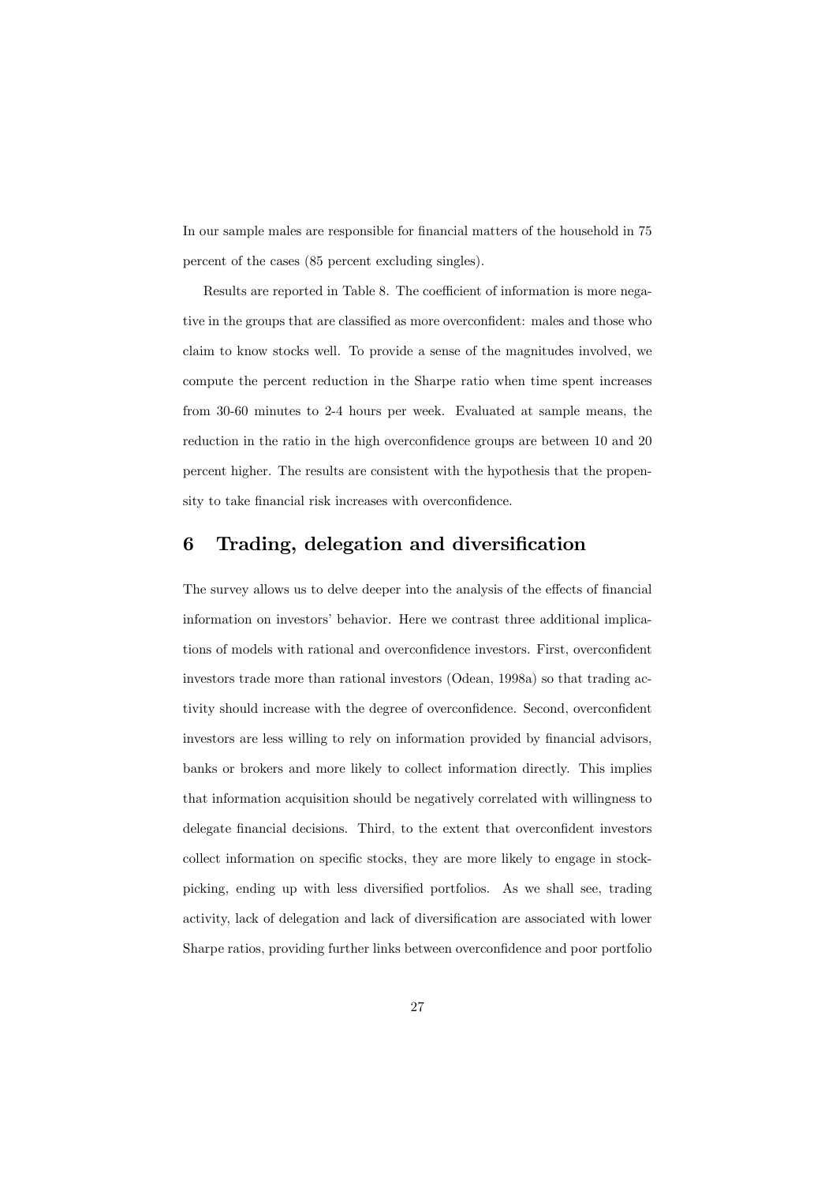In our sample males are responsible for financial matters of the household in 75 percent of the cases (85 percent excluding singles).

Results are reported in Table 8. The coefficient of information is more negative in the groups that are classified as more overconfident: males and those who claim to know stocks well. To provide a sense of the magnitudes involved, we compute the percent reduction in the Sharpe ratio when time spent increases from 30-60 minutes to 2-4 hours per week. Evaluated at sample means, the reduction in the ratio in the high overconfidence groups are between 10 and 20 percent higher. The results are consistent with the hypothesis that the propensity to take financial risk increases with overconfidence.

## 6 Trading, delegation and diversification

The survey allows us to delve deeper into the analysis of the effects of financial information on investors' behavior. Here we contrast three additional implications of models with rational and overconfidence investors. First, overconfident investors trade more than rational investors (Odean, 1998a) so that trading activity should increase with the degree of overconfidence. Second, overconfident investors are less willing to rely on information provided by financial advisors, banks or brokers and more likely to collect information directly. This implies that information acquisition should be negatively correlated with willingness to delegate financial decisions. Third, to the extent that overconfident investors collect information on specific stocks, they are more likely to engage in stock-picking, ending up with less diversified portfolios. As we shall see, trading activity, lack of delegation and lack of diversification are associated with lower Sharpe ratios, providing further links between overconfidence and poor portfolio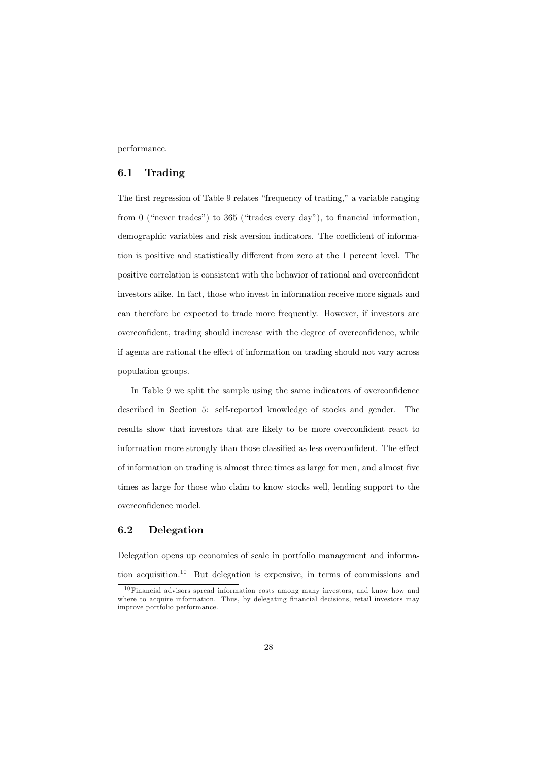performance.

## 6.1 Trading

The first regression of Table 9 relates "frequency of trading," a variable ranging from 0 ("never trades") to 365 ("trades every day"), to financial information, demographic variables and risk aversion indicators. The coefficient of information is positive and statistically different from zero at the 1 percent level. The positive correlation is consistent with the behavior of rational and overconfident investors alike. In fact, those who invest in information receive more signals and can therefore be expected to trade more frequently. However, if investors are overconfident, trading should increase with the degree of overconfidence, while if agents are rational the effect of information on trading should not vary across population groups.

In Table 9 we split the sample using the same indicators of overconfidence described in Section 5: self-reported knowledge of stocks and gender. The results show that investors that are likely to be more overconfident react to information more strongly than those classified as less overconfident. The effect of information on trading is almost three times as large for men, and almost five times as large for those who claim to know stocks well, lending support to the overconfidence model.

## 6.2 Delegation

Delegation opens up economies of scale in portfolio management and information acquisition.[10] But delegation is expensive, in terms of commissions and

[10] Financial advisors spread information costs among many investors, and know how and where to acquire information. Thus, by delegating financial decisions, retail investors may improve portfolio performance.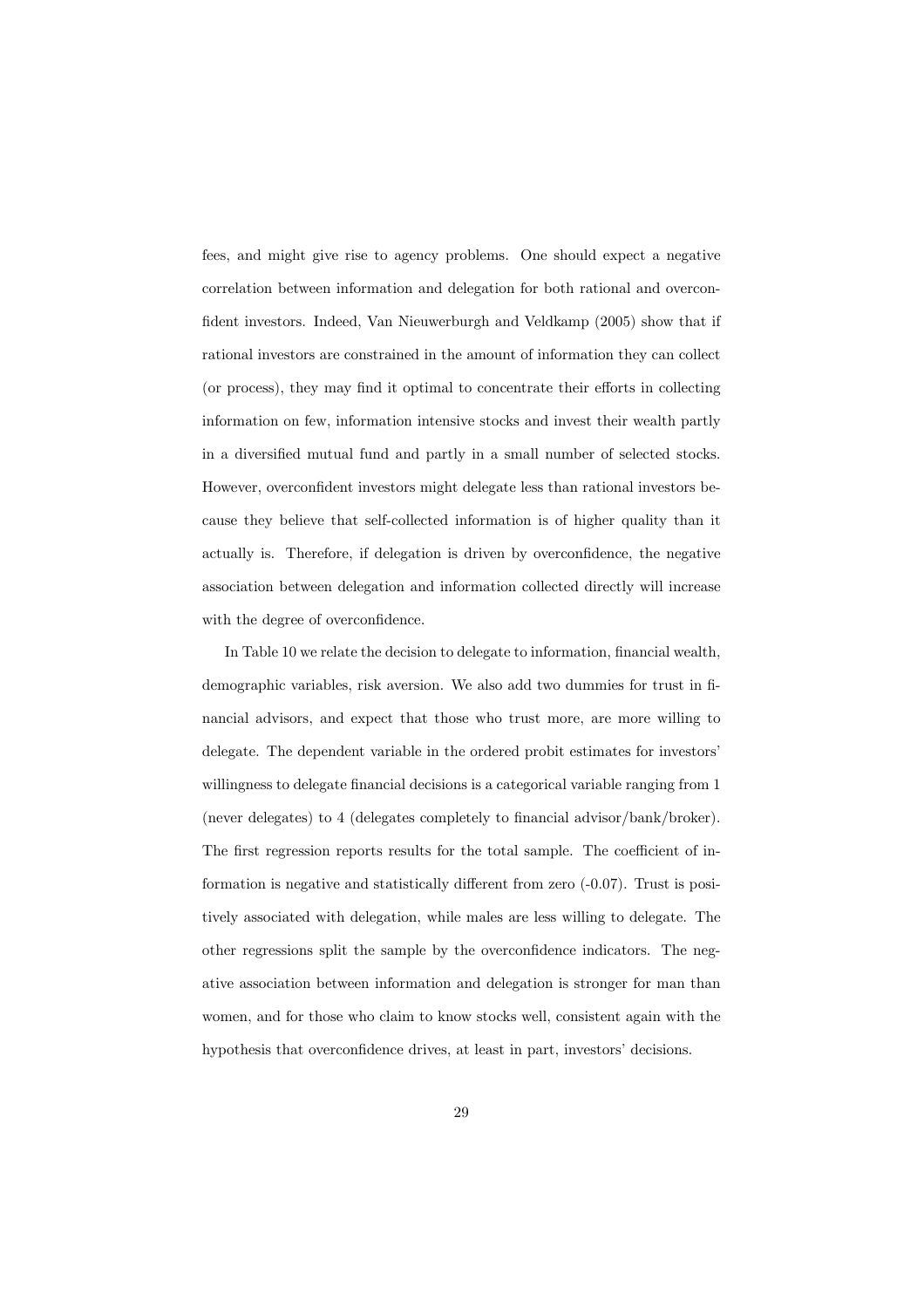fees, and might give rise to agency problems. One should expect a negative correlation between information and delegation for both rational and overconfident investors. Indeed, Van Nieuwerburgh and Veldkamp (2005) show that if rational investors are constrained in the amount of information they can collect (or process), they may find it optimal to concentrate their efforts in collecting information on few, information intensive stocks and invest their wealth partly in a diversified mutual fund and partly in a small number of selected stocks. However, overconfident investors might delegate less than rational investors because they believe that self-collected information is of higher quality than it actually is. Therefore, if delegation is driven by overconfidence, the negative association between delegation and information collected directly will increase with the degree of overconfidence.

In Table 10 we relate the decision to delegate to information, financial wealth, demographic variables, risk aversion. We also add two dummies for trust in financial advisors, and expect that those who trust more, are more willing to delegate. The dependent variable in the ordered probit estimates for investors' willingness to delegate financial decisions is a categorical variable ranging from 1 (never delegates) to 4 (delegates completely to financial advisor/bank/broker). The first regression reports results for the total sample. The coefficient of information is negative and statistically different from zero (-0.07). Trust is positively associated with delegation, while males are less willing to delegate. The other regressions split the sample by the overconfidence indicators. The negative association between information and delegation is stronger for man than women, and for those who claim to know stocks well, consistent again with the hypothesis that overconfidence drives, at least in part, investors' decisions.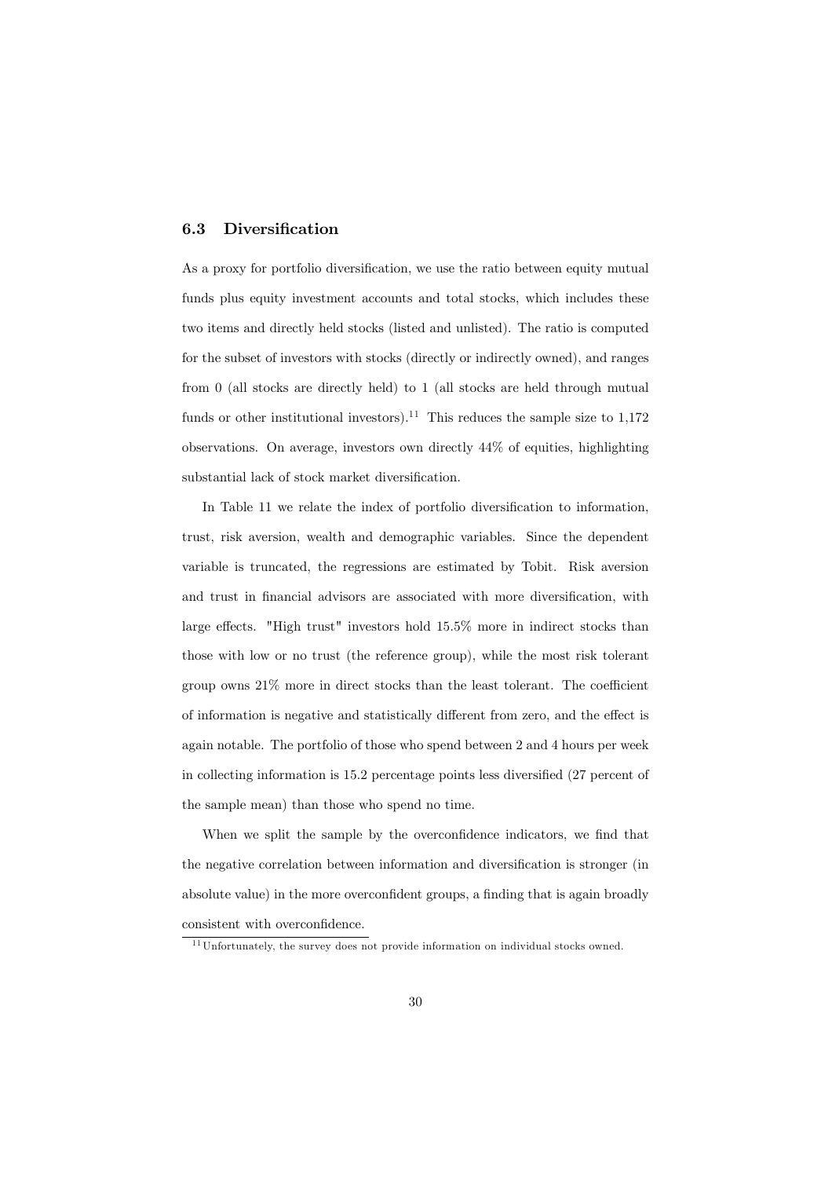### 6.3 Diversification

As a proxy for portfolio diversification, we use the ratio between equity mutual funds plus equity investment accounts and total stocks, which includes these two items and directly held stocks (listed and unlisted). The ratio is computed for the subset of investors with stocks (directly or indirectly owned), and ranges from 0 (all stocks are directly held) to 1 (all stocks are held through mutual funds or other institutional investors).[11] This reduces the sample size to 1,172 observations. On average, investors own directly 44% of equities, highlighting substantial lack of stock market diversification.

In Table 11 we relate the index of portfolio diversification to information, trust, risk aversion, wealth and demographic variables. Since the dependent variable is truncated, the regressions are estimated by Tobit. Risk aversion and trust in financial advisors are associated with more diversification, with large effects. "High trust" investors hold 15.5% more in indirect stocks than those with low or no trust (the reference group), while the most risk tolerant group owns 21% more in direct stocks than the least tolerant. The coefficient of information is negative and statistically different from zero, and the effect is again notable. The portfolio of those who spend between 2 and 4 hours per week in collecting information is 15.2 percentage points less diversified (27 percent of the sample mean) than those who spend no time.

When we split the sample by the overconfidence indicators, we find that the negative correlation between information and diversification is stronger (in absolute value) in the more overconfident groups, a finding that is again broadly consistent with overconfidence.

[11] Unfortunately, the survey does not provide information on individual stocks owned.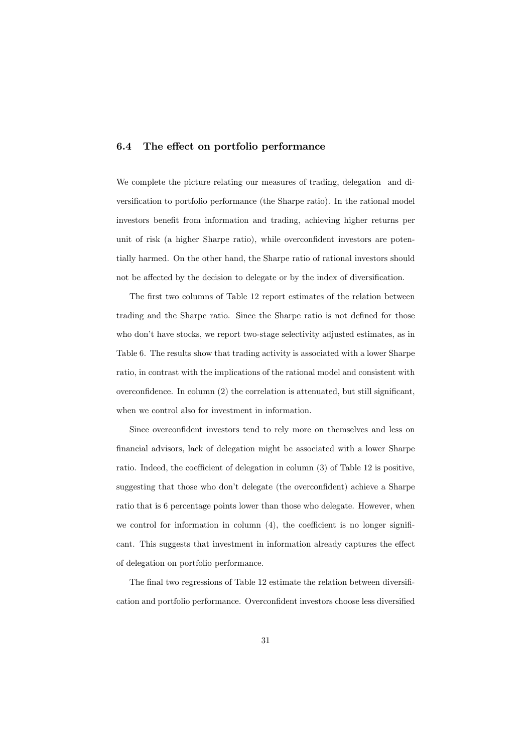### 6.4 The effect on portfolio performance

We complete the picture relating our measures of trading, delegation and diversification to portfolio performance (the Sharpe ratio). In the rational model investors benefit from information and trading, achieving higher returns per unit of risk (a higher Sharpe ratio), while overconfident investors are potentially harmed. On the other hand, the Sharpe ratio of rational investors should not be affected by the decision to delegate or by the index of diversification.

The first two columns of Table 12 report estimates of the relation between trading and the Sharpe ratio. Since the Sharpe ratio is not defined for those who don't have stocks, we report two-stage selectivity adjusted estimates, as in Table 6. The results show that trading activity is associated with a lower Sharpe ratio, in contrast with the implications of the rational model and consistent with overconfidence. In column (2) the correlation is attenuated, but still significant, when we control also for investment in information.

Since overconfident investors tend to rely more on themselves and less on financial advisors, lack of delegation might be associated with a lower Sharpe ratio. Indeed, the coefficient of delegation in column (3) of Table 12 is positive, suggesting that those who don't delegate (the overconfident) achieve a Sharpe ratio that is 6 percentage points lower than those who delegate. However, when we control for information in column (4), the coefficient is no longer significant. This suggests that investment in information already captures the effect of delegation on portfolio performance.

The final two regressions of Table 12 estimate the relation between diversification and portfolio performance. Overconfident investors choose less diversified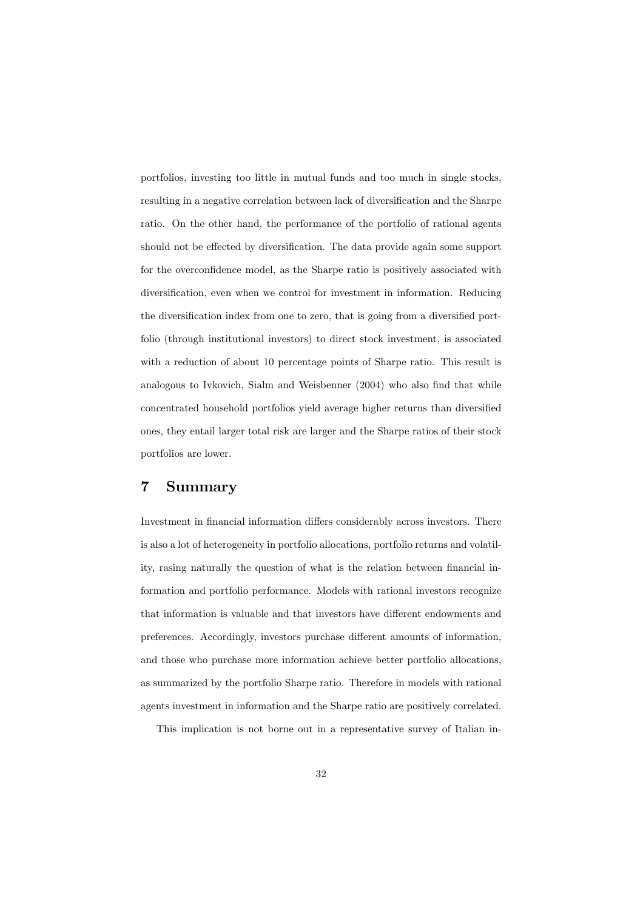portfolios, investing too little in mutual funds and too much in single stocks, resulting in a negative correlation between lack of diversification and the Sharpe ratio. On the other hand, the performance of the portfolio of rational agents should not be effected by diversification. The data provide again some support for the overconfidence model, as the Sharpe ratio is positively associated with diversification, even when we control for investment in information. Reducing the diversification index from one to zero, that is going from a diversified portfolio (through institutional investors) to direct stock investment, is associated with a reduction of about 10 percentage points of Sharpe ratio. This result is analogous to Ivkovich, Sialm and Weisbenner (2004) who also find that while concentrated household portfolios yield average higher returns than diversified ones, they entail larger total risk are larger and the Sharpe ratios of their stock portfolios are lower.

## 7 Summary

Investment in financial information differs considerably across investors. There is also a lot of heterogeneity in portfolio allocations, portfolio returns and volatility, rasing naturally the question of what is the relation between financial information and portfolio performance. Models with rational investors recognize that information is valuable and that investors have different endowments and preferences. Accordingly, investors purchase different amounts of information, and those who purchase more information achieve better portfolio allocations, as summarized by the portfolio Sharpe ratio. Therefore in models with rational agents investment in information and the Sharpe ratio are positively correlated.

This implication is not borne out in a representative survey of Italian in-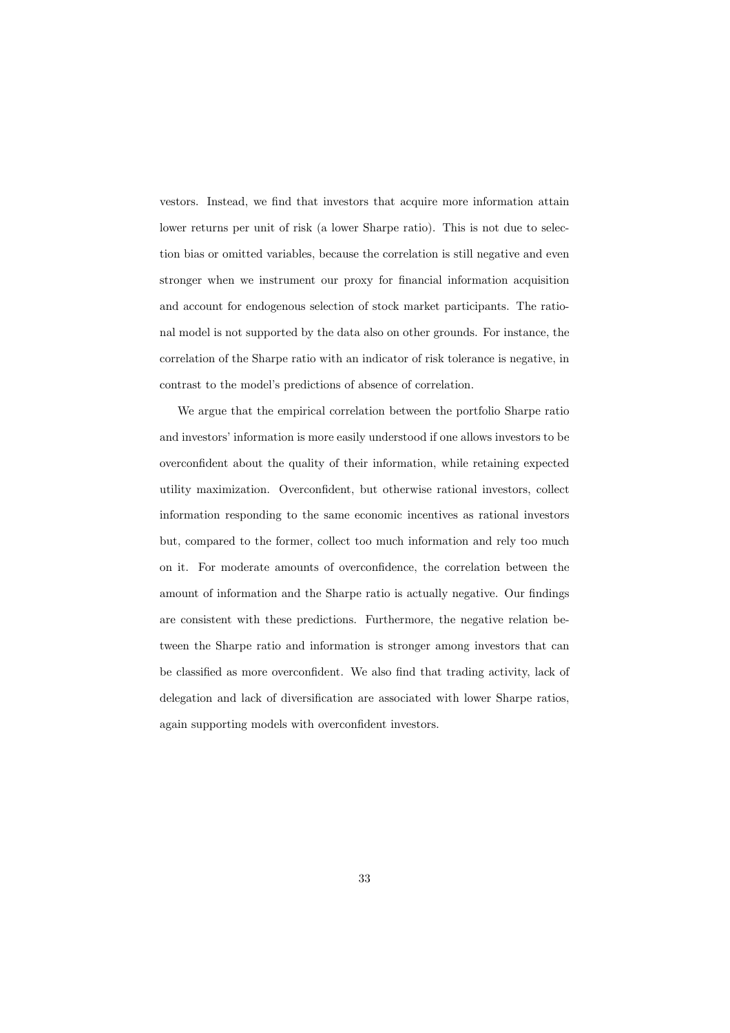vestors. Instead, we find that investors that acquire more information attain lower returns per unit of risk (a lower Sharpe ratio). This is not due to selection bias or omitted variables, because the correlation is still negative and even stronger when we instrument our proxy for financial information acquisition and account for endogenous selection of stock market participants. The rational model is not supported by the data also on other grounds. For instance, the correlation of the Sharpe ratio with an indicator of risk tolerance is negative, in contrast to the model's predictions of absence of correlation.

We argue that the empirical correlation between the portfolio Sharpe ratio and investors' information is more easily understood if one allows investors to be overconfident about the quality of their information, while retaining expected utility maximization. Overconfident, but otherwise rational investors, collect information responding to the same economic incentives as rational investors but, compared to the former, collect too much information and rely too much on it. For moderate amounts of overconfidence, the correlation between the amount of information and the Sharpe ratio is actually negative. Our findings are consistent with these predictions. Furthermore, the negative relation between the Sharpe ratio and information is stronger among investors that can be classified as more overconfident. We also find that trading activity, lack of delegation and lack of diversification are associated with lower Sharpe ratios, again supporting models with overconfident investors.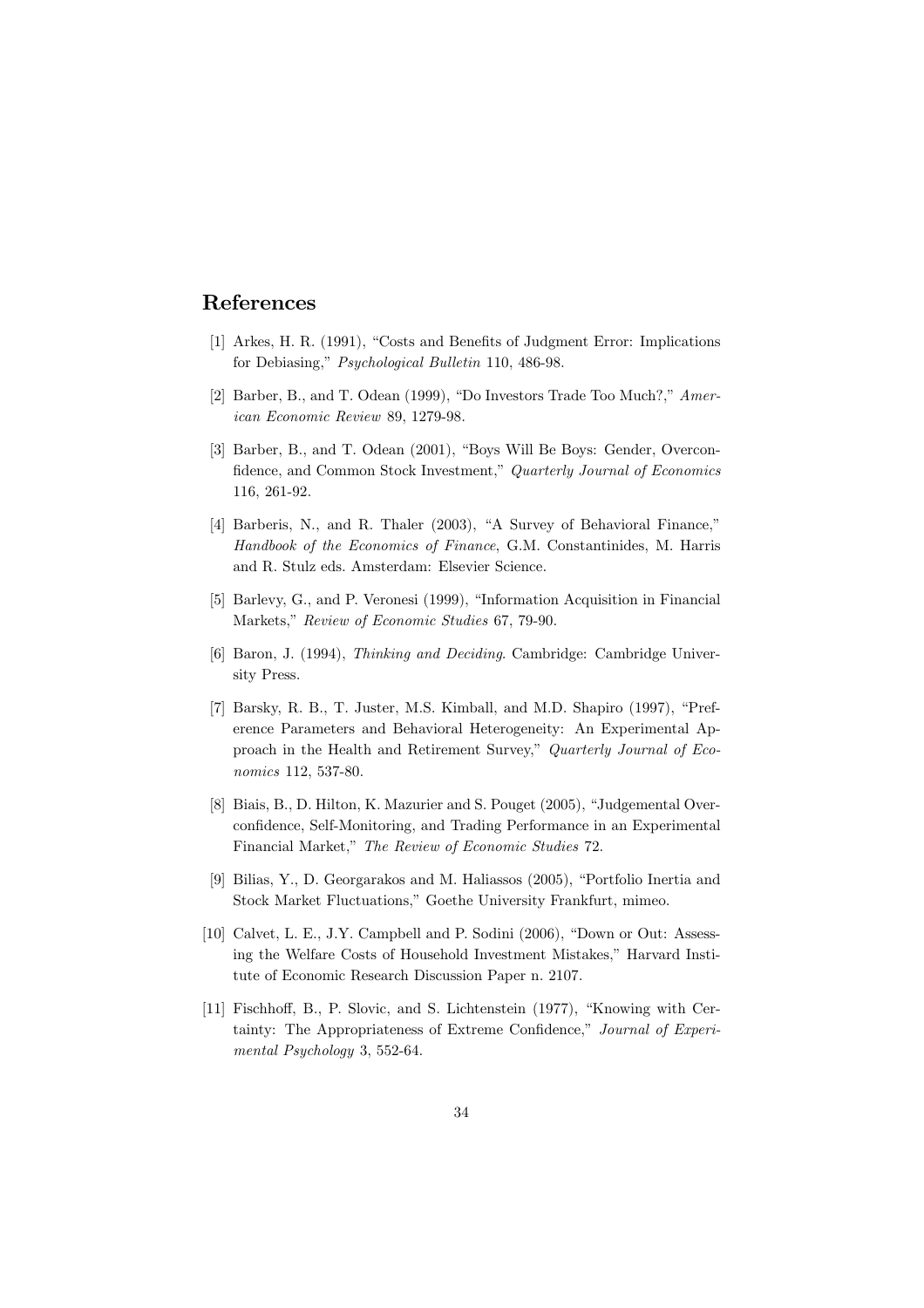## References

[1] Arkes, H. R. (1991), "Costs and Benefits of Judgment Error: Implications for Debiasing," *Psychological Bulletin* 110, 486-98.

[2] Barber, B., and T. Odean (1999), "Do Investors Trade Too Much?," *American Economic Review* 89, 1279-98.

[3] Barber, B., and T. Odean (2001), "Boys Will Be Boys: Gender, Overconfidence, and Common Stock Investment," *Quarterly Journal of Economics* 116, 261-92.

[4] Barberis, N., and R. Thaler (2003), "A Survey of Behavioral Finance," *Handbook of the Economics of Finance*, G.M. Constantinides, M. Harris and R. Stulz eds. Amsterdam: Elsevier Science.

[5] Barlevy, G., and P. Veronesi (1999), "Information Acquisition in Financial Markets," *Review of Economic Studies* 67, 79-90.

[6] Baron, J. (1994), *Thinking and Deciding*. Cambridge: Cambridge University Press.

[7] Barsky, R. B., T. Juster, M.S. Kimball, and M.D. Shapiro (1997), "Preference Parameters and Behavioral Heterogeneity: An Experimental Approach in the Health and Retirement Survey," *Quarterly Journal of Economics* 112, 537-80.

[8] Biais, B., D. Hilton, K. Mazurier and S. Pouget (2005), "Judgemental Overconfidence, Self-Monitoring, and Trading Performance in an Experimental Financial Market," *The Review of Economic Studies* 72.

[9] Bilias, Y., D. Georgarakos and M. Haliassos (2005), "Portfolio Inertia and Stock Market Fluctuations," Goethe University Frankfurt, mimeo.

[10] Calvet, L. E., J.Y. Campbell and P. Sodini (2006), "Down or Out: Assessing the Welfare Costs of Household Investment Mistakes," Harvard Institute of Economic Research Discussion Paper n. 2107.

[11] Fischhoff, B., P. Slovic, and S. Lichtenstein (1977), "Knowing with Certainty: The Appropriateness of Extreme Confidence," *Journal of Experimental Psychology* 3, 552-64.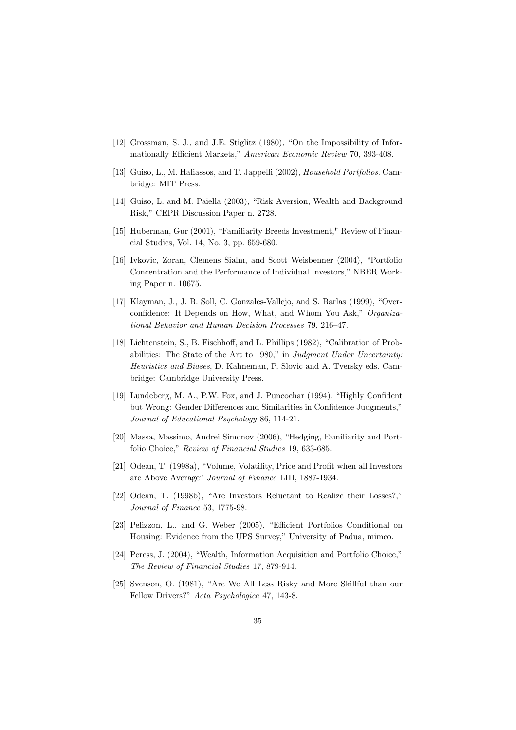[12] Grossman, S. J., and J.E. Stiglitz (1980), "On the Impossibility of Informationally Efficient Markets," *American Economic Review* 70, 393-408.

[13] Guiso, L., M. Haliassos, and T. Jappelli (2002), *Household Portfolios*. Cambridge: MIT Press.

[14] Guiso, L. and M. Paiella (2003), "Risk Aversion, Wealth and Background Risk," CEPR Discussion Paper n. 2728.

[15] Huberman, Gur (2001), "Familiarity Breeds Investment," Review of Financial Studies, Vol. 14, No. 3, pp. 659-680.

[16] Ivkovic, Zoran, Clemens Sialm, and Scott Weisbenner (2004), "Portfolio Concentration and the Performance of Individual Investors," NBER Working Paper n. 10675.

[17] Klayman, J., J. B. Soll, C. Gonzales-Vallejo, and S. Barlas (1999), "Overconfidence: It Depends on How, What, and Whom You Ask," *Organizational Behavior and Human Decision Processes* 79, 216–47.

[18] Lichtenstein, S., B. Fischhoff, and L. Phillips (1982), "Calibration of Probabilities: The State of the Art to 1980," in *Judgment Under Uncertainty: Heuristics and Biases*, D. Kahneman, P. Slovic and A. Tversky eds. Cambridge: Cambridge University Press.

[19] Lundeberg, M. A., P.W. Fox, and J. Puncochar (1994). "Highly Confident but Wrong: Gender Differences and Similarities in Confidence Judgments," *Journal of Educational Psychology* 86, 114-21.

[20] Massa, Massimo, Andrei Simonov (2006), "Hedging, Familiarity and Portfolio Choice," *Review of Financial Studies* 19, 633-685.

[21] Odean, T. (1998a), "Volume, Volatility, Price and Profit when all Investors are Above Average" *Journal of Finance* LIII, 1887-1934.

[22] Odean, T. (1998b), "Are Investors Reluctant to Realize their Losses?," *Journal of Finance* 53, 1775-98.

[23] Pelizzon, L., and G. Weber (2005), "Efficient Portfolios Conditional on Housing: Evidence from the UPS Survey," University of Padua, mimeo.

[24] Peress, J. (2004), "Wealth, Information Acquisition and Portfolio Choice," *The Review of Financial Studies* 17, 879-914.

[25] Svenson, O. (1981), "Are We All Less Risky and More Skillful than our Fellow Drivers?" *Acta Psychologica* 47, 143-8.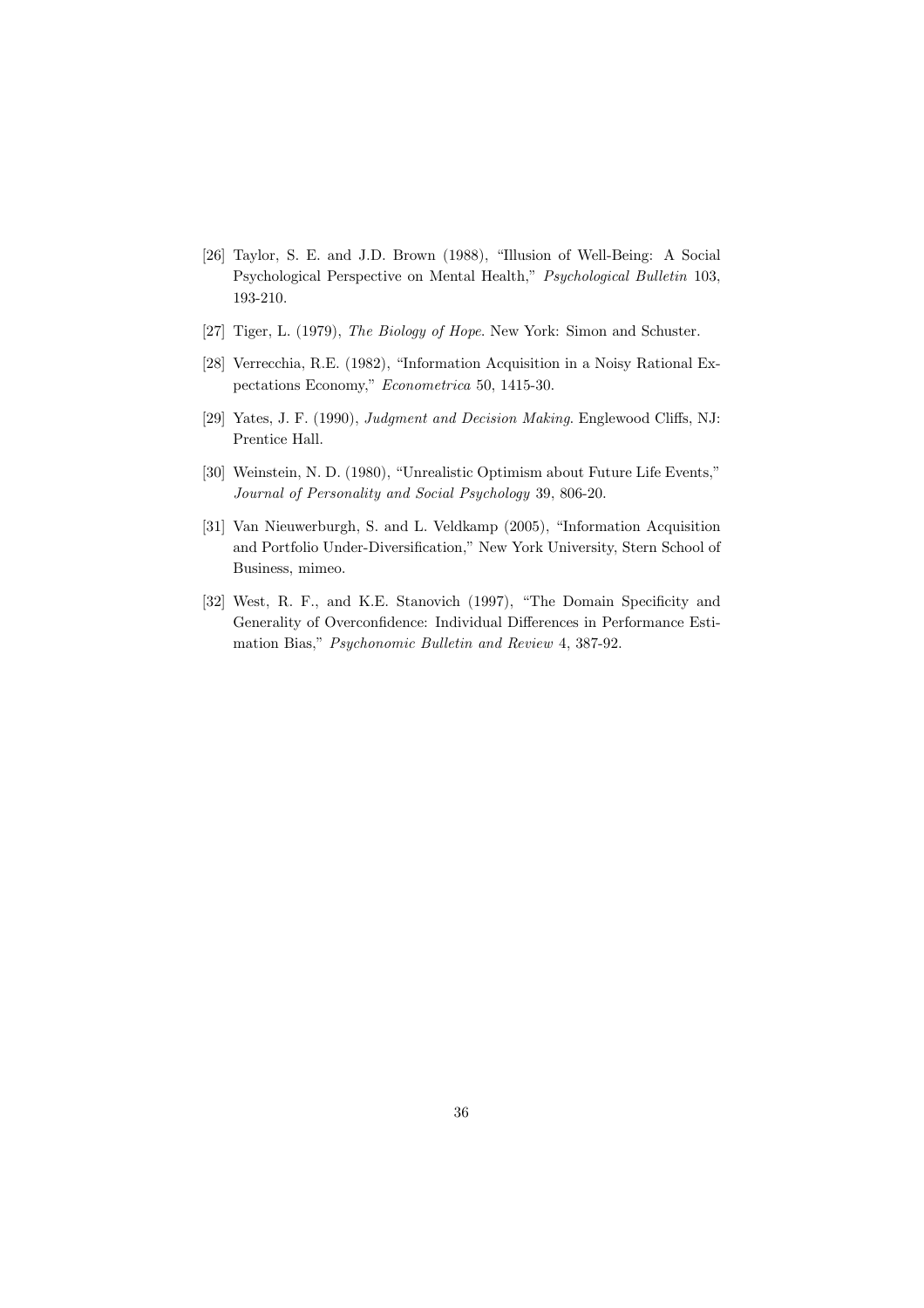[26] Taylor, S. E. and J.D. Brown (1988), "Illusion of Well-Being: A Social Psychological Perspective on Mental Health," *Psychological Bulletin* 103, 193-210.

[27] Tiger, L. (1979), *The Biology of Hope*. New York: Simon and Schuster.

[28] Verrecchia, R.E. (1982), "Information Acquisition in a Noisy Rational Expectations Economy," *Econometrica* 50, 1415-30.

[29] Yates, J. F. (1990), *Judgment and Decision Making*. Englewood Cliffs, NJ: Prentice Hall.

[30] Weinstein, N. D. (1980), "Unrealistic Optimism about Future Life Events," *Journal of Personality and Social Psychology* 39, 806-20.

[31] Van Nieuwerburgh, S. and L. Veldkamp (2005), "Information Acquisition and Portfolio Under-Diversification," New York University, Stern School of Business, mimeo.

[32] West, R. F., and K.E. Stanovich (1997), "The Domain Specificity and Generality of Overconfidence: Individual Differences in Performance Estimation Bias," *Psychonomic Bulletin and Review* 4, 387-92.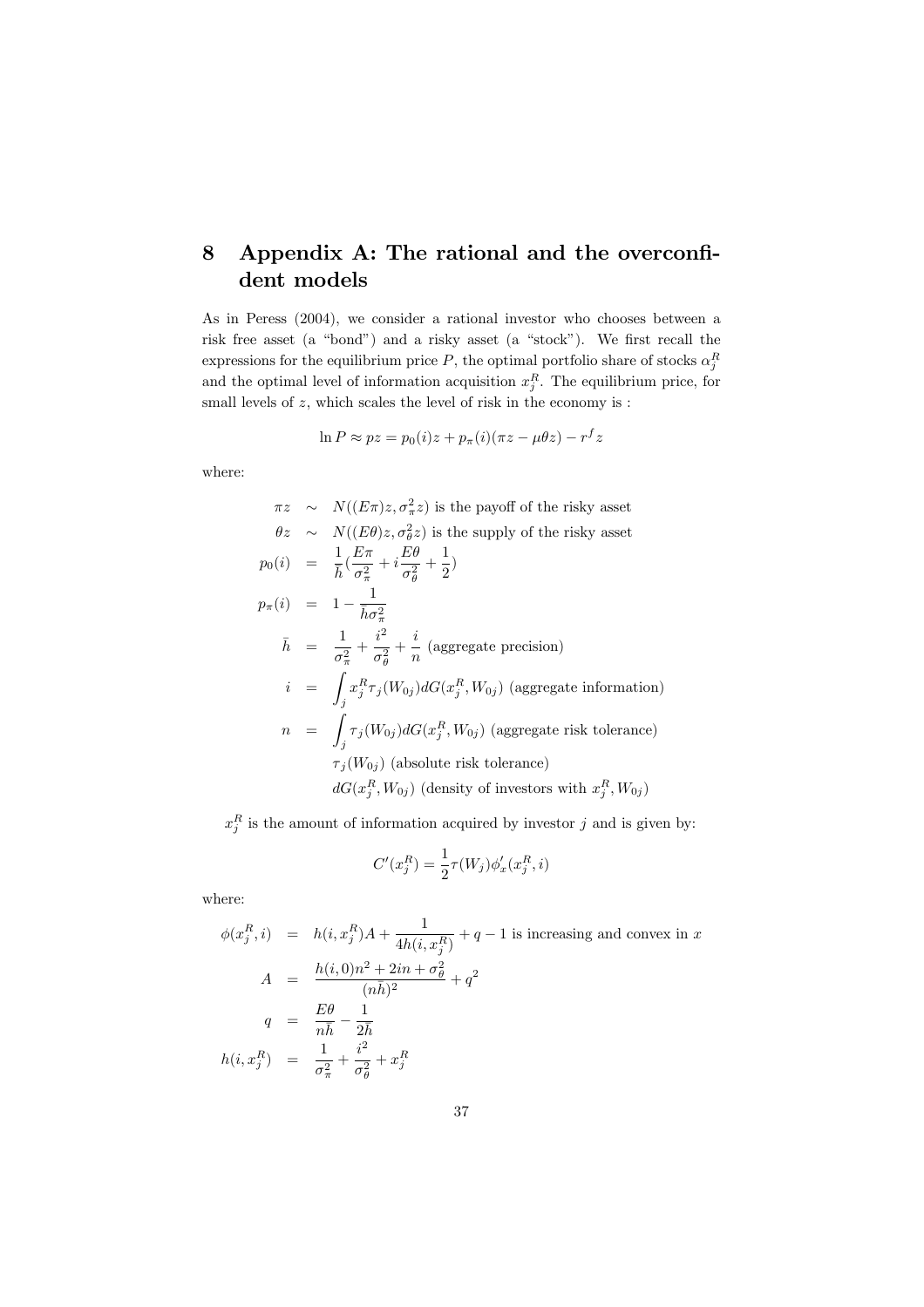# 8 Appendix A: The rational and the overconfident models

As in Peress (2004), we consider a rational investor who chooses between a risk free asset (a "bond") and a risky asset (a "stock"). We first recall the expressions for the equilibrium price $P$, the optimal portfolio share of stocks $\alpha_j^R$ and the optimal level of information acquisition $x_j^R$. The equilibrium price, for small levels of $z$, which scales the level of risk in the economy is :

$$\ln P \approx pz = p_0(i)z + p_\pi(i)(\pi z - \mu\theta z) - r^f z$$

where:

$$
\begin{aligned}
\pi z &\sim N((E\pi)z, \sigma_\pi^2 z) \text{ is the payoff of the risky asset} \\
\theta z &\sim N((E\theta)z, \sigma_\theta^2 z) \text{ is the supply of the risky asset} \\
p_0(i) &= \frac{1}{\bar{h}}\left(\frac{E\pi}{\sigma_\pi^2} + i\frac{E\theta}{\sigma_\theta^2} + \frac{1}{2}\right) \\
p_\pi(i) &= 1 - \frac{1}{\bar{h}\sigma_\pi^2} \\
\bar{h} &= \frac{1}{\sigma_\pi^2} + \frac{i^2}{\sigma_\theta^2} + \frac{i}{n} \text{ (aggregate precision)} \\
i &= \int_j x_j^R \tau_j(W_{0j})dG(x_j^R, W_{0j}) \text{ (aggregate information)} \\
n &= \int_j \tau_j(W_{0j})dG(x_j^R, W_{0j}) \text{ (aggregate risk tolerance)} \\
& \quad \tau_j(W_{0j}) \text{ (absolute risk tolerance)} \\
& \quad dG(x_j^R, W_{0j}) \text{ (density of investors with } x_j^R, W_{0j})
\end{aligned}
$$

$x_j^R$ is the amount of information acquired by investor $j$ and is given by:

$$C'(x_j^R) = \frac{1}{2}\tau(W_j)\phi'_x(x_j^R, i)$$

where:

$$
\begin{aligned}
\phi(x_j^R, i) &= h(i, x_j^R)A + \frac{1}{4h(i, x_j^R)} + q - 1 \text{ is increasing and convex in } x \\
A &= \frac{h(i,0)n^2 + 2in + \sigma_\theta^2}{(n\bar{h})^2} + q^2 \\
q &= \frac{E\theta}{n\bar{h}} - \frac{1}{2\bar{h}} \\
h(i, x_j^R) &= \frac{1}{\sigma_\pi^2} + \frac{i^2}{\sigma_\theta^2} + x_j^R
\end{aligned}
$$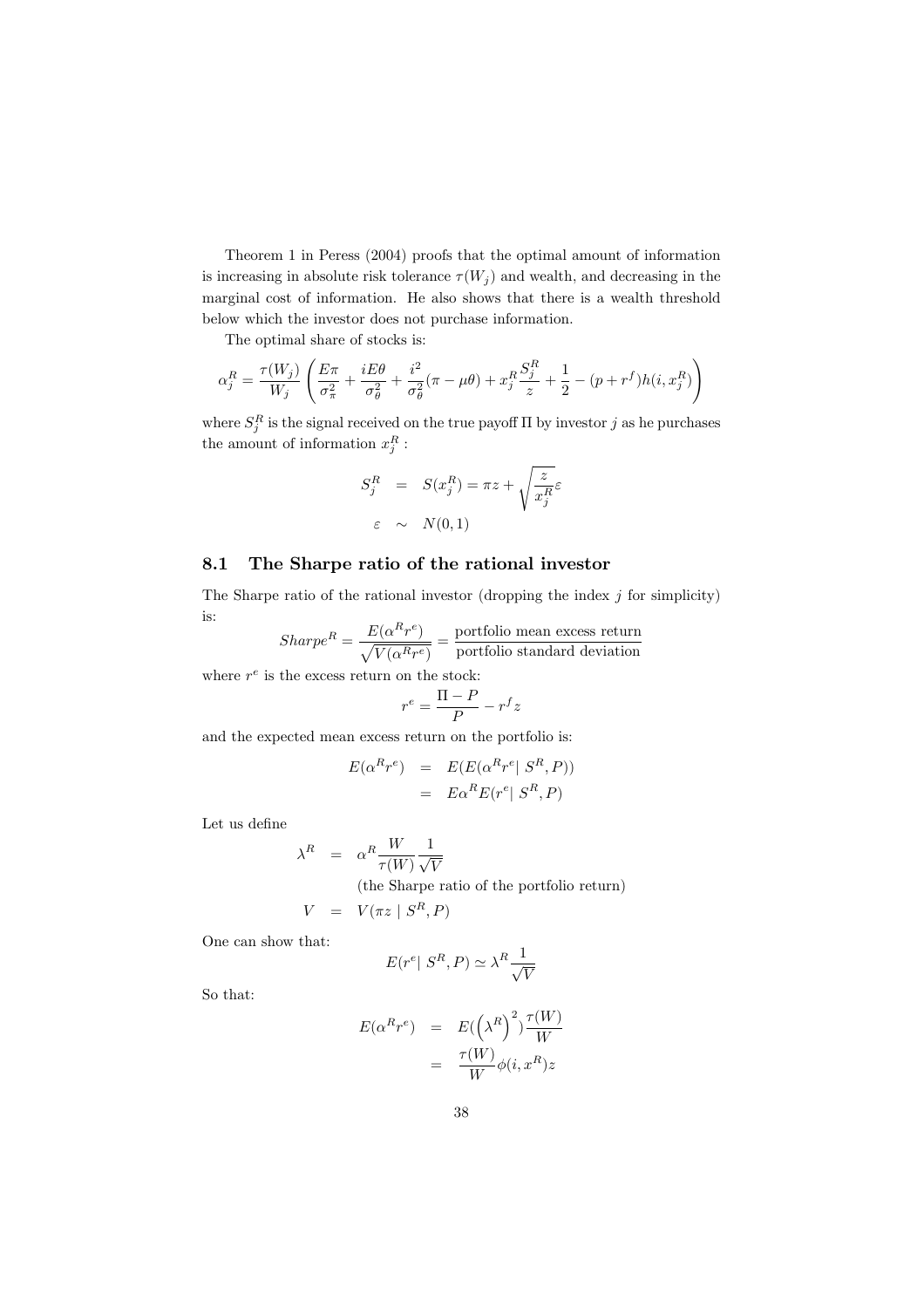Theorem 1 in Peress (2004) proofs that the optimal amount of information is increasing in absolute risk tolerance $\tau(W_j)$ and wealth, and decreasing in the marginal cost of information. He also shows that there is a wealth threshold below which the investor does not purchase information.

The optimal share of stocks is:

$$\alpha_j^R = \frac{\tau(W_j)}{W_j}\left(\frac{E\pi}{\sigma_\pi^2} + \frac{iE\theta}{\sigma_\theta^2} + \frac{i^2}{\sigma_\theta^2}(\pi - \mu\theta) + x_j^R\frac{S_j^R}{z} + \frac{1}{2} - (p + r^f)h(i, x_j^R)\right)$$

where $S_j^R$ is the signal received on the true payoff $\Pi$ by investor $j$ as he purchases the amount of information $x_j^R$ :

$$\begin{aligned} S_j^R &= S(x_j^R) = \pi z + \sqrt{\frac{z}{x_j^R}}\varepsilon \\ \varepsilon &\sim N(0,1) \end{aligned}$$

## 8.1 The Sharpe ratio of the rational investor

The Sharpe ratio of the rational investor (dropping the index $j$ for simplicity) is:

$$Sharpe^R = \frac{E(\alpha^R r^e)}{\sqrt{V(\alpha^R r^e)}} = \frac{\text{portfolio mean excess return}}{\text{portfolio standard deviation}}$$

where $r^e$ is the excess return on the stock:

$$r^e = \frac{\Pi - P}{P} - r^f z$$

and the expected mean excess return on the portfolio is:

$$\begin{aligned} E(\alpha^R r^e) &= E(E(\alpha^R r^e|\ S^R, P)) \\ &= E\alpha^R E(r^e|\ S^R, P) \end{aligned}$$

Let us define

$$\begin{aligned} \lambda^R &= \alpha^R \frac{W}{\tau(W)}\frac{1}{\sqrt{V}} \\ & \quad \text{(the Sharpe ratio of the portfolio return)} \\ V &= V(\pi z \mid S^R, P) \end{aligned}$$

One can show that:

$$E(r^e|\ S^R, P) \simeq \lambda^R \frac{1}{\sqrt{V}}$$

So that:

$$\begin{aligned} E(\alpha^R r^e) &= E(\left(\lambda^R\right)^2)\frac{\tau(W)}{W} \\ &= \frac{\tau(W)}{W}\phi(i, x^R)z \end{aligned}$$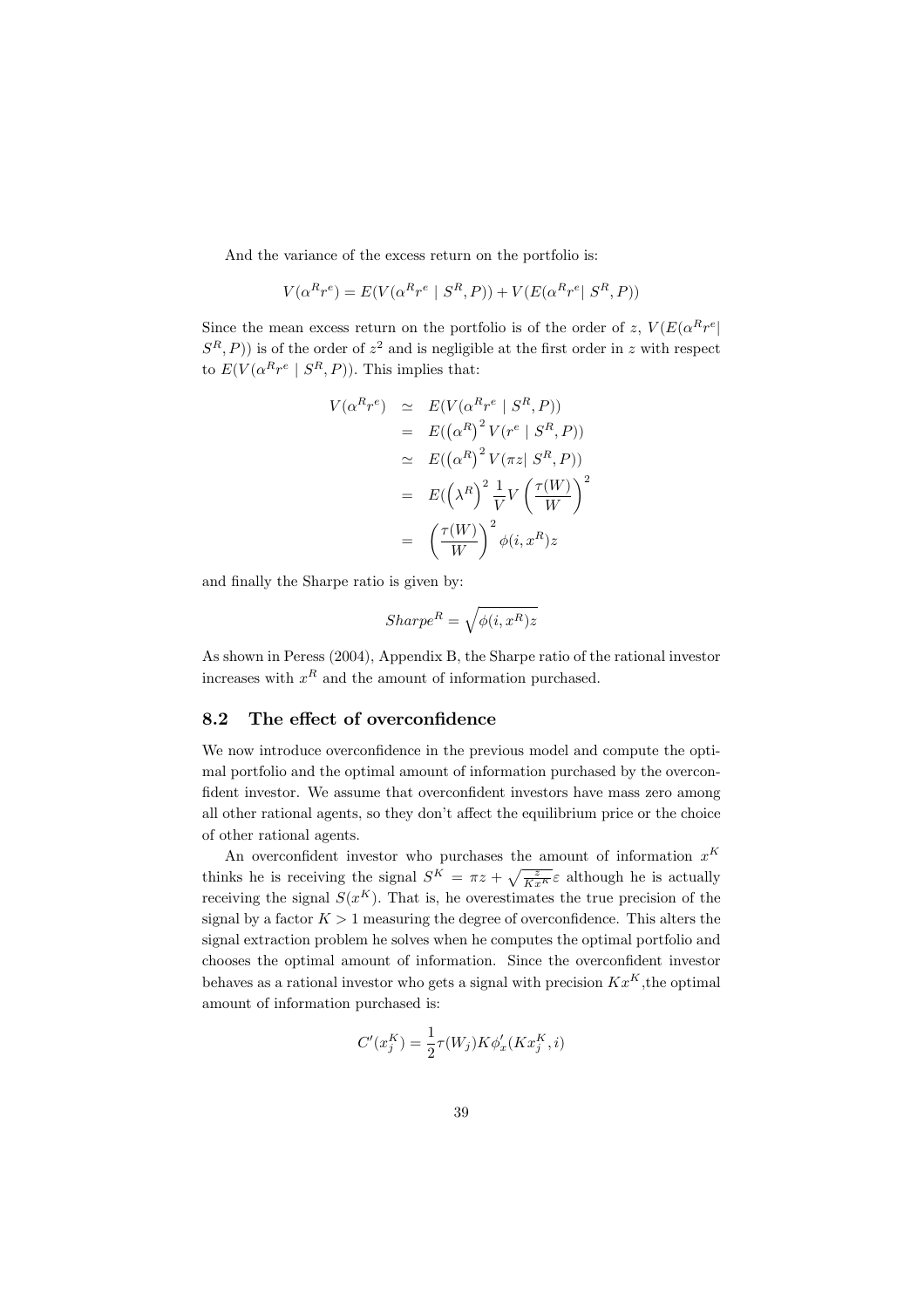And the variance of the excess return on the portfolio is:

$$V(\alpha^R r^e) = E(V(\alpha^R r^e \mid S^R, P)) + V(E(\alpha^R r^e | \, S^R, P))$$

Since the mean excess return on the portfolio is of the order of $z$, $V(E(\alpha^R r^e | \, S^R, P))$ is of the order of $z^2$ and is negligible at the first order in $z$ with respect to $E(V(\alpha^R r^e \mid S^R, P))$. This implies that:

$$\begin{aligned}
V(\alpha^R r^e) &\simeq E(V(\alpha^R r^e \mid S^R, P)) \\
&= E(\left(\alpha^R\right)^2 V(r^e \mid S^R, P)) \\
&\simeq E(\left(\alpha^R\right)^2 V(\pi z | \, S^R, P)) \\
&= E(\left(\lambda^R\right)^2 \frac{1}{V} V\left(\frac{\tau(W)}{W}\right)^2 \\
&= \left(\frac{\tau(W)}{W}\right)^2 \phi(i, x^R) z
\end{aligned}$$

and finally the Sharpe ratio is given by:

$$Sharpe^R = \sqrt{\phi(i, x^R) z}$$

As shown in Peress (2004), Appendix B, the Sharpe ratio of the rational investor increases with $x^R$ and the amount of information purchased.

## 8.2 The effect of overconfidence

We now introduce overconfidence in the previous model and compute the optimal portfolio and the optimal amount of information purchased by the overconfident investor. We assume that overconfident investors have mass zero among all other rational agents, so they don't affect the equilibrium price or the choice of other rational agents.

An overconfident investor who purchases the amount of information $x^K$ thinks he is receiving the signal $S^K = \pi z + \sqrt{\frac{z}{Kx^K}}\varepsilon$ although he is actually receiving the signal $S(x^K)$. That is, he overestimates the true precision of the signal by a factor $K > 1$ measuring the degree of overconfidence. This alters the signal extraction problem he solves when he computes the optimal portfolio and chooses the optimal amount of information. Since the overconfident investor behaves as a rational investor who gets a signal with precision $Kx^K$,the optimal amount of information purchased is:

$$C'(x_j^K) = \frac{1}{2}\tau(W_j) K \phi_x'(Kx_j^K, i)$$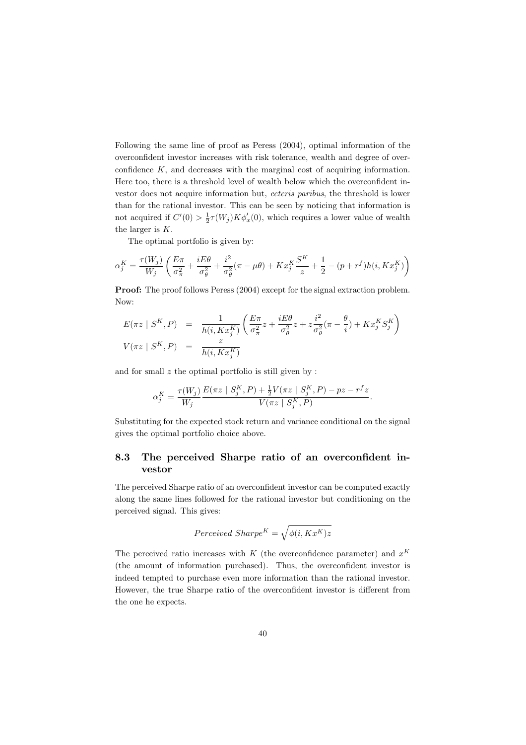Following the same line of proof as Peress (2004), optimal information of the overconfident investor increases with risk tolerance, wealth and degree of overconfidence $K$, and decreases with the marginal cost of acquiring information. Here too, there is a threshold level of wealth below which the overconfident investor does not acquire information but, *ceteris paribus*, the threshold is lower than for the rational investor. This can be seen by noticing that information is not acquired if $C'(0) > \frac{1}{2}\tau(W_j)K\phi'_x(0)$, which requires a lower value of wealth the larger is $K$.

The optimal portfolio is given by:

$$\alpha_j^K = \frac{\tau(W_j)}{W_j}\left(\frac{E\pi}{\sigma_\pi^2} + \frac{iE\theta}{\sigma_\theta^2} + \frac{i^2}{\sigma_\theta^2}(\pi - \mu\theta) + Kx_j^K\frac{S^K}{z} + \frac{1}{2} - (p + r^f)h(i, Kx_j^K)\right)$$

**Proof:** The proof follows Peress (2004) except for the signal extraction problem. Now:

$$\begin{aligned} E(\pi z \mid S^K, P) &= \frac{1}{h(i, Kx_j^K)}\left(\frac{E\pi}{\sigma_\pi^2}z + \frac{iE\theta}{\sigma_\theta^2}z + z\frac{i^2}{\sigma_\theta^2}(\pi - \frac{\theta}{i}) + Kx_j^K S_j^K\right) \\ V(\pi z \mid S^K, P) &= \frac{z}{h(i, Kx_j^K)} \end{aligned}$$

and for small $z$ the optimal portfolio is still given by :

$$\alpha_j^K = \frac{\tau(W_j)}{W_j}\frac{E(\pi z \mid S_j^K, P) + \frac{1}{2}V(\pi z \mid S_j^K, P) - pz - r^f z}{V(\pi z \mid S_j^K, P)}.$$

Substituting for the expected stock return and variance conditional on the signal gives the optimal portfolio choice above.

## 8.3 The perceived Sharpe ratio of an overconfident investor

The perceived Sharpe ratio of an overconfident investor can be computed exactly along the same lines followed for the rational investor but conditioning on the perceived signal. This gives:

$$Perceived\ Sharpe^K = \sqrt{\phi(i, Kx^K)z}$$

The perceived ratio increases with $K$ (the overconfidence parameter) and $x^K$ (the amount of information purchased). Thus, the overconfident investor is indeed tempted to purchase even more information than the rational investor. However, the true Sharpe ratio of the overconfident investor is different from the one he expects.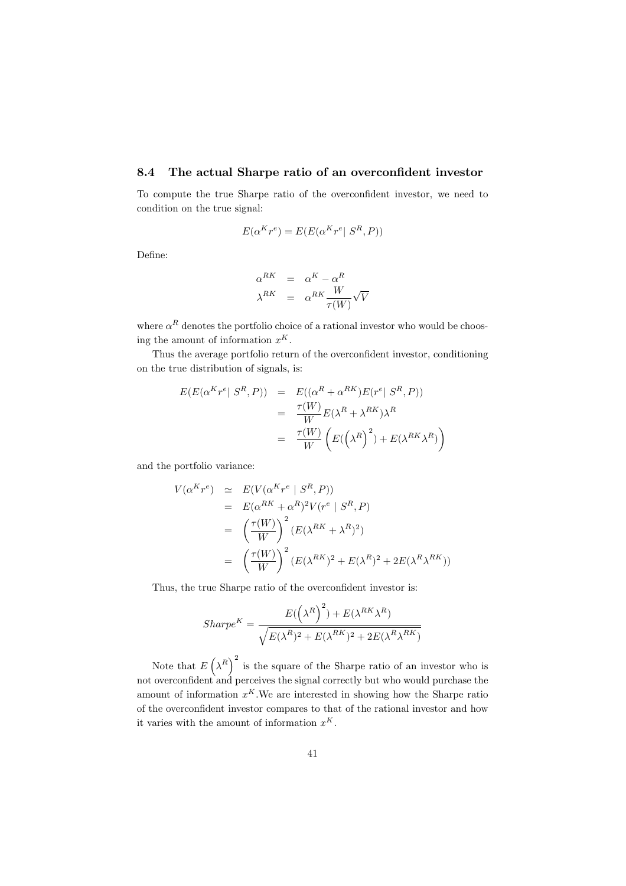### 8.4 The actual Sharpe ratio of an overconfident investor

To compute the true Sharpe ratio of the overconfident investor, we need to condition on the true signal:

$$E(\alpha^K r^e) = E(E(\alpha^K r^e | \ S^R, P))$$

Define:

$$\begin{aligned}
\alpha^{RK} &= \alpha^K - \alpha^R \\
\lambda^{RK} &= \alpha^{RK} \frac{W}{\tau(W)} \sqrt{V}
\end{aligned}$$

where $\alpha^R$ denotes the portfolio choice of a rational investor who would be choosing the amount of information $x^K$.

Thus the average portfolio return of the overconfident investor, conditioning on the true distribution of signals, is:

$$\begin{aligned}
E(E(\alpha^K r^e | \ S^R, P)) &= E((\alpha^R + \alpha^{RK}) E(r^e | \ S^R, P)) \\
&= \frac{\tau(W)}{W} E(\lambda^R + \lambda^{RK}) \lambda^R \\
&= \frac{\tau(W)}{W} \left( E(\left(\lambda^R\right)^2) + E(\lambda^{RK} \lambda^R) \right)
\end{aligned}$$

and the portfolio variance:

$$\begin{aligned}
V(\alpha^K r^e) &\simeq E(V(\alpha^K r^e \mid S^R, P)) \\
&= E(\alpha^{RK} + \alpha^R)^2 V(r^e \mid S^R, P) \\
&= \left( \frac{\tau(W)}{W} \right)^2 (E(\lambda^{RK} + \lambda^R)^2) \\
&= \left( \frac{\tau(W)}{W} \right)^2 (E(\lambda^{RK})^2 + E(\lambda^R)^2 + 2E(\lambda^R \lambda^{RK}))
\end{aligned}$$

Thus, the true Sharpe ratio of the overconfident investor is:

$$Sharpe^K = \frac{E(\left(\lambda^R\right)^2) + E(\lambda^{RK} \lambda^R)}{\sqrt{E(\lambda^R)^2 + E(\lambda^{RK})^2 + 2E(\lambda^R \lambda^{RK})}}$$

Note that $E\left(\lambda^R\right)^2$ is the square of the Sharpe ratio of an investor who is not overconfident and perceives the signal correctly but who would purchase the amount of information $x^K$.We are interested in showing how the Sharpe ratio of the overconfident investor compares to that of the rational investor and how it varies with the amount of information $x^K$.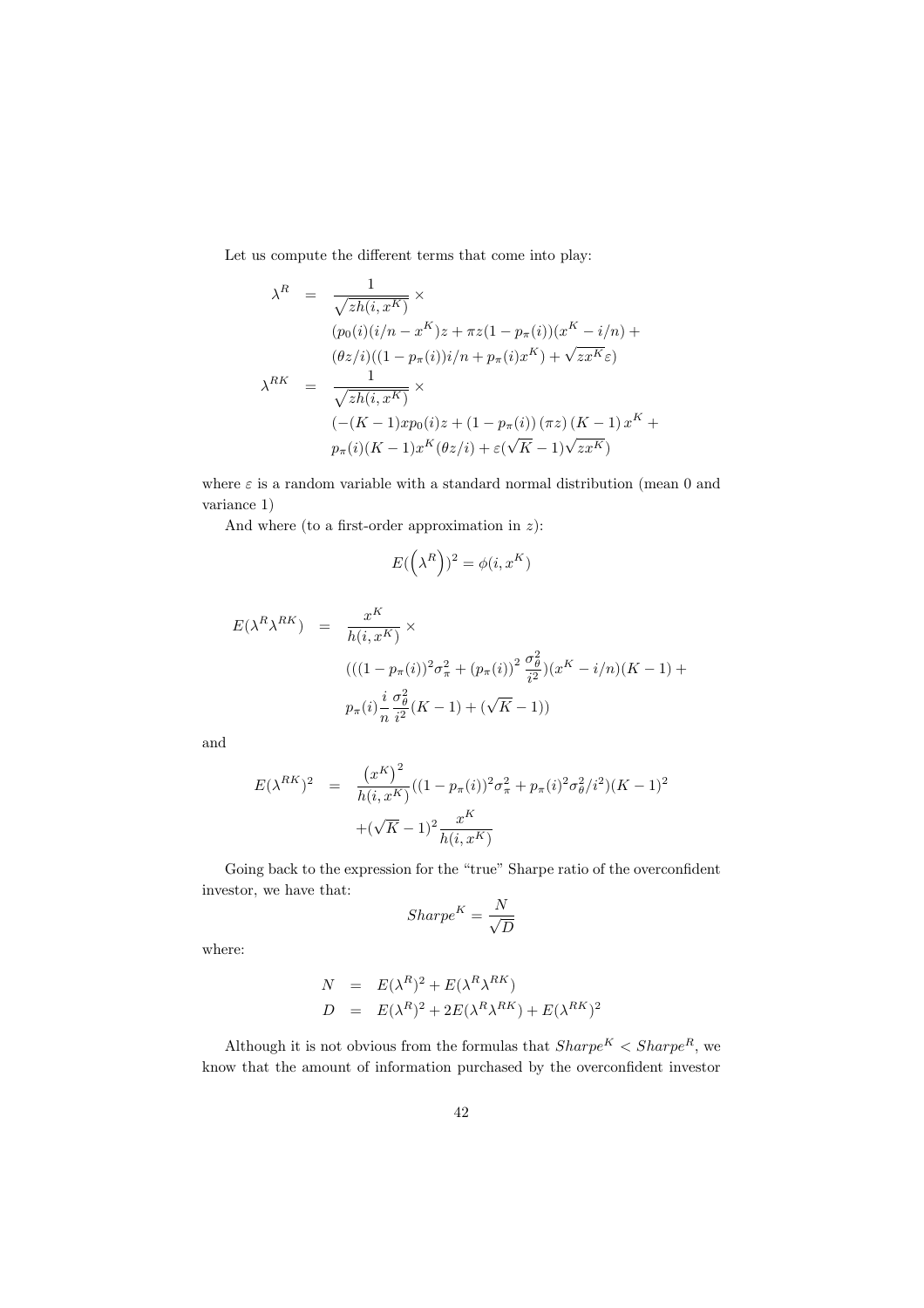Let us compute the different terms that come into play:

$$
\begin{aligned}
\lambda^R &= \frac{1}{\sqrt{zh(i,x^K)}} \times \\
&\quad (p_0(i)(i/n - x^K)z + \pi z(1-p_\pi(i))(x^K - i/n) + \\
&\quad (\theta z/i)((1-p_\pi(i))i/n + p_\pi(i)x^K) + \sqrt{zx^K}\varepsilon) \\
\lambda^{RK} &= \frac{1}{\sqrt{zh(i,x^K)}} \times \\
&\quad (-(K-1)xp_0(i)z + (1-p_\pi(i))(\pi z)(K-1)x^K + \\
&\quad p_\pi(i)(K-1)x^K(\theta z/i) + \varepsilon(\sqrt{K}-1)\sqrt{zx^K})
\end{aligned}
$$

where $\varepsilon$ is a random variable with a standard normal distribution (mean 0 and variance 1)

And where (to a first-order approximation in $z$):

$$E(\left(\lambda^R\right))^2 = \phi(i, x^K)$$

$$
\begin{aligned}
E(\lambda^R \lambda^{RK}) &= \frac{x^K}{h(i,x^K)} \times \\
&\quad (((1-p_\pi(i))^2\sigma_\pi^2 + (p_\pi(i))^2 \frac{\sigma_\theta^2}{i^2})(x^K - i/n)(K-1) + \\
&\quad p_\pi(i)\frac{i}{n}\frac{\sigma_\theta^2}{i^2}(K-1) + (\sqrt{K}-1))
\end{aligned}
$$

and

$$
\begin{aligned}
E(\lambda^{RK})^2 &= \frac{\left(x^K\right)^2}{h(i,x^K)}((1-p_\pi(i))^2\sigma_\pi^2 + p_\pi(i)^2\sigma_\theta^2/i^2)(K-1)^2 \\
&\quad + (\sqrt{K}-1)^2\frac{x^K}{h(i,x^K)}
\end{aligned}
$$

Going back to the expression for the "true" Sharpe ratio of the overconfident investor, we have that:

$$Sharpe^K = \frac{N}{\sqrt{D}}$$

where:

$$
\begin{aligned}
N &= E(\lambda^R)^2 + E(\lambda^R\lambda^{RK}) \\
D &= E(\lambda^R)^2 + 2E(\lambda^R\lambda^{RK}) + E(\lambda^{RK})^2
\end{aligned}
$$

Although it is not obvious from the formulas that $Sharpe^K < Sharpe^R$, we know that the amount of information purchased by the overconfident investor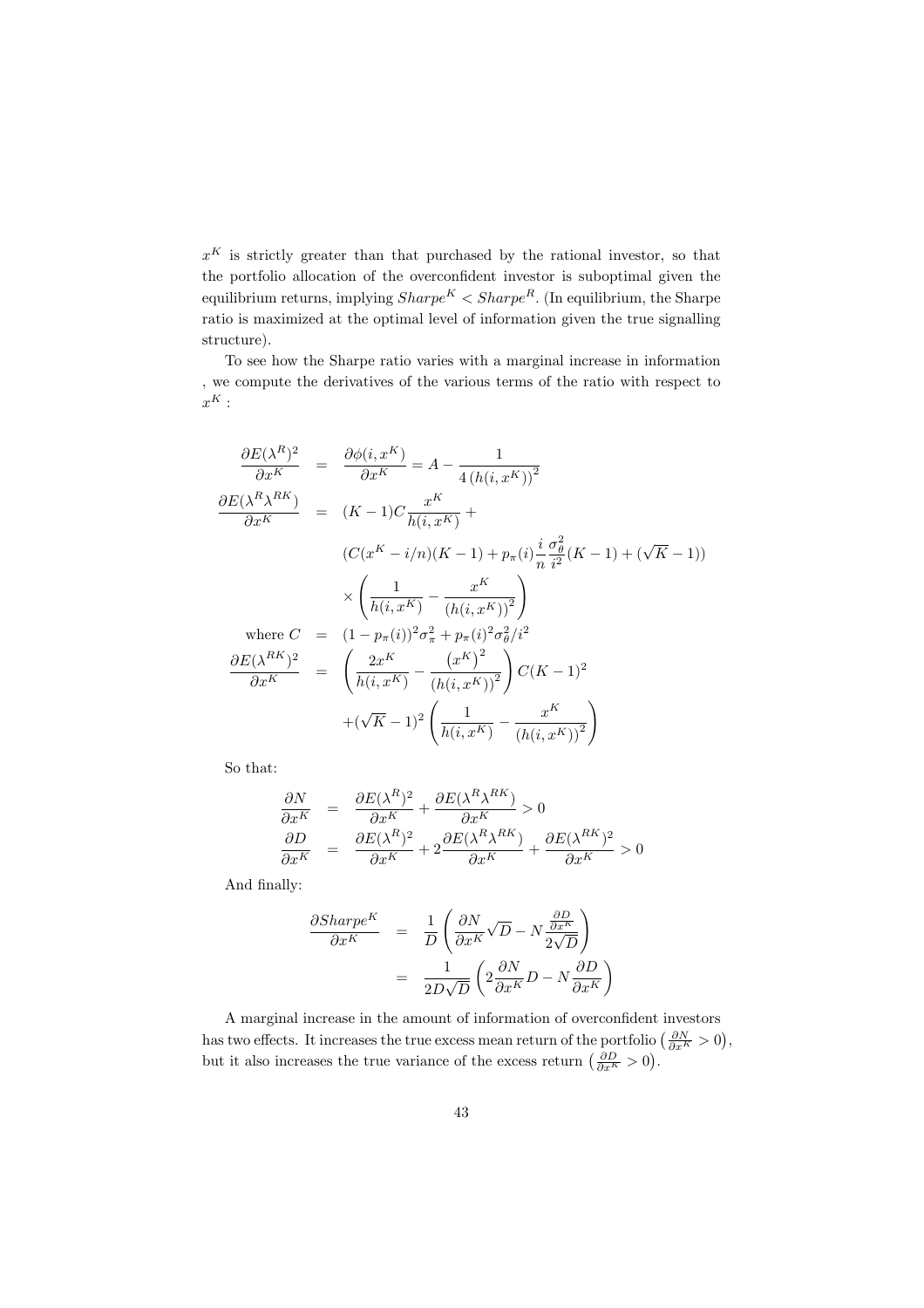$x^K$ is strictly greater than that purchased by the rational investor, so that the portfolio allocation of the overconfident investor is suboptimal given the equilibrium returns, implying $Sharpe^K < Sharpe^R$. (In equilibrium, the Sharpe ratio is maximized at the optimal level of information given the true signalling structure).

To see how the Sharpe ratio varies with a marginal increase in information , we compute the derivatives of the various terms of the ratio with respect to $x^K$ :

$$
\begin{aligned}
\frac{\partial E(\lambda^R)^2}{\partial x^K} &= \frac{\partial \phi(i, x^K)}{\partial x^K} = A - \frac{1}{4\left(h(i, x^K)\right)^2} \\
\frac{\partial E(\lambda^R \lambda^{RK})}{\partial x^K} &= (K-1)C\frac{x^K}{h(i, x^K)} + \\
&\quad (C(x^K - i/n)(K-1) + p_\pi(i)\frac{i}{n}\frac{\sigma_\theta^2}{i^2}(K-1) + (\sqrt{K}-1)) \\
&\quad \times \left(\frac{1}{h(i, x^K)} - \frac{x^K}{\left(h(i, x^K)\right)^2}\right) \\
\text{where } C &= (1 - p_\pi(i))^2\sigma_\pi^2 + p_\pi(i)^2\sigma_\theta^2/i^2 \\
\frac{\partial E(\lambda^{RK})^2}{\partial x^K} &= \left(\frac{2x^K}{h(i, x^K)} - \frac{\left(x^K\right)^2}{\left(h(i, x^K)\right)^2}\right)C(K-1)^2 \\
&\quad + (\sqrt{K}-1)^2\left(\frac{1}{h(i, x^K)} - \frac{x^K}{\left(h(i, x^K)\right)^2}\right)
\end{aligned}
$$

So that:

$$
\begin{aligned}
\frac{\partial N}{\partial x^K} &= \frac{\partial E(\lambda^R)^2}{\partial x^K} + \frac{\partial E(\lambda^R \lambda^{RK})}{\partial x^K} > 0 \\
\frac{\partial D}{\partial x^K} &= \frac{\partial E(\lambda^R)^2}{\partial x^K} + 2\frac{\partial E(\lambda^R \lambda^{RK})}{\partial x^K} + \frac{\partial E(\lambda^{RK})^2}{\partial x^K} > 0
\end{aligned}
$$

And finally:

$$
\begin{aligned}
\frac{\partial Sharpe^K}{\partial x^K} &= \frac{1}{D}\left(\frac{\partial N}{\partial x^K}\sqrt{D} - N\frac{\frac{\partial D}{\partial x^K}}{2\sqrt{D}}\right) \\
&= \frac{1}{2D\sqrt{D}}\left(2\frac{\partial N}{\partial x^K}D - N\frac{\partial D}{\partial x^K}\right)
\end{aligned}
$$

A marginal increase in the amount of information of overconfident investors has two effects. It increases the true excess mean return of the portfolio $\left(\frac{\partial N}{\partial x^K} > 0\right)$, but it also increases the true variance of the excess return $\left(\frac{\partial D}{\partial x^K} > 0\right)$.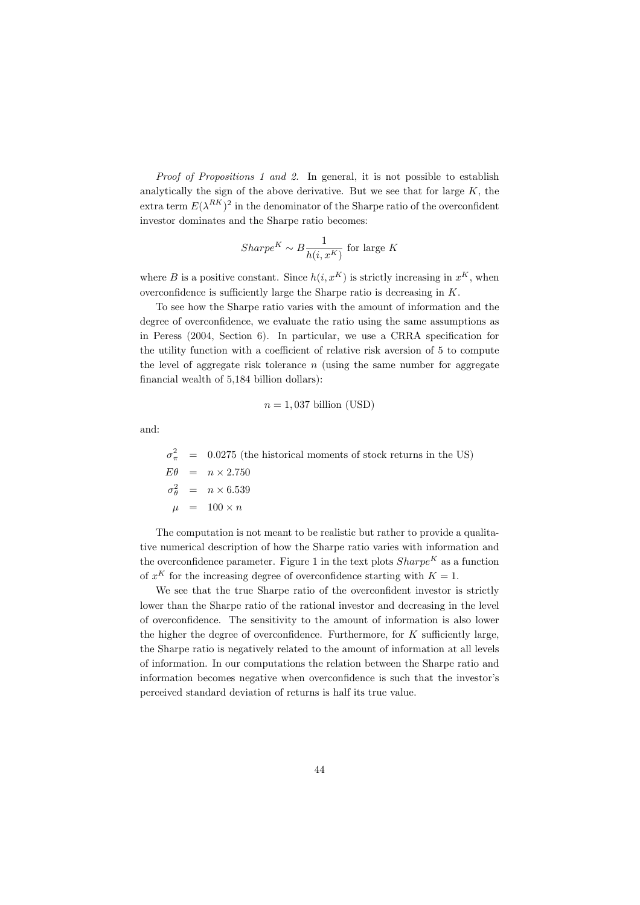*Proof of Propositions 1 and 2.* In general, it is not possible to establish analytically the sign of the above derivative. But we see that for large $K$, the extra term $E(\lambda^{RK})^2$ in the denominator of the Sharpe ratio of the overconfident investor dominates and the Sharpe ratio becomes:

$$Sharpe^K \sim B\frac{1}{h(i, x^K)} \text{ for large } K$$

where $B$ is a positive constant. Since $h(i, x^K)$ is strictly increasing in $x^K$, when overconfidence is sufficiently large the Sharpe ratio is decreasing in $K$.

To see how the Sharpe ratio varies with the amount of information and the degree of overconfidence, we evaluate the ratio using the same assumptions as in Peress (2004, Section 6). In particular, we use a CRRA specification for the utility function with a coefficient of relative risk aversion of 5 to compute the level of aggregate risk tolerance $n$ (using the same number for aggregate financial wealth of 5,184 billion dollars):

$$n = 1,037 \text{ billion (USD)}$$

and:

$$\begin{aligned}
\sigma_\pi^2 &= 0.0275 \text{ (the historical moments of stock returns in the US)} \\
E\theta &= n \times 2.750 \\
\sigma_\theta^2 &= n \times 6.539 \\
\mu &= 100 \times n
\end{aligned}$$

The computation is not meant to be realistic but rather to provide a qualitative numerical description of how the Sharpe ratio varies with information and the overconfidence parameter. Figure 1 in the text plots $Sharpe^K$ as a function of $x^K$ for the increasing degree of overconfidence starting with $K = 1$.

We see that the true Sharpe ratio of the overconfident investor is strictly lower than the Sharpe ratio of the rational investor and decreasing in the level of overconfidence. The sensitivity to the amount of information is also lower the higher the degree of overconfidence. Furthermore, for $K$ sufficiently large, the Sharpe ratio is negatively related to the amount of information at all levels of information. In our computations the relation between the Sharpe ratio and information becomes negative when overconfidence is such that the investor's perceived standard deviation of returns is half its true value.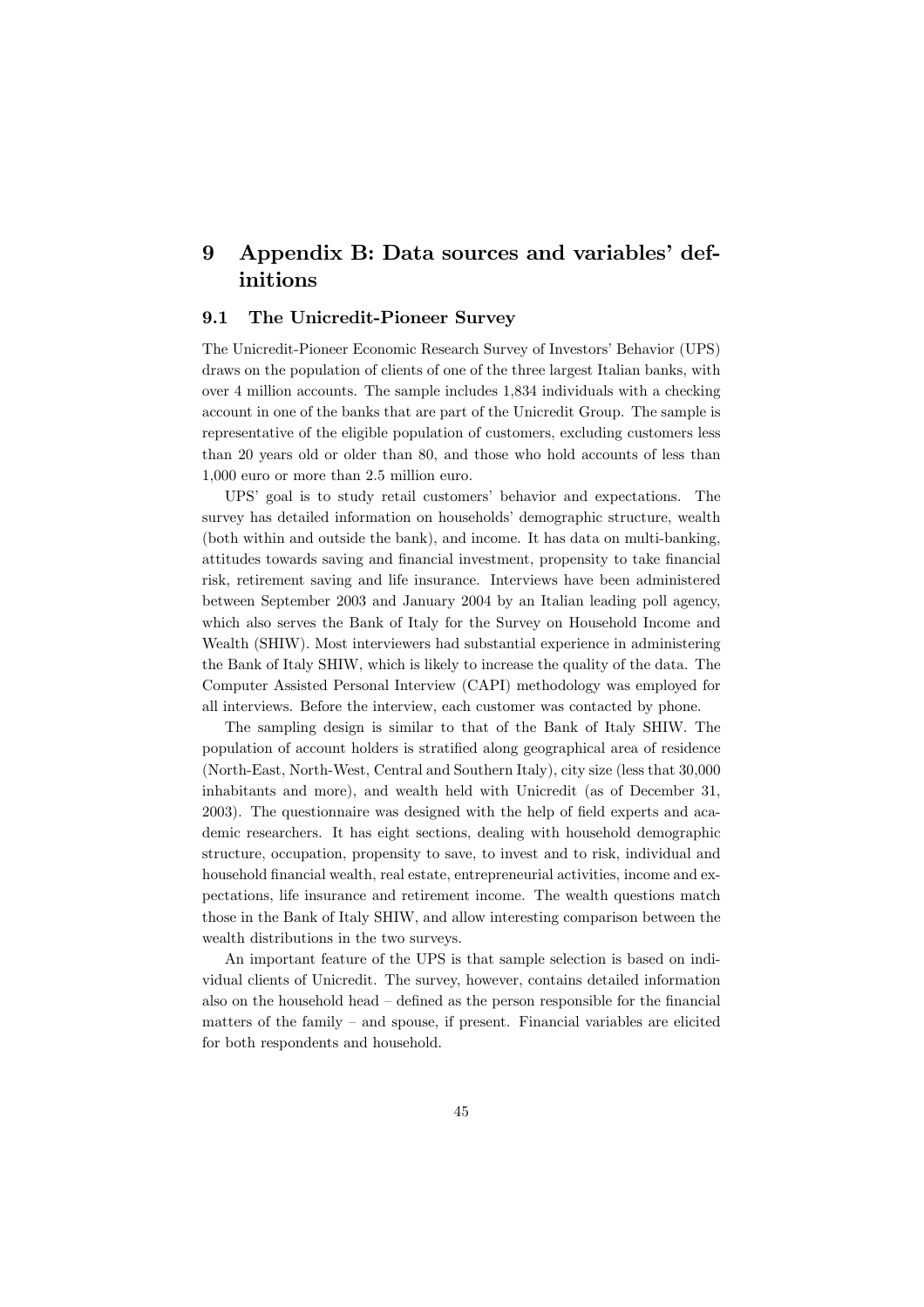# 9 Appendix B: Data sources and variables' definitions

## 9.1 The Unicredit-Pioneer Survey

The Unicredit-Pioneer Economic Research Survey of Investors' Behavior (UPS) draws on the population of clients of one of the three largest Italian banks, with over 4 million accounts. The sample includes 1,834 individuals with a checking account in one of the banks that are part of the Unicredit Group. The sample is representative of the eligible population of customers, excluding customers less than 20 years old or older than 80, and those who hold accounts of less than 1,000 euro or more than 2.5 million euro.

UPS' goal is to study retail customers' behavior and expectations. The survey has detailed information on households' demographic structure, wealth (both within and outside the bank), and income. It has data on multi-banking, attitudes towards saving and financial investment, propensity to take financial risk, retirement saving and life insurance. Interviews have been administered between September 2003 and January 2004 by an Italian leading poll agency, which also serves the Bank of Italy for the Survey on Household Income and Wealth (SHIW). Most interviewers had substantial experience in administering the Bank of Italy SHIW, which is likely to increase the quality of the data. The Computer Assisted Personal Interview (CAPI) methodology was employed for all interviews. Before the interview, each customer was contacted by phone.

The sampling design is similar to that of the Bank of Italy SHIW. The population of account holders is stratified along geographical area of residence (North-East, North-West, Central and Southern Italy), city size (less that 30,000 inhabitants and more), and wealth held with Unicredit (as of December 31, 2003). The questionnaire was designed with the help of field experts and academic researchers. It has eight sections, dealing with household demographic structure, occupation, propensity to save, to invest and to risk, individual and household financial wealth, real estate, entrepreneurial activities, income and expectations, life insurance and retirement income. The wealth questions match those in the Bank of Italy SHIW, and allow interesting comparison between the wealth distributions in the two surveys.

An important feature of the UPS is that sample selection is based on individual clients of Unicredit. The survey, however, contains detailed information also on the household head – defined as the person responsible for the financial matters of the family – and spouse, if present. Financial variables are elicited for both respondents and household.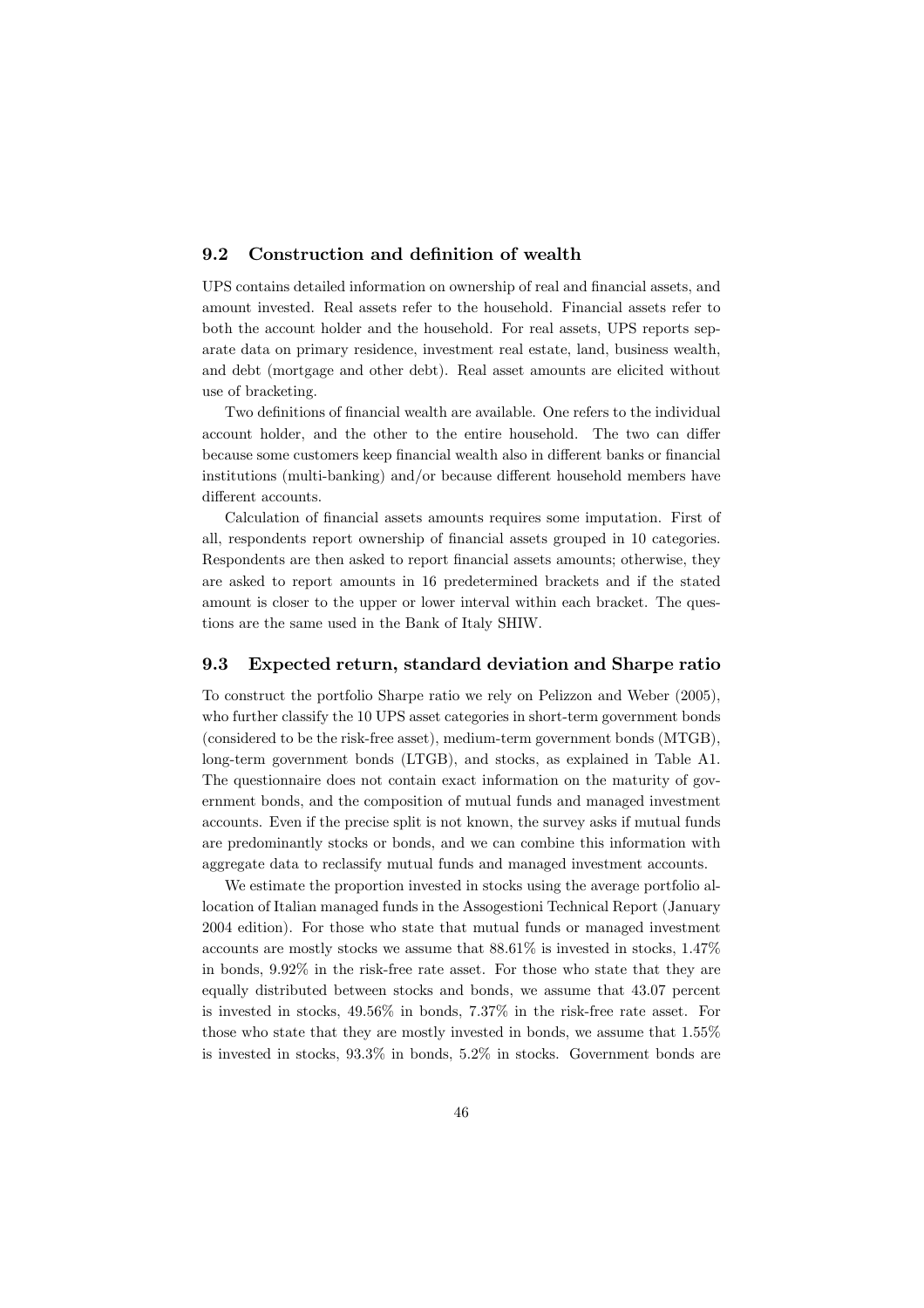## 9.2 Construction and definition of wealth

UPS contains detailed information on ownership of real and financial assets, and amount invested. Real assets refer to the household. Financial assets refer to both the account holder and the household. For real assets, UPS reports separate data on primary residence, investment real estate, land, business wealth, and debt (mortgage and other debt). Real asset amounts are elicited without use of bracketing.

Two definitions of financial wealth are available. One refers to the individual account holder, and the other to the entire household. The two can differ because some customers keep financial wealth also in different banks or financial institutions (multi-banking) and/or because different household members have different accounts.

Calculation of financial assets amounts requires some imputation. First of all, respondents report ownership of financial assets grouped in 10 categories. Respondents are then asked to report financial assets amounts; otherwise, they are asked to report amounts in 16 predetermined brackets and if the stated amount is closer to the upper or lower interval within each bracket. The questions are the same used in the Bank of Italy SHIW.

## 9.3 Expected return, standard deviation and Sharpe ratio

To construct the portfolio Sharpe ratio we rely on Pelizzon and Weber (2005), who further classify the 10 UPS asset categories in short-term government bonds (considered to be the risk-free asset), medium-term government bonds (MTGB), long-term government bonds (LTGB), and stocks, as explained in Table A1. The questionnaire does not contain exact information on the maturity of government bonds, and the composition of mutual funds and managed investment accounts. Even if the precise split is not known, the survey asks if mutual funds are predominantly stocks or bonds, and we can combine this information with aggregate data to reclassify mutual funds and managed investment accounts.

We estimate the proportion invested in stocks using the average portfolio allocation of Italian managed funds in the Assogestioni Technical Report (January 2004 edition). For those who state that mutual funds or managed investment accounts are mostly stocks we assume that 88.61% is invested in stocks, 1.47% in bonds, 9.92% in the risk-free rate asset. For those who state that they are equally distributed between stocks and bonds, we assume that 43.07 percent is invested in stocks, 49.56% in bonds, 7.37% in the risk-free rate asset. For those who state that they are mostly invested in bonds, we assume that 1.55% is invested in stocks, 93.3% in bonds, 5.2% in stocks. Government bonds are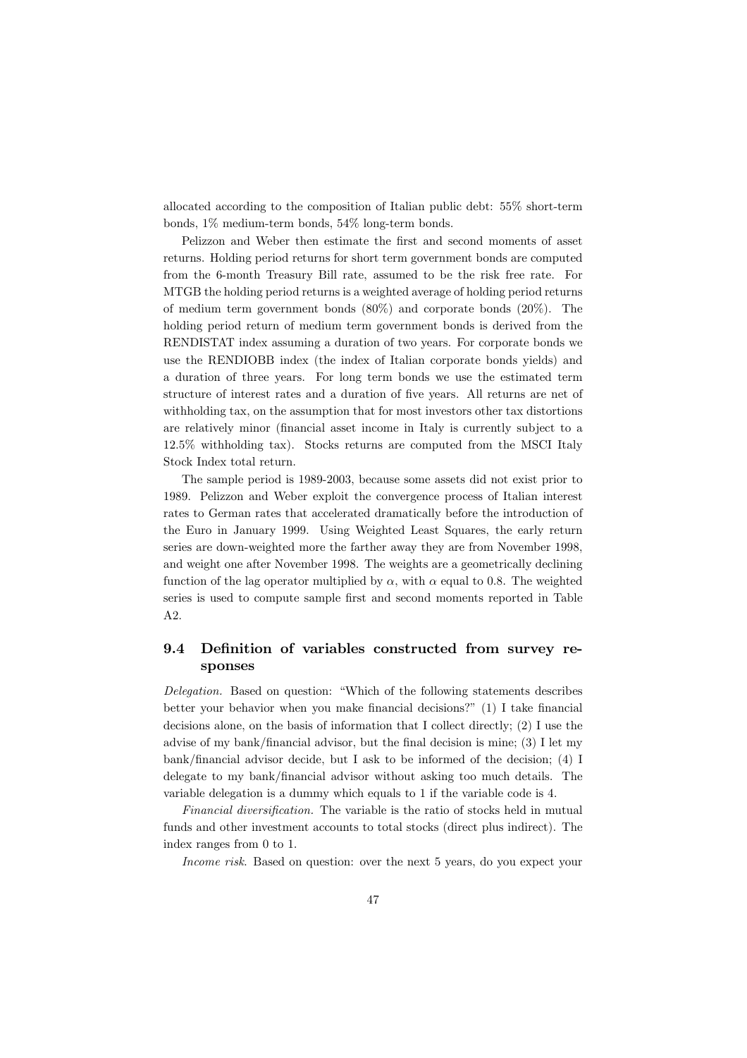allocated according to the composition of Italian public debt: 55% short-term bonds, 1% medium-term bonds, 54% long-term bonds.

Pelizzon and Weber then estimate the first and second moments of asset returns. Holding period returns for short term government bonds are computed from the 6-month Treasury Bill rate, assumed to be the risk free rate. For MTGB the holding period returns is a weighted average of holding period returns of medium term government bonds (80%) and corporate bonds (20%). The holding period return of medium term government bonds is derived from the RENDISTAT index assuming a duration of two years. For corporate bonds we use the RENDIOBB index (the index of Italian corporate bonds yields) and a duration of three years. For long term bonds we use the estimated term structure of interest rates and a duration of five years. All returns are net of withholding tax, on the assumption that for most investors other tax distortions are relatively minor (financial asset income in Italy is currently subject to a 12.5% withholding tax). Stocks returns are computed from the MSCI Italy Stock Index total return.

The sample period is 1989-2003, because some assets did not exist prior to 1989. Pelizzon and Weber exploit the convergence process of Italian interest rates to German rates that accelerated dramatically before the introduction of the Euro in January 1999. Using Weighted Least Squares, the early return series are down-weighted more the farther away they are from November 1998, and weight one after November 1998. The weights are a geometrically declining function of the lag operator multiplied by $\alpha$, with $\alpha$ equal to 0.8. The weighted series is used to compute sample first and second moments reported in Table A2.

## 9.4 Definition of variables constructed from survey responses

*Delegation.* Based on question: "Which of the following statements describes better your behavior when you make financial decisions?" (1) I take financial decisions alone, on the basis of information that I collect directly; (2) I use the advise of my bank/financial advisor, but the final decision is mine; (3) I let my bank/financial advisor decide, but I ask to be informed of the decision; (4) I delegate to my bank/financial advisor without asking too much details. The variable delegation is a dummy which equals to 1 if the variable code is 4.

*Financial diversification.* The variable is the ratio of stocks held in mutual funds and other investment accounts to total stocks (direct plus indirect). The index ranges from 0 to 1.

*Income risk.* Based on question: over the next 5 years, do you expect your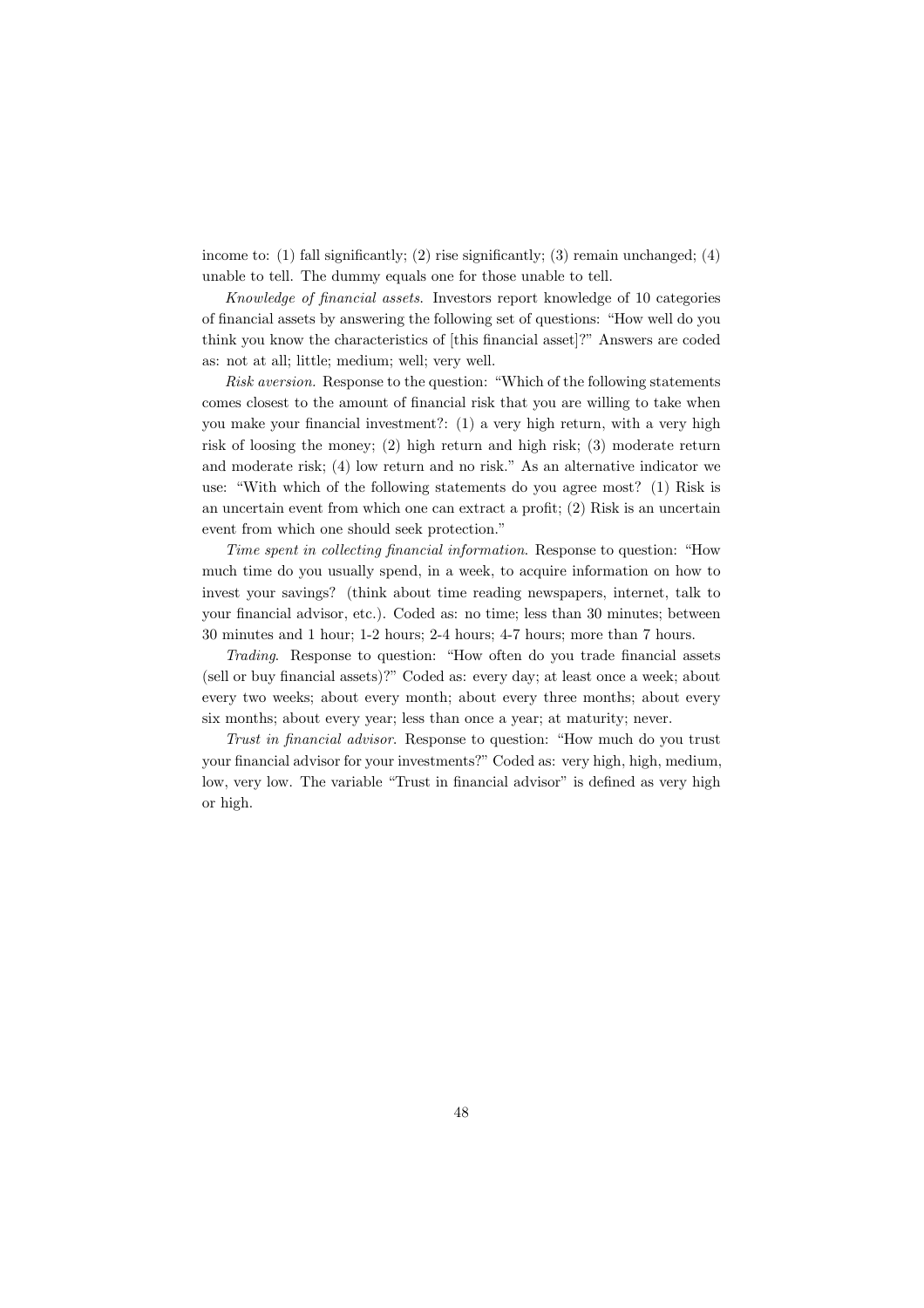income to: (1) fall significantly; (2) rise significantly; (3) remain unchanged; (4) unable to tell. The dummy equals one for those unable to tell.

*Knowledge of financial assets*. Investors report knowledge of 10 categories of financial assets by answering the following set of questions: "How well do you think you know the characteristics of [this financial asset]?" Answers are coded as: not at all; little; medium; well; very well.

*Risk aversion.* Response to the question: "Which of the following statements comes closest to the amount of financial risk that you are willing to take when you make your financial investment?: (1) a very high return, with a very high risk of loosing the money; (2) high return and high risk; (3) moderate return and moderate risk; (4) low return and no risk." As an alternative indicator we use: "With which of the following statements do you agree most? (1) Risk is an uncertain event from which one can extract a profit; (2) Risk is an uncertain event from which one should seek protection."

*Time spent in collecting financial information*. Response to question: "How much time do you usually spend, in a week, to acquire information on how to invest your savings? (think about time reading newspapers, internet, talk to your financial advisor, etc.). Coded as: no time; less than 30 minutes; between 30 minutes and 1 hour; 1-2 hours; 2-4 hours; 4-7 hours; more than 7 hours.

*Trading*. Response to question: "How often do you trade financial assets (sell or buy financial assets)?" Coded as: every day; at least once a week; about every two weeks; about every month; about every three months; about every six months; about every year; less than once a year; at maturity; never.

*Trust in financial advisor*. Response to question: "How much do you trust your financial advisor for your investments?" Coded as: very high, high, medium, low, very low. The variable "Trust in financial advisor" is defined as very high or high.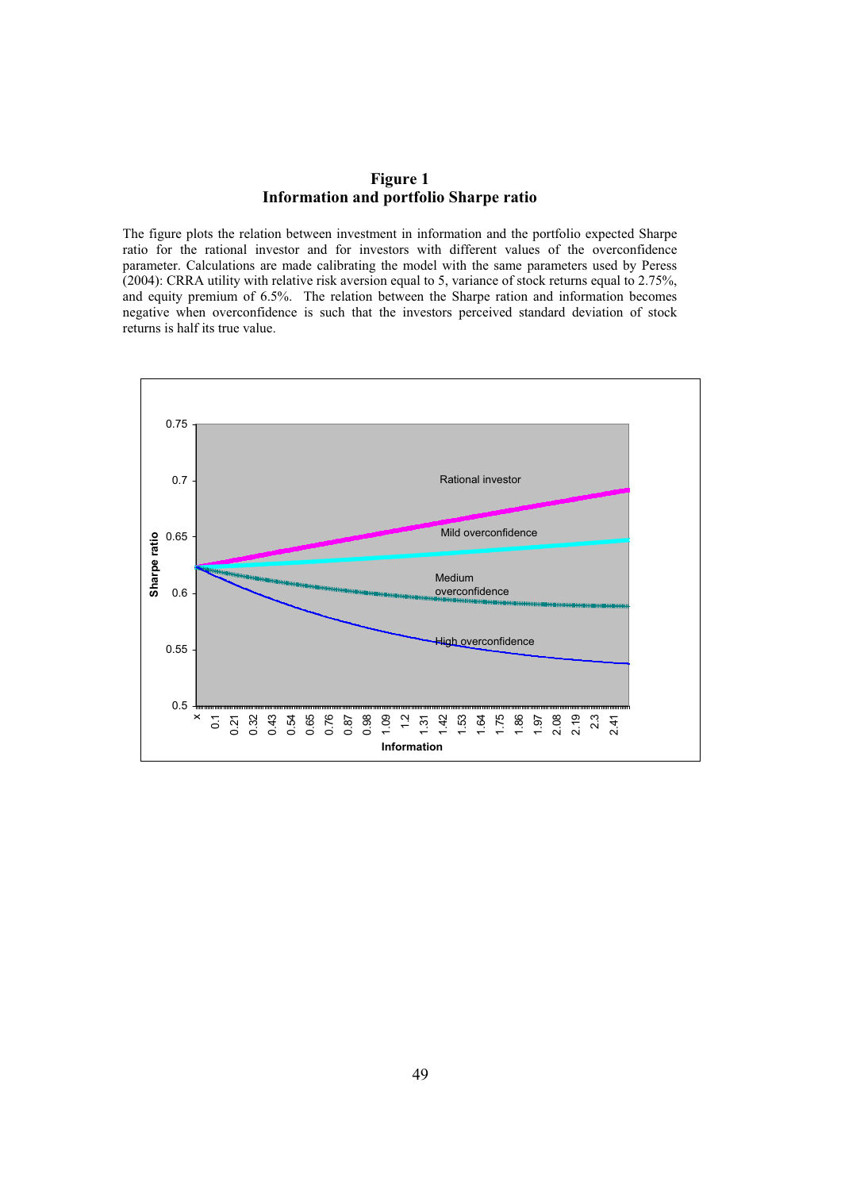**Figure 1**
**Information and portfolio Sharpe ratio**

The figure plots the relation between investment in information and the portfolio expected Sharpe ratio for the rational investor and for investors with different values of the overconfidence parameter. Calculations are made calibrating the model with the same parameters used by Peress (2004): CRRA utility with relative risk aversion equal to 5, variance of stock returns equal to 2.75%, and equity premium of 6.5%. The relation between the Sharpe ration and information becomes negative when overconfidence is such that the investors perceived standard deviation of stock returns is half its true value.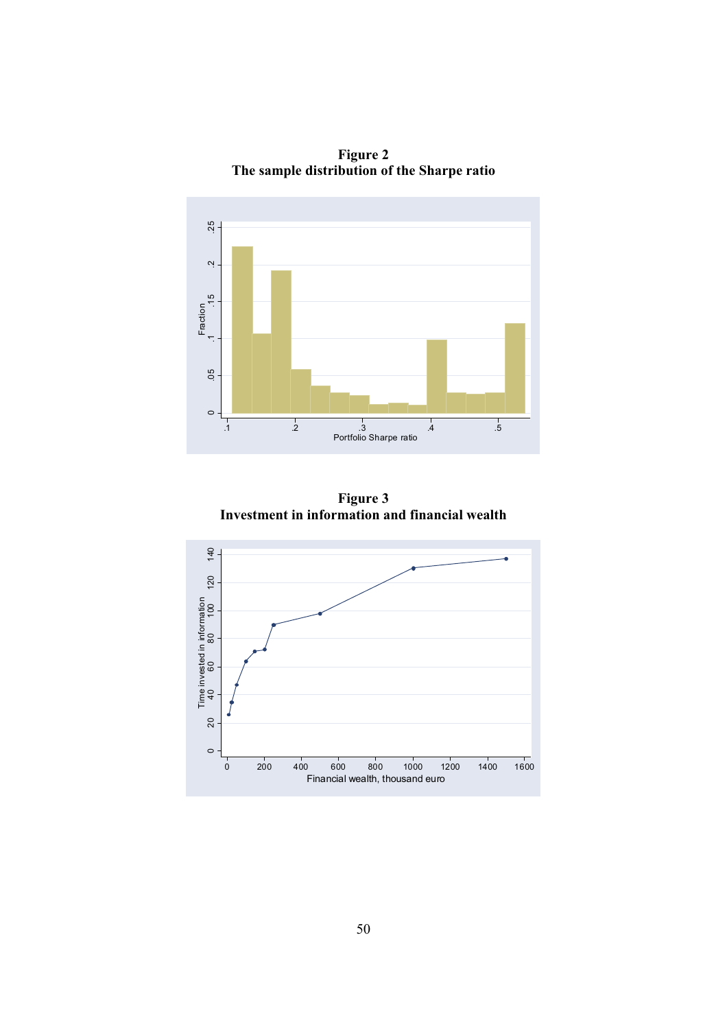**Figure 2**
**The sample distribution of the Sharpe ratio**

**Figure 3**
**Investment in information and financial wealth**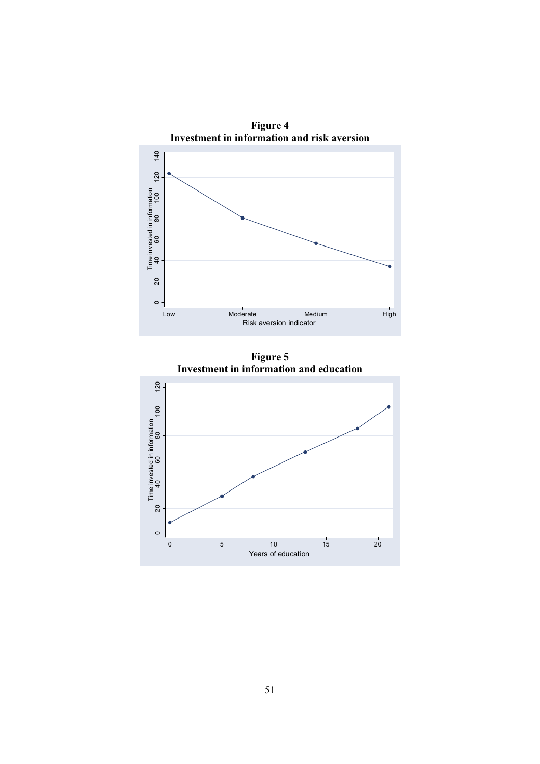**Figure 4**
**Investment in information and risk aversion**

**Figure 5**
**Investment in information and education**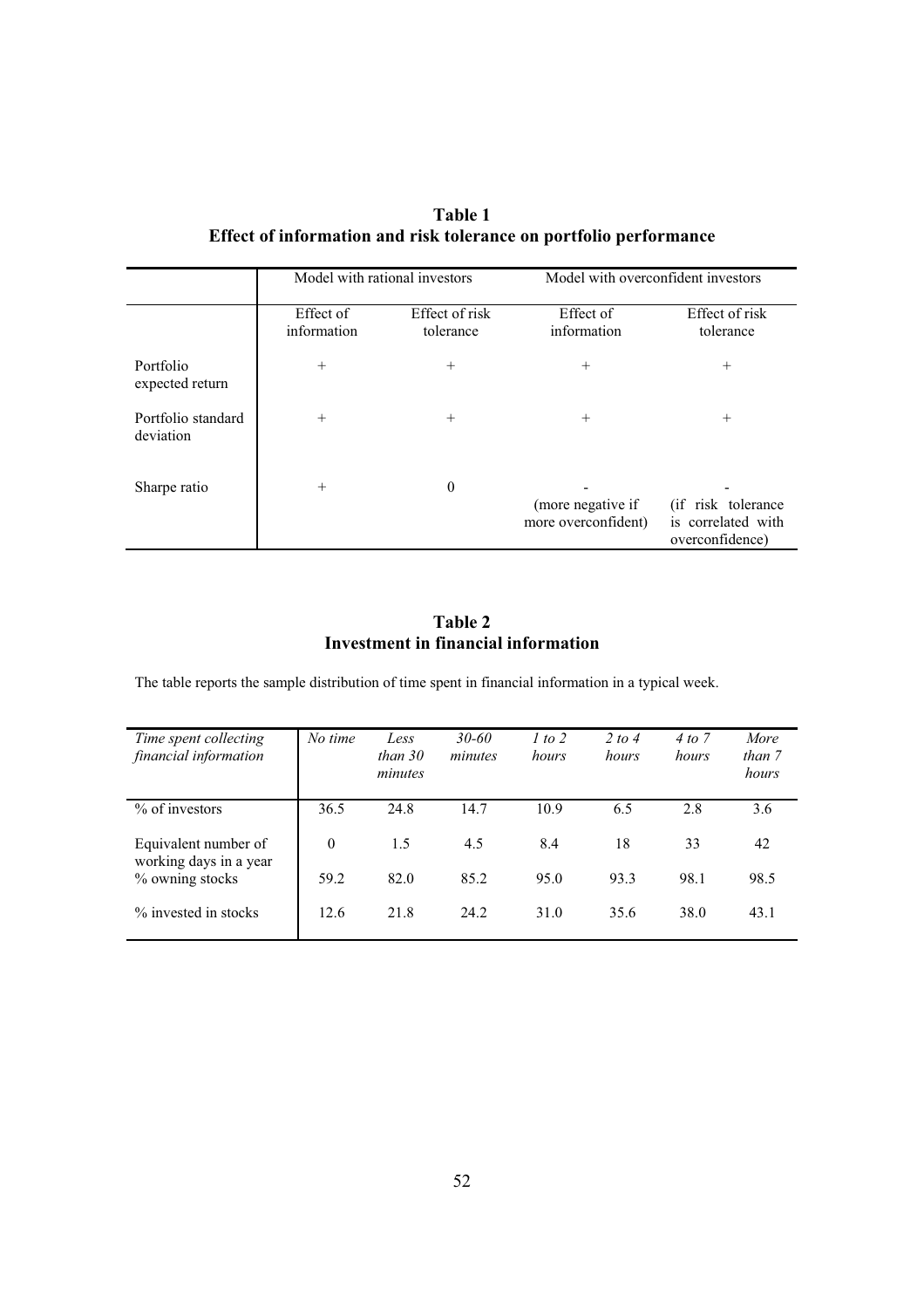**Table 1**
**Effect of information and risk tolerance on portfolio performance**

| | Model with rational investors | | Model with overconfident investors | |
|---|---|---|---|---|
| | Effect of information | Effect of risk tolerance | Effect of information | Effect of risk tolerance |
| Portfolio expected return | + | + | + | + |
| Portfolio standard deviation | + | + | + | + |
| Sharpe ratio | + | 0 | - (more negative if more overconfident) | - (if risk tolerance is correlated with overconfidence) |

**Table 2**
**Investment in financial information**

The table reports the sample distribution of time spent in financial information in a typical week.

| *Time spent collecting financial information* | *No time* | *Less than 30 minutes* | *30-60 minutes* | *1 to 2 hours* | *2 to 4 hours* | *4 to 7 hours* | *More than 7 hours* |
|---|---|---|---|---|---|---|---|
| % of investors | 36.5 | 24.8 | 14.7 | 10.9 | 6.5 | 2.8 | 3.6 |
| Equivalent number of working days in a year | 0 | 1.5 | 4.5 | 8.4 | 18 | 33 | 42 |
| % owning stocks | 59.2 | 82.0 | 85.2 | 95.0 | 93.3 | 98.1 | 98.5 |
| % invested in stocks | 12.6 | 21.8 | 24.2 | 31.0 | 35.6 | 38.0 | 43.1 |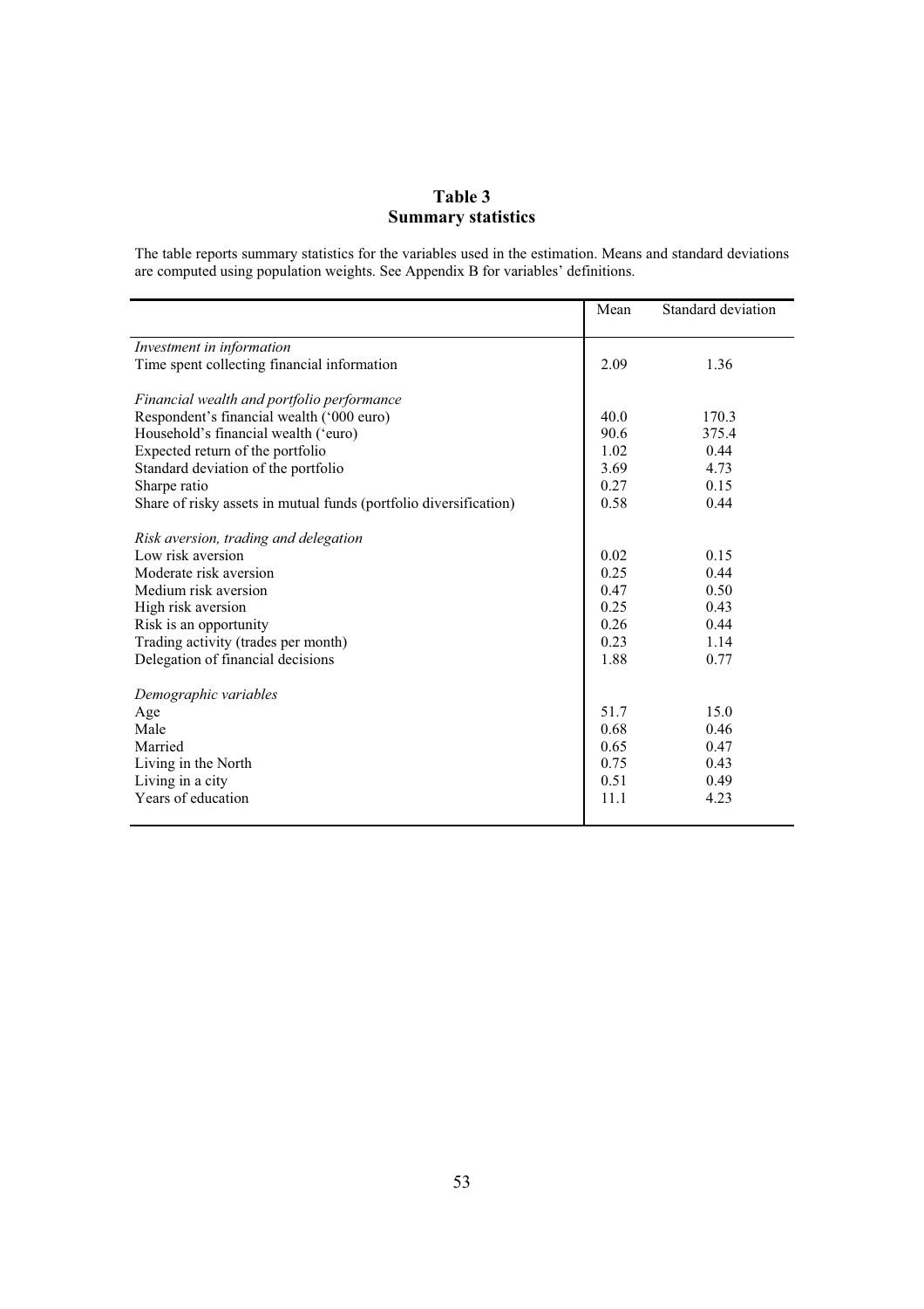# Table 3
## Summary statistics

The table reports summary statistics for the variables used in the estimation. Means and standard deviations are computed using population weights. See Appendix B for variables' definitions.

| | Mean | Standard deviation |
|---|---|---|
| *Investment in information* | | |
| Time spent collecting financial information | 2.09 | 1.36 |
| *Financial wealth and portfolio performance* | | |
| Respondent's financial wealth ('000 euro) | 40.0 | 170.3 |
| Household's financial wealth ('euro) | 90.6 | 375.4 |
| Expected return of the portfolio | 1.02 | 0.44 |
| Standard deviation of the portfolio | 3.69 | 4.73 |
| Sharpe ratio | 0.27 | 0.15 |
| Share of risky assets in mutual funds (portfolio diversification) | 0.58 | 0.44 |
| *Risk aversion, trading and delegation* | | |
| Low risk aversion | 0.02 | 0.15 |
| Moderate risk aversion | 0.25 | 0.44 |
| Medium risk aversion | 0.47 | 0.50 |
| High risk aversion | 0.25 | 0.43 |
| Risk is an opportunity | 0.26 | 0.44 |
| Trading activity (trades per month) | 0.23 | 1.14 |
| Delegation of financial decisions | 1.88 | 0.77 |
| *Demographic variables* | | |
| Age | 51.7 | 15.0 |
| Male | 0.68 | 0.46 |
| Married | 0.65 | 0.47 |
| Living in the North | 0.75 | 0.43 |
| Living in a city | 0.51 | 0.49 |
| Years of education | 11.1 | 4.23 |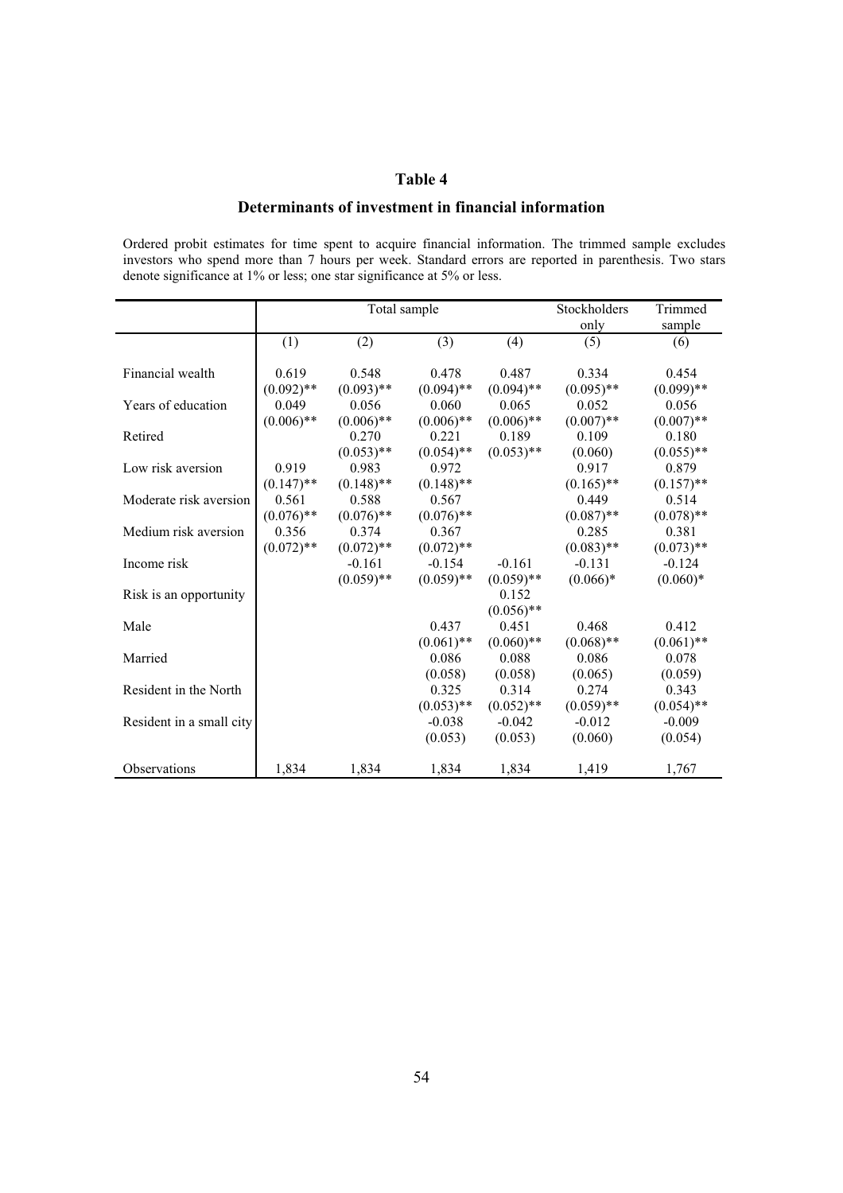# Table 4

## Determinants of investment in financial information

Ordered probit estimates for time spent to acquire financial information. The trimmed sample excludes investors who spend more than 7 hours per week. Standard errors are reported in parenthesis. Two stars denote significance at 1% or less; one star significance at 5% or less.

| | Total sample | | | | Stockholders only | Trimmed sample |
|---|---|---|---|---|---|---|
| | (1) | (2) | (3) | (4) | (5) | (6) |
| Financial wealth | 0.619 | 0.548 | 0.478 | 0.487 | 0.334 | 0.454 |
| | (0.092)** | (0.093)** | (0.094)** | (0.094)** | (0.095)** | (0.099)** |
| Years of education | 0.049 | 0.056 | 0.060 | 0.065 | 0.052 | 0.056 |
| | (0.006)** | (0.006)** | (0.006)** | (0.006)** | (0.007)** | (0.007)** |
| Retired | | 0.270 | 0.221 | 0.189 | 0.109 | 0.180 |
| | | (0.053)** | (0.054)** | (0.053)** | (0.060) | (0.055)** |
| Low risk aversion | 0.919 | 0.983 | 0.972 | | 0.917 | 0.879 |
| | (0.147)** | (0.148)** | (0.148)** | | (0.165)** | (0.157)** |
| Moderate risk aversion | 0.561 | 0.588 | 0.567 | | 0.449 | 0.514 |
| | (0.076)** | (0.076)** | (0.076)** | | (0.087)** | (0.078)** |
| Medium risk aversion | 0.356 | 0.374 | 0.367 | | 0.285 | 0.381 |
| | (0.072)** | (0.072)** | (0.072)** | | (0.083)** | (0.073)** |
| Income risk | | -0.161 | -0.154 | -0.161 | -0.131 | -0.124 |
| | | (0.059)** | (0.059)** | (0.059)** | (0.066)* | (0.060)* |
| Risk is an opportunity | | | | 0.152 | | |
| | | | | (0.056)** | | |
| Male | | | 0.437 | 0.451 | 0.468 | 0.412 |
| | | | (0.061)** | (0.060)** | (0.068)** | (0.061)** |
| Married | | | 0.086 | 0.088 | 0.086 | 0.078 |
| | | | (0.058) | (0.058) | (0.065) | (0.059) |
| Resident in the North | | | 0.325 | 0.314 | 0.274 | 0.343 |
| | | | (0.053)** | (0.052)** | (0.059)** | (0.054)** |
| Resident in a small city | | | -0.038 | -0.042 | -0.012 | -0.009 |
| | | | (0.053) | (0.053) | (0.060) | (0.054) |
| Observations | 1,834 | 1,834 | 1,834 | 1,834 | 1,419 | 1,767 |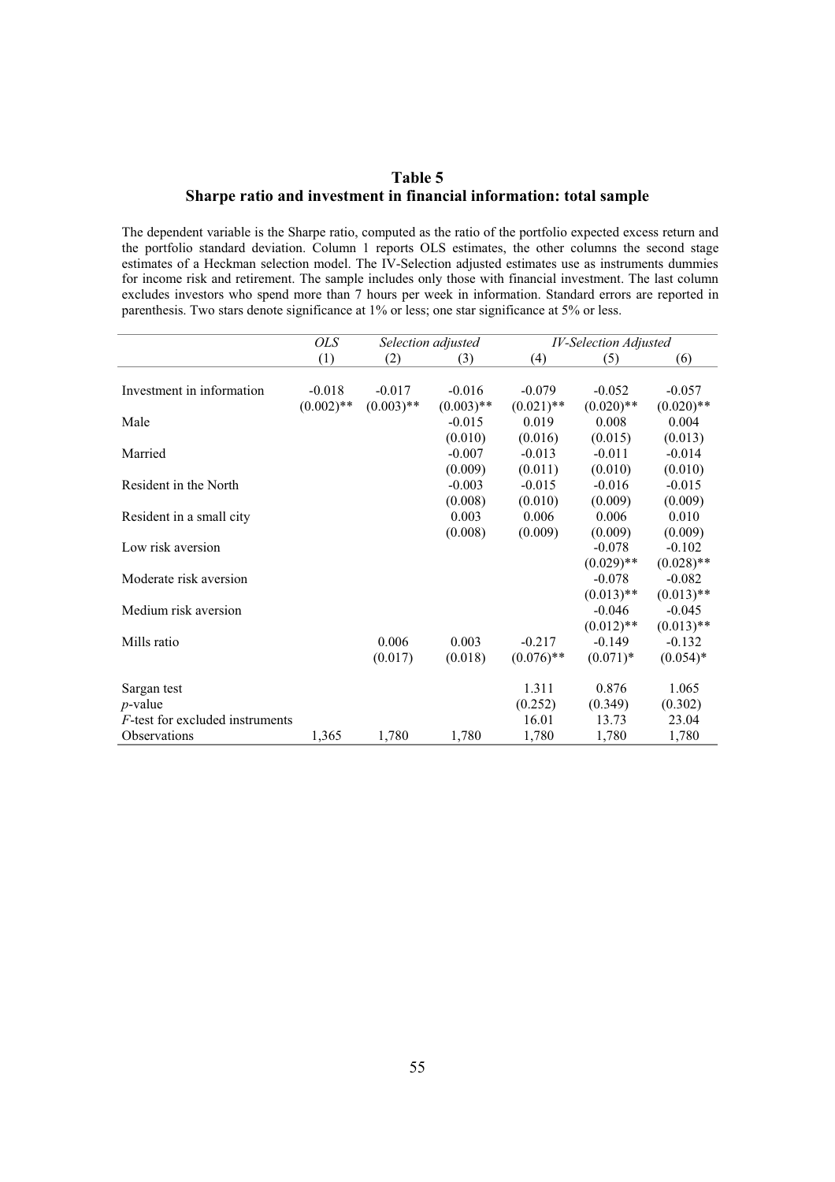# Table 5
## Sharpe ratio and investment in financial information: total sample

The dependent variable is the Sharpe ratio, computed as the ratio of the portfolio expected excess return and the portfolio standard deviation. Column 1 reports OLS estimates, the other columns the second stage estimates of a Heckman selection model. The IV-Selection adjusted estimates use as instruments dummies for income risk and retirement. The sample includes only those with financial investment. The last column excludes investors who spend more than 7 hours per week in information. Standard errors are reported in parenthesis. Two stars denote significance at 1% or less; one star significance at 5% or less.

| | *OLS* | *Selection adjusted* | | *IV-Selection Adjusted* | | |
|---|---|---|---|---|---|---|
| | (1) | (2) | (3) | (4) | (5) | (6) |
| Investment in information | -0.018 | -0.017 | -0.016 | -0.079 | -0.052 | -0.057 |
| | (0.002)** | (0.003)** | (0.003)** | (0.021)** | (0.020)** | (0.020)** |
| Male | | | -0.015 | 0.019 | 0.008 | 0.004 |
| | | | (0.010) | (0.016) | (0.015) | (0.013) |
| Married | | | -0.007 | -0.013 | -0.011 | -0.014 |
| | | | (0.009) | (0.011) | (0.010) | (0.010) |
| Resident in the North | | | -0.003 | -0.015 | -0.016 | -0.015 |
| | | | (0.008) | (0.010) | (0.009) | (0.009) |
| Resident in a small city | | | 0.003 | 0.006 | 0.006 | 0.010 |
| | | | (0.008) | (0.009) | (0.009) | (0.009) |
| Low risk aversion | | | | | -0.078 | -0.102 |
| | | | | | (0.029)** | (0.028)** |
| Moderate risk aversion | | | | | -0.078 | -0.082 |
| | | | | | (0.013)** | (0.013)** |
| Medium risk aversion | | | | | -0.046 | -0.045 |
| | | | | | (0.012)** | (0.013)** |
| Mills ratio | | 0.006 | 0.003 | -0.217 | -0.149 | -0.132 |
| | | (0.017) | (0.018) | (0.076)** | (0.071)* | (0.054)* |
| Sargan test | | | | 1.311 | 0.876 | 1.065 |
| *p*-value | | | | (0.252) | (0.349) | (0.302) |
| *F*-test for excluded instruments | | | | 16.01 | 13.73 | 23.04 |
| Observations | 1,365 | 1,780 | 1,780 | 1,780 | 1,780 | 1,780 |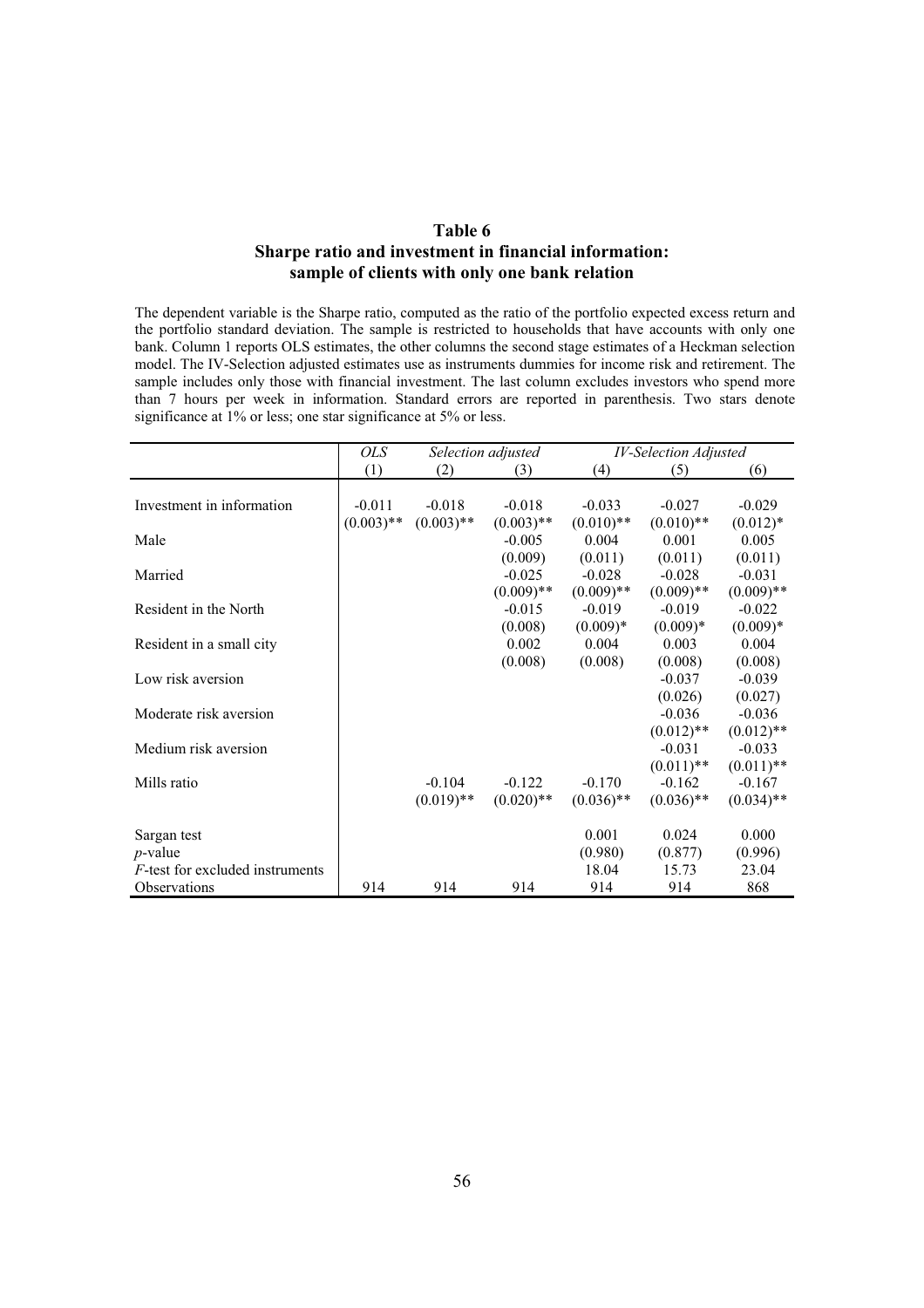# Table 6
## Sharpe ratio and investment in financial information: sample of clients with only one bank relation

The dependent variable is the Sharpe ratio, computed as the ratio of the portfolio expected excess return and the portfolio standard deviation. The sample is restricted to households that have accounts with only one bank. Column 1 reports OLS estimates, the other columns the second stage estimates of a Heckman selection model. The IV-Selection adjusted estimates use as instruments dummies for income risk and retirement. The sample includes only those with financial investment. The last column excludes investors who spend more than 7 hours per week in information. Standard errors are reported in parenthesis. Two stars denote significance at 1% or less; one star significance at 5% or less.

| | *OLS* | *Selection adjusted* | | *IV-Selection Adjusted* | | |
|---|---|---|---|---|---|---|
| | (1) | (2) | (3) | (4) | (5) | (6) |
| Investment in information | -0.011 | -0.018 | -0.018 | -0.033 | -0.027 | -0.029 |
| | (0.003)** | (0.003)** | (0.003)** | (0.010)** | (0.010)** | (0.012)* |
| Male | | | -0.005 | 0.004 | 0.001 | 0.005 |
| | | | (0.009) | (0.011) | (0.011) | (0.011) |
| Married | | | -0.025 | -0.028 | -0.028 | -0.031 |
| | | | (0.009)** | (0.009)** | (0.009)** | (0.009)** |
| Resident in the North | | | -0.015 | -0.019 | -0.019 | -0.022 |
| | | | (0.008) | (0.009)* | (0.009)* | (0.009)* |
| Resident in a small city | | | 0.002 | 0.004 | 0.003 | 0.004 |
| | | | (0.008) | (0.008) | (0.008) | (0.008) |
| Low risk aversion | | | | | -0.037 | -0.039 |
| | | | | | (0.026) | (0.027) |
| Moderate risk aversion | | | | | -0.036 | -0.036 |
| | | | | | (0.012)** | (0.012)** |
| Medium risk aversion | | | | | -0.031 | -0.033 |
| | | | | | (0.011)** | (0.011)** |
| Mills ratio | | -0.104 | -0.122 | -0.170 | -0.162 | -0.167 |
| | | (0.019)** | (0.020)** | (0.036)** | (0.036)** | (0.034)** |
| Sargan test | | | | 0.001 | 0.024 | 0.000 |
| *p*-value | | | | (0.980) | (0.877) | (0.996) |
| *F*-test for excluded instruments | | | | 18.04 | 15.73 | 23.04 |
| Observations | 914 | 914 | 914 | 914 | 914 | 868 |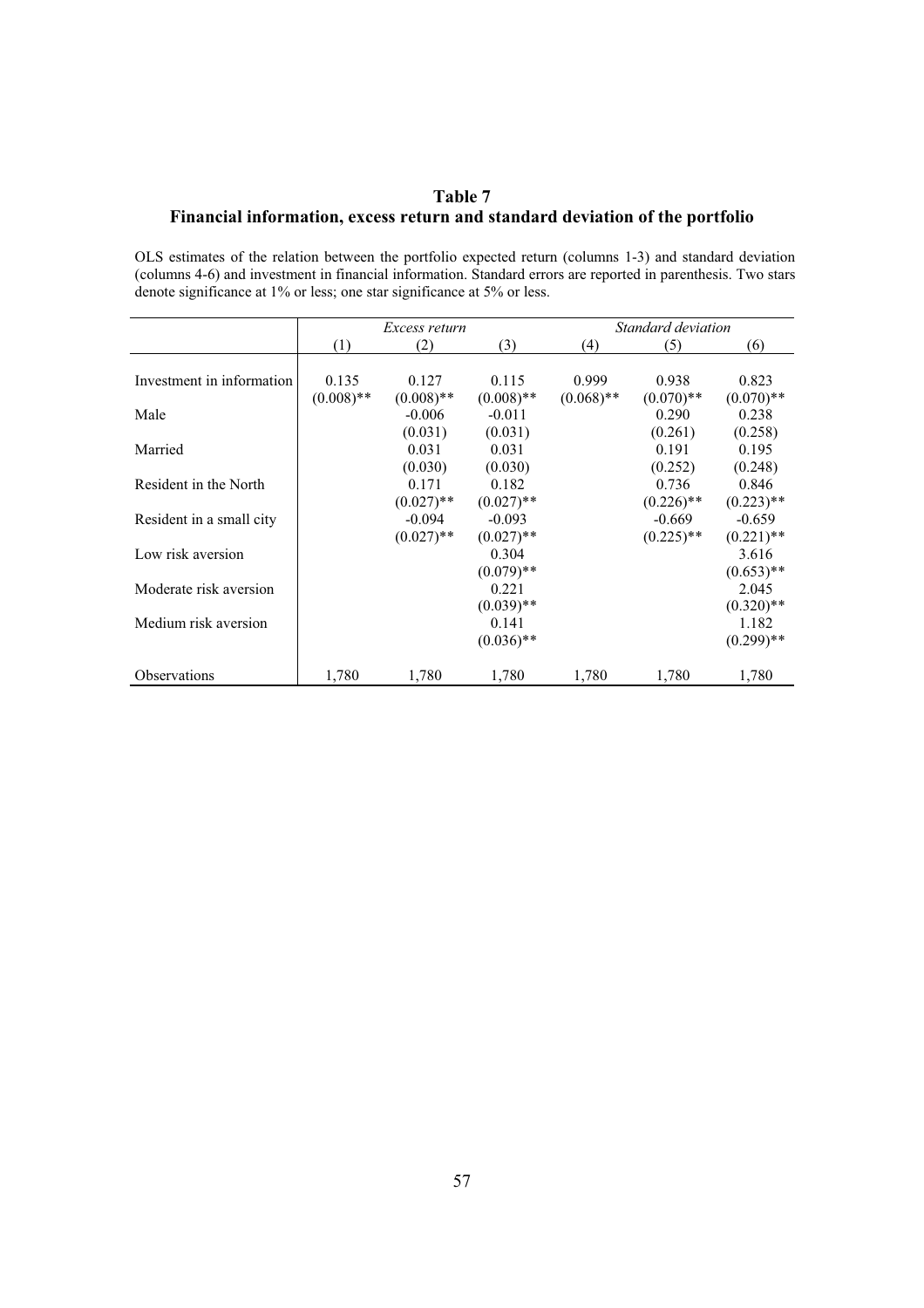# Table 7
## Financial information, excess return and standard deviation of the portfolio

OLS estimates of the relation between the portfolio expected return (columns 1-3) and standard deviation (columns 4-6) and investment in financial information. Standard errors are reported in parenthesis. Two stars denote significance at 1% or less; one star significance at 5% or less.

| | *Excess return* | | | *Standard deviation* | | |
|---|---|---|---|---|---|---|
| | (1) | (2) | (3) | (4) | (5) | (6) |
| Investment in information | 0.135 | 0.127 | 0.115 | 0.999 | 0.938 | 0.823 |
| | (0.008)** | (0.008)** | (0.008)** | (0.068)** | (0.070)** | (0.070)** |
| Male | | -0.006 | -0.011 | | 0.290 | 0.238 |
| | | (0.031) | (0.031) | | (0.261) | (0.258) |
| Married | | 0.031 | 0.031 | | 0.191 | 0.195 |
| | | (0.030) | (0.030) | | (0.252) | (0.248) |
| Resident in the North | | 0.171 | 0.182 | | 0.736 | 0.846 |
| | | (0.027)** | (0.027)** | | (0.226)** | (0.223)** |
| Resident in a small city | | -0.094 | -0.093 | | -0.669 | -0.659 |
| | | (0.027)** | (0.027)** | | (0.225)** | (0.221)** |
| Low risk aversion | | | 0.304 | | | 3.616 |
| | | | (0.079)** | | | (0.653)** |
| Moderate risk aversion | | | 0.221 | | | 2.045 |
| | | | (0.039)** | | | (0.320)** |
| Medium risk aversion | | | 0.141 | | | 1.182 |
| | | | (0.036)** | | | (0.299)** |
| Observations | 1,780 | 1,780 | 1,780 | 1,780 | 1,780 | 1,780 |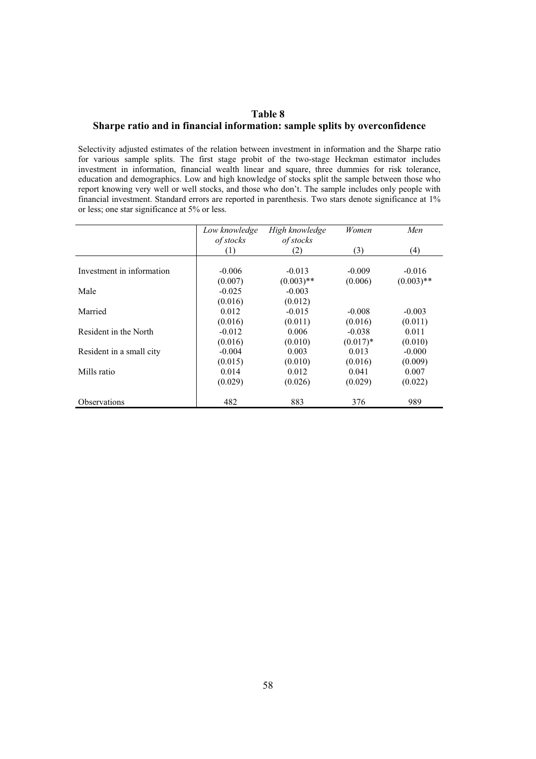## Table 8

## Sharpe ratio and in financial information: sample splits by overconfidence

Selectivity adjusted estimates of the relation between investment in information and the Sharpe ratio for various sample splits. The first stage probit of the two-stage Heckman estimator includes investment in information, financial wealth linear and square, three dummies for risk tolerance, education and demographics. Low and high knowledge of stocks split the sample between those who report knowing very well or well stocks, and those who don't. The sample includes only people with financial investment. Standard errors are reported in parenthesis. Two stars denote significance at 1% or less; one star significance at 5% or less.

| | *Low knowledge of stocks* (1) | *High knowledge of stocks* (2) | *Women* (3) | *Men* (4) |
|---|---|---|---|---|
| Investment in information | -0.006 | -0.013 | -0.009 | -0.016 |
| | (0.007) | (0.003)** | (0.006) | (0.003)** |
| Male | -0.025 | -0.003 | | |
| | (0.016) | (0.012) | | |
| Married | 0.012 | -0.015 | -0.008 | -0.003 |
| | (0.016) | (0.011) | (0.016) | (0.011) |
| Resident in the North | -0.012 | 0.006 | -0.038 | 0.011 |
| | (0.016) | (0.010) | (0.017)* | (0.010) |
| Resident in a small city | -0.004 | 0.003 | 0.013 | -0.000 |
| | (0.015) | (0.010) | (0.016) | (0.009) |
| Mills ratio | 0.014 | 0.012 | 0.041 | 0.007 |
| | (0.029) | (0.026) | (0.029) | (0.022) |
| Observations | 482 | 883 | 376 | 989 |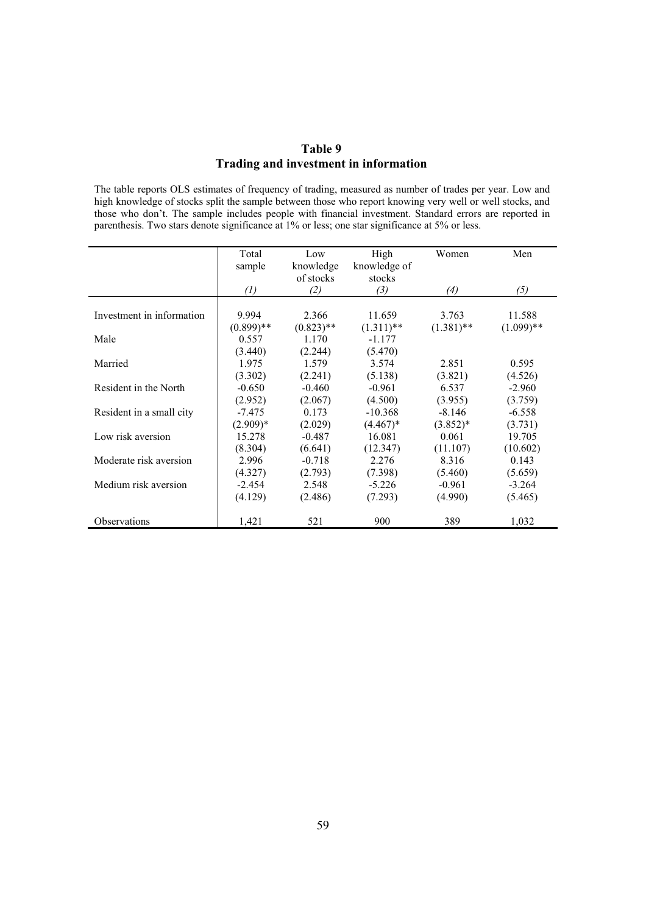## Table 9
## Trading and investment in information

The table reports OLS estimates of frequency of trading, measured as number of trades per year. Low and high knowledge of stocks split the sample between those who report knowing very well or well stocks, and those who don't. The sample includes people with financial investment. Standard errors are reported in parenthesis. Two stars denote significance at 1% or less; one star significance at 5% or less.

| | Total sample | Low knowledge of stocks | High knowledge of stocks | Women | Men |
|---|---|---|---|---|---|
| | *(1)* | *(2)* | *(3)* | *(4)* | *(5)* |
| Investment in information | 9.994 | 2.366 | 11.659 | 3.763 | 11.588 |
| | (0.899)** | (0.823)** | (1.311)** | (1.381)** | (1.099)** |
| Male | 0.557 | 1.170 | -1.177 | | |
| | (3.440) | (2.244) | (5.470) | | |
| Married | 1.975 | 1.579 | 3.574 | 2.851 | 0.595 |
| | (3.302) | (2.241) | (5.138) | (3.821) | (4.526) |
| Resident in the North | -0.650 | -0.460 | -0.961 | 6.537 | -2.960 |
| | (2.952) | (2.067) | (4.500) | (3.955) | (3.759) |
| Resident in a small city | -7.475 | 0.173 | -10.368 | -8.146 | -6.558 |
| | (2.909)* | (2.029) | (4.467)* | (3.852)* | (3.731) |
| Low risk aversion | 15.278 | -0.487 | 16.081 | 0.061 | 19.705 |
| | (8.304) | (6.641) | (12.347) | (11.107) | (10.602) |
| Moderate risk aversion | 2.996 | -0.718 | 2.276 | 8.316 | 0.143 |
| | (4.327) | (2.793) | (7.398) | (5.460) | (5.659) |
| Medium risk aversion | -2.454 | 2.548 | -5.226 | -0.961 | -3.264 |
| | (4.129) | (2.486) | (7.293) | (4.990) | (5.465) |
| Observations | 1,421 | 521 | 900 | 389 | 1,032 |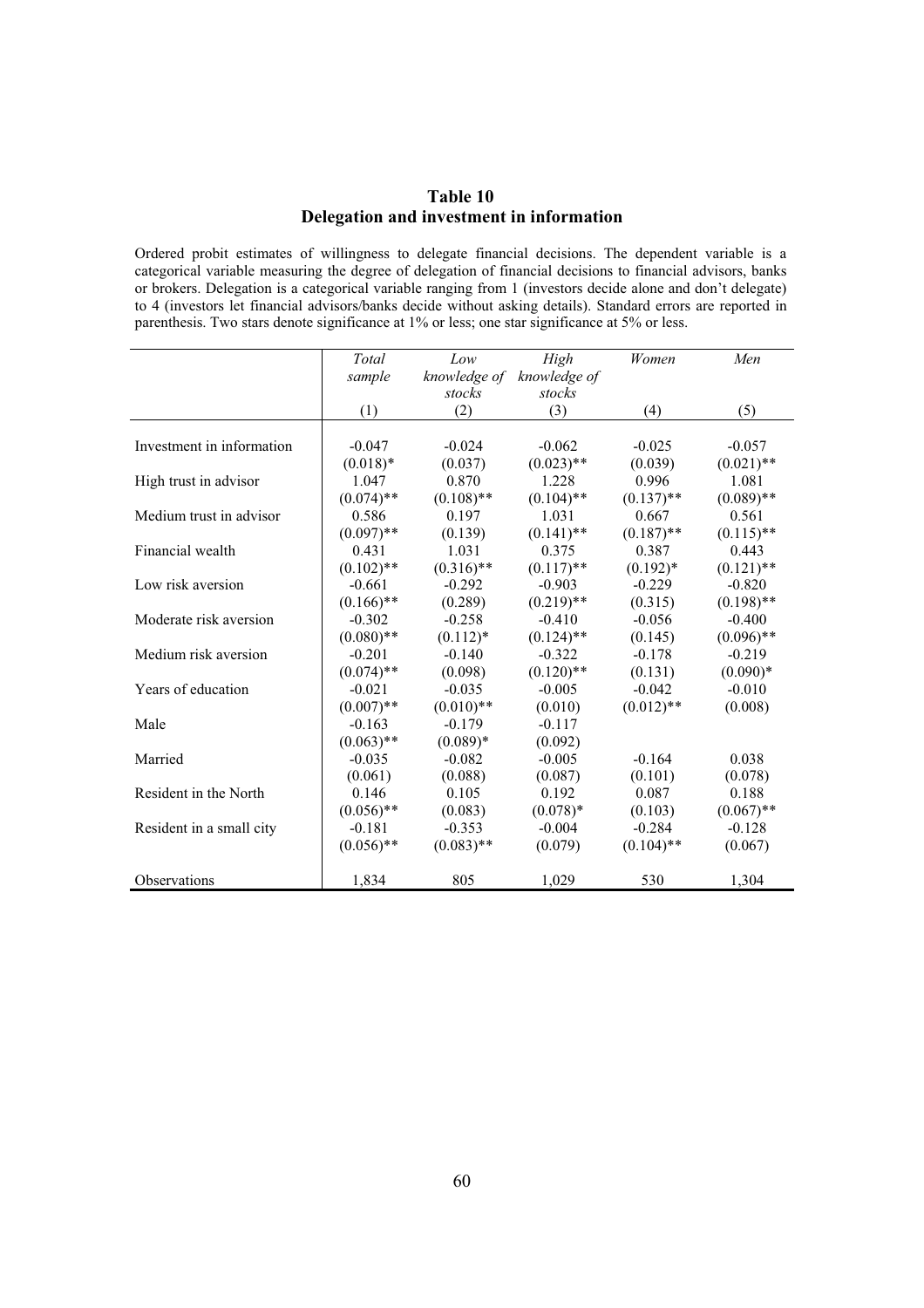**Table 10**
**Delegation and investment in information**

Ordered probit estimates of willingness to delegate financial decisions. The dependent variable is a categorical variable measuring the degree of delegation of financial decisions to financial advisors, banks or brokers. Delegation is a categorical variable ranging from 1 (investors decide alone and don't delegate) to 4 (investors let financial advisors/banks decide without asking details). Standard errors are reported in parenthesis. Two stars denote significance at 1% or less; one star significance at 5% or less.

| | *Total sample* | *Low knowledge of stocks* | *High knowledge of stocks* | *Women* | *Men* |
|---|---|---|---|---|---|
| | (1) | (2) | (3) | (4) | (5) |
| Investment in information | -0.047 | -0.024 | -0.062 | -0.025 | -0.057 |
| | (0.018)* | (0.037) | (0.023)** | (0.039) | (0.021)** |
| High trust in advisor | 1.047 | 0.870 | 1.228 | 0.996 | 1.081 |
| | (0.074)** | (0.108)** | (0.104)** | (0.137)** | (0.089)** |
| Medium trust in advisor | 0.586 | 0.197 | 1.031 | 0.667 | 0.561 |
| | (0.097)** | (0.139) | (0.141)** | (0.187)** | (0.115)** |
| Financial wealth | 0.431 | 1.031 | 0.375 | 0.387 | 0.443 |
| | (0.102)** | (0.316)** | (0.117)** | (0.192)* | (0.121)** |
| Low risk aversion | -0.661 | -0.292 | -0.903 | -0.229 | -0.820 |
| | (0.166)** | (0.289) | (0.219)** | (0.315) | (0.198)** |
| Moderate risk aversion | -0.302 | -0.258 | -0.410 | -0.056 | -0.400 |
| | (0.080)** | (0.112)* | (0.124)** | (0.145) | (0.096)** |
| Medium risk aversion | -0.201 | -0.140 | -0.322 | -0.178 | -0.219 |
| | (0.074)** | (0.098) | (0.120)** | (0.131) | (0.090)* |
| Years of education | -0.021 | -0.035 | -0.005 | -0.042 | -0.010 |
| | (0.007)** | (0.010)** | (0.010) | (0.012)** | (0.008) |
| Male | -0.163 | -0.179 | -0.117 | | |
| | (0.063)** | (0.089)* | (0.092) | | |
| Married | -0.035 | -0.082 | -0.005 | -0.164 | 0.038 |
| | (0.061) | (0.088) | (0.087) | (0.101) | (0.078) |
| Resident in the North | 0.146 | 0.105 | 0.192 | 0.087 | 0.188 |
| | (0.056)** | (0.083) | (0.078)* | (0.103) | (0.067)** |
| Resident in a small city | -0.181 | -0.353 | -0.004 | -0.284 | -0.128 |
| | (0.056)** | (0.083)** | (0.079) | (0.104)** | (0.067) |
| Observations | 1,834 | 805 | 1,029 | 530 | 1,304 |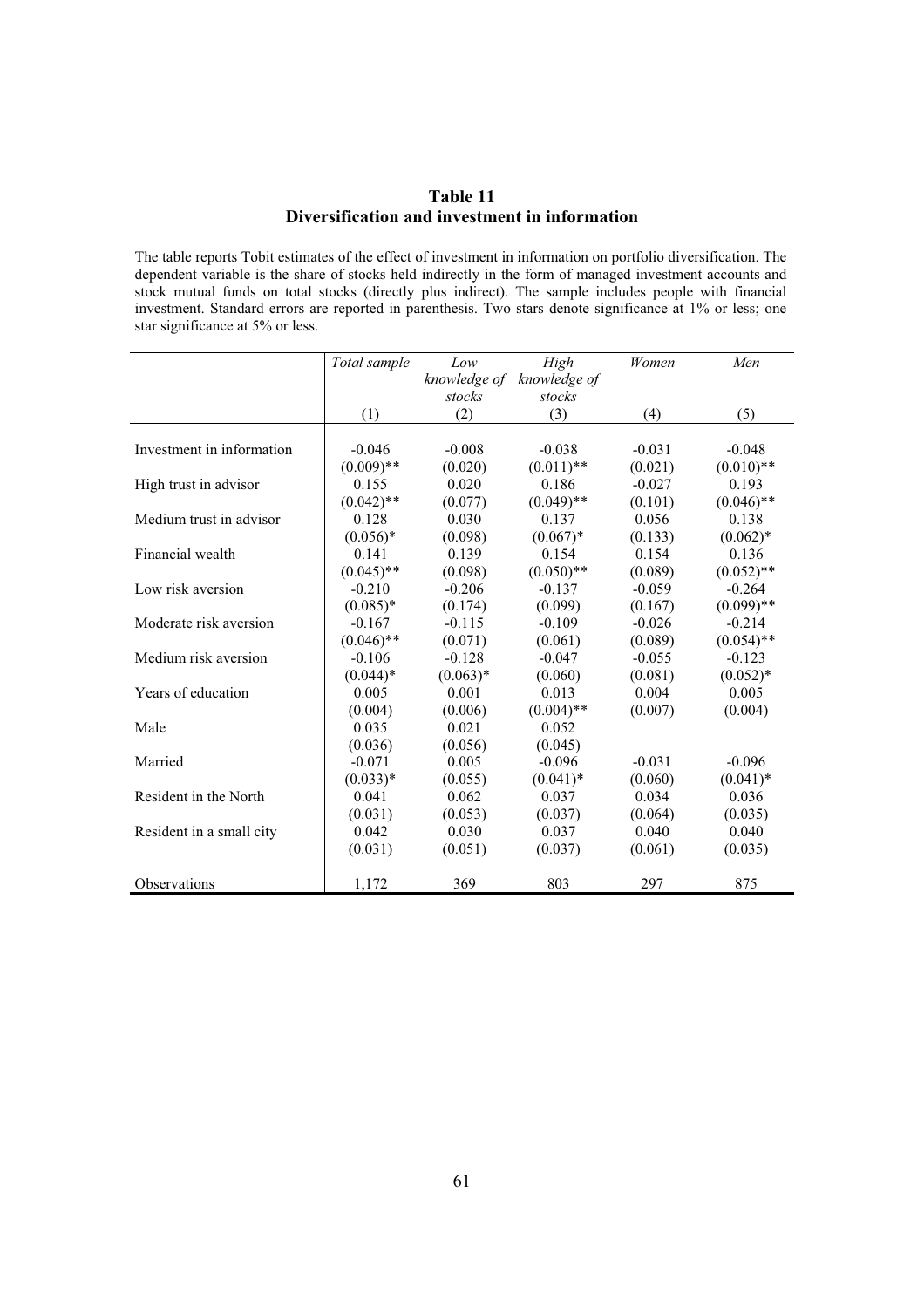# Table 11
## Diversification and investment in information

The table reports Tobit estimates of the effect of investment in information on portfolio diversification. The dependent variable is the share of stocks held indirectly in the form of managed investment accounts and stock mutual funds on total stocks (directly plus indirect). The sample includes people with financial investment. Standard errors are reported in parenthesis. Two stars denote significance at 1% or less; one star significance at 5% or less.

| | *Total sample* | *Low knowledge of stocks* | *High knowledge of stocks* | *Women* | *Men* |
|---|---|---|---|---|---|
| | (1) | (2) | (3) | (4) | (5) |
| Investment in information | -0.046 | -0.008 | -0.038 | -0.031 | -0.048 |
| | (0.009)** | (0.020) | (0.011)** | (0.021) | (0.010)** |
| High trust in advisor | 0.155 | 0.020 | 0.186 | -0.027 | 0.193 |
| | (0.042)** | (0.077) | (0.049)** | (0.101) | (0.046)** |
| Medium trust in advisor | 0.128 | 0.030 | 0.137 | 0.056 | 0.138 |
| | (0.056)* | (0.098) | (0.067)* | (0.133) | (0.062)* |
| Financial wealth | 0.141 | 0.139 | 0.154 | 0.154 | 0.136 |
| | (0.045)** | (0.098) | (0.050)** | (0.089) | (0.052)** |
| Low risk aversion | -0.210 | -0.206 | -0.137 | -0.059 | -0.264 |
| | (0.085)* | (0.174) | (0.099) | (0.167) | (0.099)** |
| Moderate risk aversion | -0.167 | -0.115 | -0.109 | -0.026 | -0.214 |
| | (0.046)** | (0.071) | (0.061) | (0.089) | (0.054)** |
| Medium risk aversion | -0.106 | -0.128 | -0.047 | -0.055 | -0.123 |
| | (0.044)* | (0.063)* | (0.060) | (0.081) | (0.052)* |
| Years of education | 0.005 | 0.001 | 0.013 | 0.004 | 0.005 |
| | (0.004) | (0.006) | (0.004)** | (0.007) | (0.004) |
| Male | 0.035 | 0.021 | 0.052 | | |
| | (0.036) | (0.056) | (0.045) | | |
| Married | -0.071 | 0.005 | -0.096 | -0.031 | -0.096 |
| | (0.033)* | (0.055) | (0.041)* | (0.060) | (0.041)* |
| Resident in the North | 0.041 | 0.062 | 0.037 | 0.034 | 0.036 |
| | (0.031) | (0.053) | (0.037) | (0.064) | (0.035) |
| Resident in a small city | 0.042 | 0.030 | 0.037 | 0.040 | 0.040 |
| | (0.031) | (0.051) | (0.037) | (0.061) | (0.035) |
| Observations | 1,172 | 369 | 803 | 297 | 875 |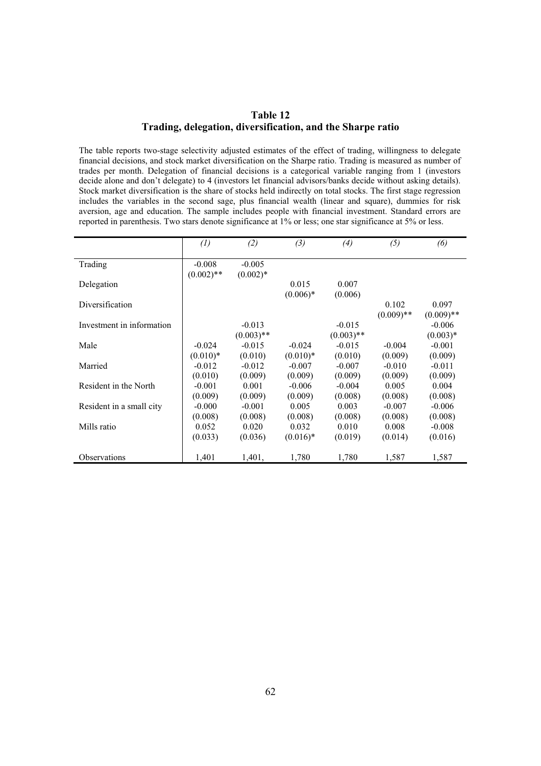**Table 12**
**Trading, delegation, diversification, and the Sharpe ratio**

The table reports two-stage selectivity adjusted estimates of the effect of trading, willingness to delegate financial decisions, and stock market diversification on the Sharpe ratio. Trading is measured as number of trades per month. Delegation of financial decisions is a categorical variable ranging from 1 (investors decide alone and don't delegate) to 4 (investors let financial advisors/banks decide without asking details). Stock market diversification is the share of stocks held indirectly on total stocks. The first stage regression includes the variables in the second sage, plus financial wealth (linear and square), dummies for risk aversion, age and education. The sample includes people with financial investment. Standard errors are reported in parenthesis. Two stars denote significance at 1% or less; one star significance at 5% or less.

| | *(1)* | *(2)* | *(3)* | *(4)* | *(5)* | *(6)* |
|---|---|---|---|---|---|---|
| Trading | -0.008 | -0.005 | | | | |
| | (0.002)** | (0.002)* | | | | |
| Delegation | | | 0.015 | 0.007 | | |
| | | | (0.006)* | (0.006) | | |
| Diversification | | | | | 0.102 | 0.097 |
| | | | | | (0.009)** | (0.009)** |
| Investment in information | | -0.013 | | -0.015 | | -0.006 |
| | | (0.003)** | | (0.003)** | | (0.003)* |
| Male | -0.024 | -0.015 | -0.024 | -0.015 | -0.004 | -0.001 |
| | (0.010)* | (0.010) | (0.010)* | (0.010) | (0.009) | (0.009) |
| Married | -0.012 | -0.012 | -0.007 | -0.007 | -0.010 | -0.011 |
| | (0.010) | (0.009) | (0.009) | (0.009) | (0.009) | (0.009) |
| Resident in the North | -0.001 | 0.001 | -0.006 | -0.004 | 0.005 | 0.004 |
| | (0.009) | (0.009) | (0.009) | (0.008) | (0.008) | (0.008) |
| Resident in a small city | -0.000 | -0.001 | 0.005 | 0.003 | -0.007 | -0.006 |
| | (0.008) | (0.008) | (0.008) | (0.008) | (0.008) | (0.008) |
| Mills ratio | 0.052 | 0.020 | 0.032 | 0.010 | 0.008 | -0.008 |
| | (0.033) | (0.036) | (0.016)* | (0.019) | (0.014) | (0.016) |
| Observations | 1,401 | 1,401, | 1,780 | 1,780 | 1,587 | 1,587 |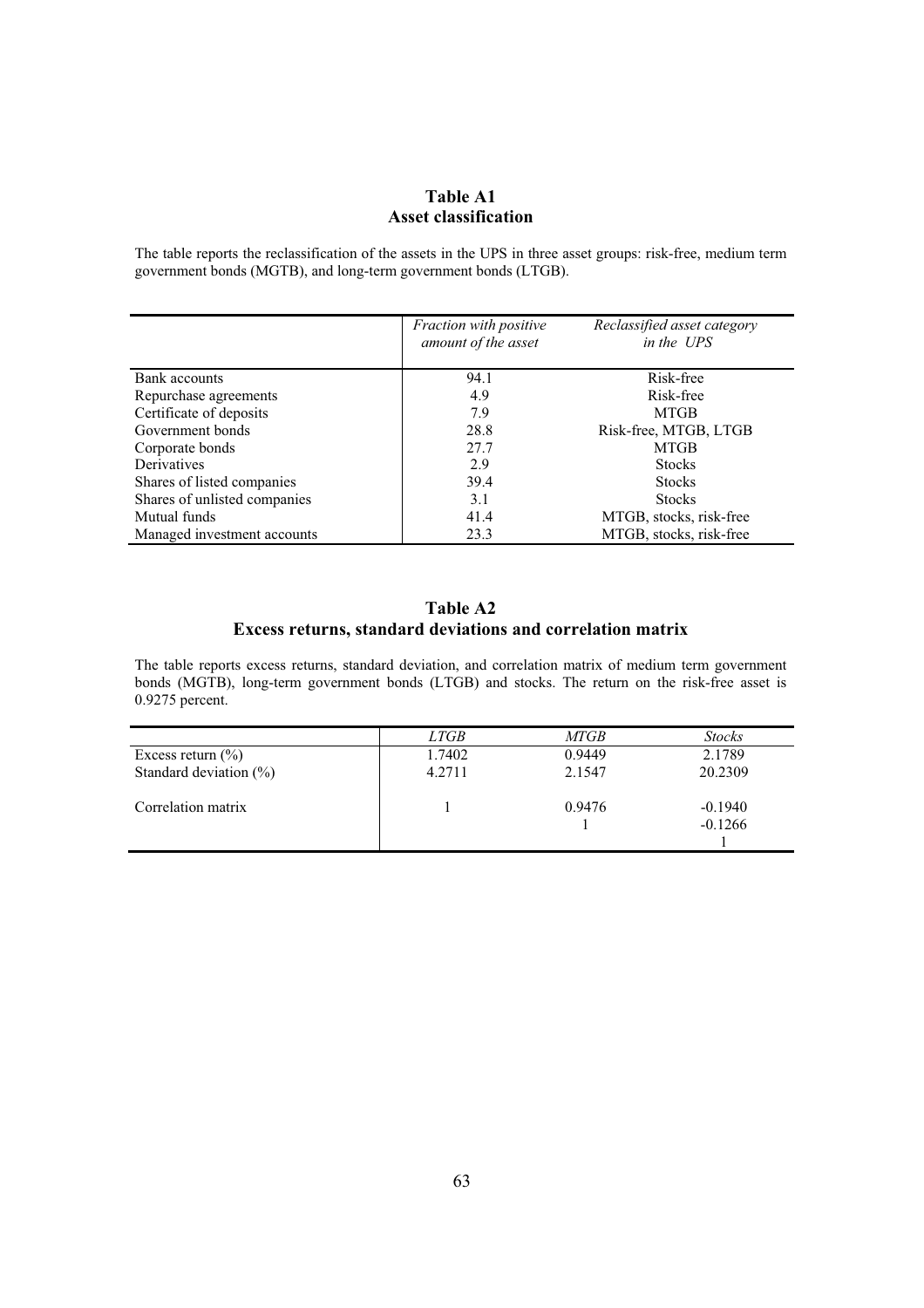## Table A1
## Asset classification

The table reports the reclassification of the assets in the UPS in three asset groups: risk-free, medium term government bonds (MGTB), and long-term government bonds (LTGB).

| | *Fraction with positive amount of the asset* | *Reclassified asset category in the UPS* |
|---|---|---|
| Bank accounts | 94.1 | Risk-free |
| Repurchase agreements | 4.9 | Risk-free |
| Certificate of deposits | 7.9 | MTGB |
| Government bonds | 28.8 | Risk-free, MTGB, LTGB |
| Corporate bonds | 27.7 | MTGB |
| Derivatives | 2.9 | Stocks |
| Shares of listed companies | 39.4 | Stocks |
| Shares of unlisted companies | 3.1 | Stocks |
| Mutual funds | 41.4 | MTGB, stocks, risk-free |
| Managed investment accounts | 23.3 | MTGB, stocks, risk-free |

## Table A2
## Excess returns, standard deviations and correlation matrix

The table reports excess returns, standard deviation, and correlation matrix of medium term government bonds (MGTB), long-term government bonds (LTGB) and stocks. The return on the risk-free asset is 0.9275 percent.

| | *LTGB* | *MTGB* | *Stocks* |
|---|---|---|---|
| Excess return (%) | 1.7402 | 0.9449 | 2.1789 |
| Standard deviation (%) | 4.2711 | 2.1547 | 20.2309 |
| Correlation matrix | 1 | 0.9476 | -0.1940 |
| | | 1 | -0.1266 |
| | | | 1 |